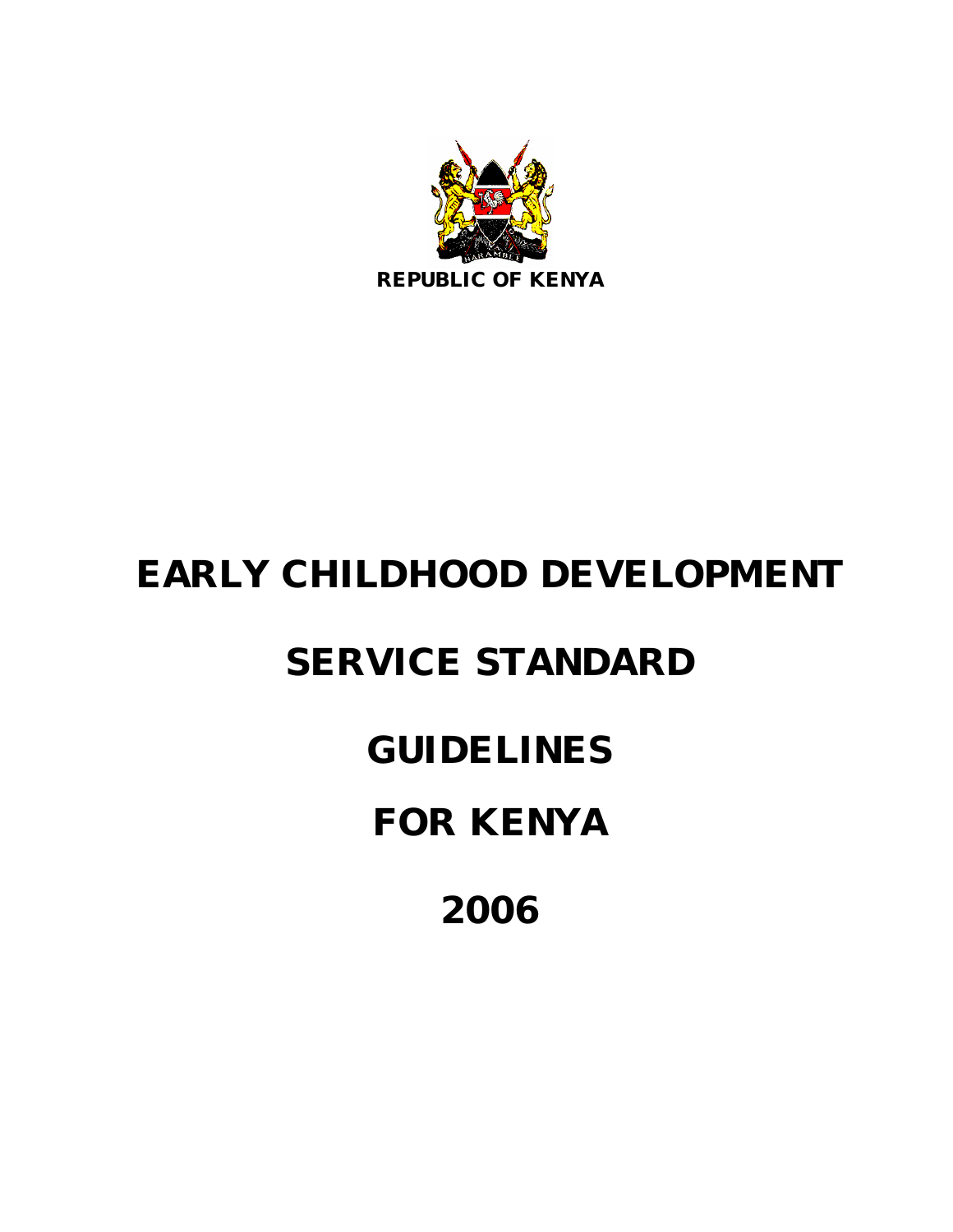REPUBLIC OF KENYA

# EARLY CHILDHOOD DEVELOPMENT

# SERVICE STANDARD

# GUIDELINES

# FOR KENYA

# 2006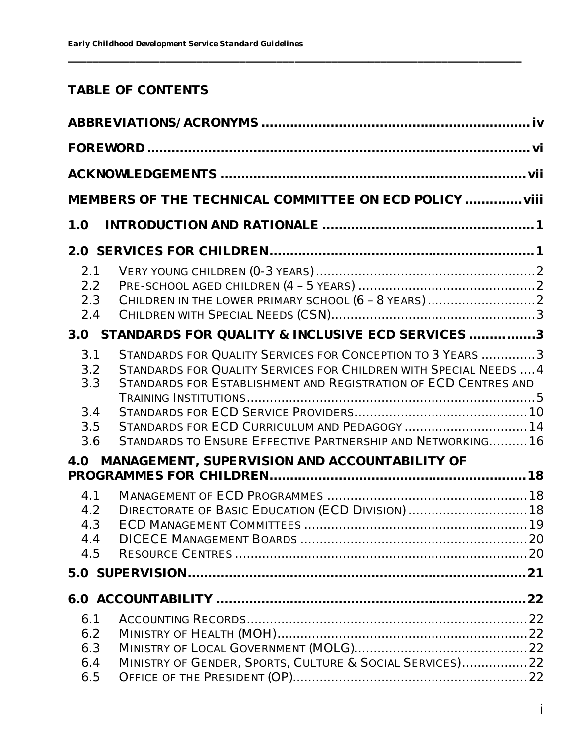## TABLE OF CONTENTS

**ABBREVIATIONS/ACRONYMS** .................................................................. iv

**FOREWORD** .................................................................................. vi

**ACKNOWLEDGEMENTS** ........................................................................ vii

**MEMBERS OF THE TECHNICAL COMMITTEE ON ECD POLICY** ............ viii

**1.0 INTRODUCTION AND RATIONALE** ................................................... 1

**2.0 SERVICES FOR CHILDREN** ................................................................ 1

- 2.1 VERY YOUNG CHILDREN (0-3 YEARS) ........................................................ 2
- 2.2 PRE-SCHOOL AGED CHILDREN (4 – 5 YEARS) ............................................ 2
- 2.3 CHILDREN IN THE LOWER PRIMARY SCHOOL (6 – 8 YEARS) ........................... 2
- 2.4 CHILDREN WITH SPECIAL NEEDS (CSN) ...................................................... 3

**3.0 STANDARDS FOR QUALITY & INCLUSIVE ECD SERVICES** ............... 3

- 3.1 STANDARDS FOR QUALITY SERVICES FOR CONCEPTION TO 3 YEARS ............. 3
- 3.2 STANDARDS FOR QUALITY SERVICES FOR CHILDREN WITH SPECIAL NEEDS .... 4
- 3.3 STANDARDS FOR ESTABLISHMENT AND REGISTRATION OF ECD CENTRES AND TRAINING INSTITUTIONS ......................................................................... 5
- 3.4 STANDARDS FOR ECD SERVICE PROVIDERS ........................................... 10
- 3.5 STANDARDS FOR ECD CURRICULUM AND PEDAGOGY ............................... 14
- 3.6 STANDARDS TO ENSURE EFFECTIVE PARTNERSHIP AND NETWORKING .......... 16

**4.0 MANAGEMENT, SUPERVISION AND ACCOUNTABILITY OF PROGRAMMES FOR CHILDREN** ............................................................. 18

- 4.1 MANAGEMENT OF ECD PROGRAMMES .................................................. 18
- 4.2 DIRECTORATE OF BASIC EDUCATION (ECD DIVISION) .............................. 18
- 4.3 ECD MANAGEMENT COMMITTEES ......................................................... 19
- 4.4 DICECE MANAGEMENT BOARDS .......................................................... 20
- 4.5 RESOURCE CENTRES .......................................................................... 20

**5.0 SUPERVISION** .................................................................................. 21

**6.0 ACCOUNTABILITY** ............................................................................ 22

- 6.1 ACCOUNTING RECORDS ........................................................................ 22
- 6.2 MINISTRY OF HEALTH (MOH) ................................................................ 22
- 6.3 MINISTRY OF LOCAL GOVERNMENT (MOLG) ............................................ 22
- 6.4 MINISTRY OF GENDER, SPORTS, CULTURE & SOCIAL SERVICES) ................. 22
- 6.5 OFFICE OF THE PRESIDENT (OP) ............................................................ 22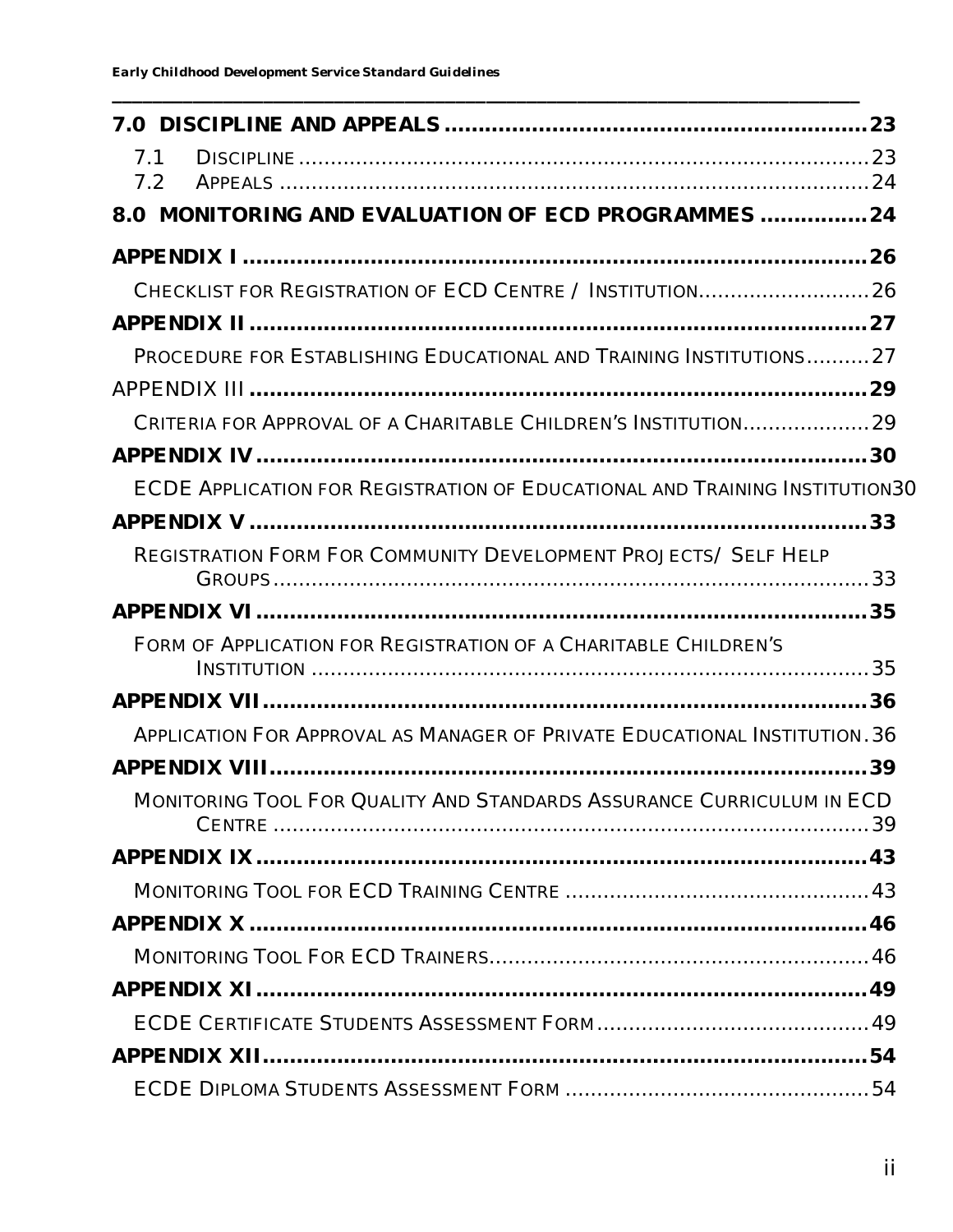**7.0 DISCIPLINE AND APPEALS** .......... 23

7.1 DISCIPLINE .......... 23

7.2 APPEALS .......... 24

**8.0 MONITORING AND EVALUATION OF ECD PROGRAMMES** .......... 24

**APPENDIX I** .......... 26

CHECKLIST FOR REGISTRATION OF ECD CENTRE / INSTITUTION .......... 26

**APPENDIX II** .......... 27

PROCEDURE FOR ESTABLISHING EDUCATIONAL AND TRAINING INSTITUTIONS .......... 27

APPENDIX III .......... 29

CRITERIA FOR APPROVAL OF A CHARITABLE CHILDREN'S INSTITUTION .......... 29

**APPENDIX IV** .......... 30

ECDE APPLICATION FOR REGISTRATION OF EDUCATIONAL AND TRAINING INSTITUTION .......... 30

**APPENDIX V** .......... 33

REGISTRATION FORM FOR COMMUNITY DEVELOPMENT PROJECTS/ SELF HELP GROUPS .......... 33

**APPENDIX VI** .......... 35

FORM OF APPLICATION FOR REGISTRATION OF A CHARITABLE CHILDREN'S INSTITUTION .......... 35

**APPENDIX VII** .......... 36

APPLICATION FOR APPROVAL AS MANAGER OF PRIVATE EDUCATIONAL INSTITUTION .......... 36

**APPENDIX VIII** .......... 39

MONITORING TOOL FOR QUALITY AND STANDARDS ASSURANCE CURRICULUM IN ECD CENTRE .......... 39

**APPENDIX IX** .......... 43

MONITORING TOOL FOR ECD TRAINING CENTRE .......... 43

**APPENDIX X** .......... 46

MONITORING TOOL FOR ECD TRAINERS .......... 46

**APPENDIX XI** .......... 49

ECDE CERTIFICATE STUDENTS ASSESSMENT FORM .......... 49

**APPENDIX XII** .......... 54

ECDE DIPLOMA STUDENTS ASSESSMENT FORM .......... 54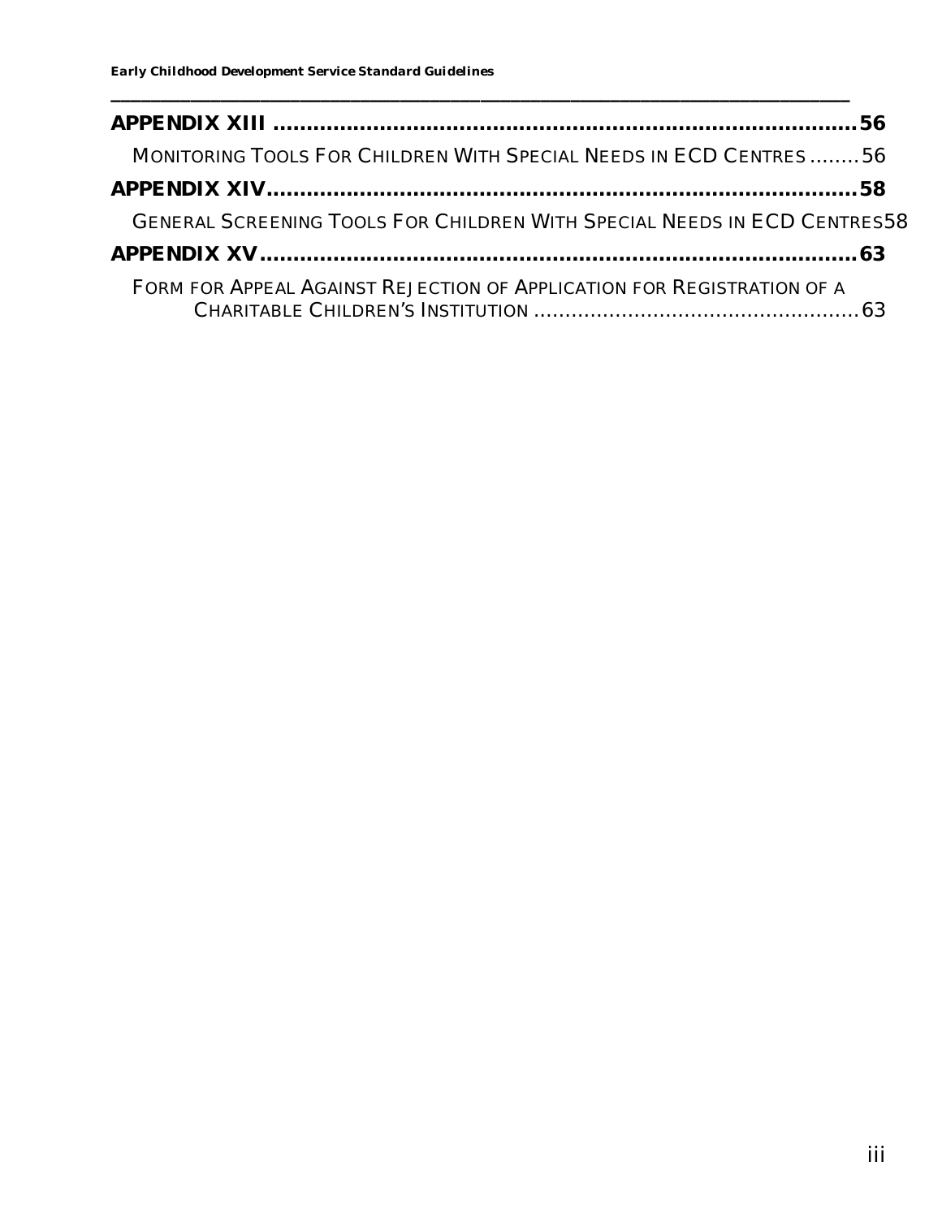**APPENDIX XIII ........................................................................................56**

MONITORING TOOLS FOR CHILDREN WITH SPECIAL NEEDS IN ECD CENTRES ........56

**APPENDIX XIV........................................................................................58**

GENERAL SCREENING TOOLS FOR CHILDREN WITH SPECIAL NEEDS IN ECD CENTRES58

**APPENDIX XV........................................................................................63**

FORM FOR APPEAL AGAINST REJECTION OF APPLICATION FOR REGISTRATION OF A CHARITABLE CHILDREN'S INSTITUTION ....................................................63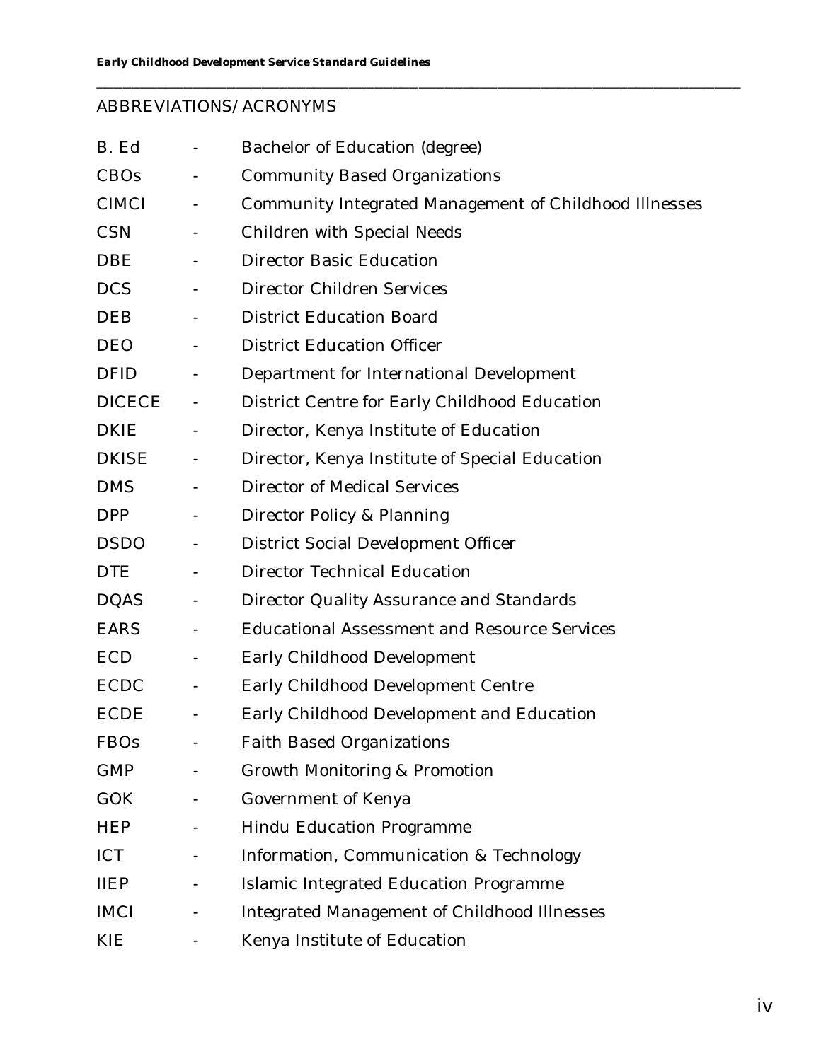## ABBREVIATIONS/ ACRONYMS

B. Ed - Bachelor of Education (degree)

CBOs - Community Based Organizations

CIMCI - Community Integrated Management of Childhood Illnesses

CSN - Children with Special Needs

DBE - Director Basic Education

DCS - Director Children Services

DEB - District Education Board

DEO - District Education Officer

DFID - Department for International Development

DICECE - District Centre for Early Childhood Education

DKIE - Director, Kenya Institute of Education

DKISE - Director, Kenya Institute of Special Education

DMS - Director of Medical Services

DPP - Director Policy & Planning

DSDO - District Social Development Officer

DTE - Director Technical Education

DQAS - Director Quality Assurance and Standards

EARS - Educational Assessment and Resource Services

ECD - Early Childhood Development

ECDC - Early Childhood Development Centre

ECDE - Early Childhood Development and Education

FBOs - Faith Based Organizations

GMP - Growth Monitoring & Promotion

GOK - Government of Kenya

HEP - Hindu Education Programme

ICT - Information, Communication & Technology

IIEP - Islamic Integrated Education Programme

IMCI - Integrated Management of Childhood Illnesses

KIE - Kenya Institute of Education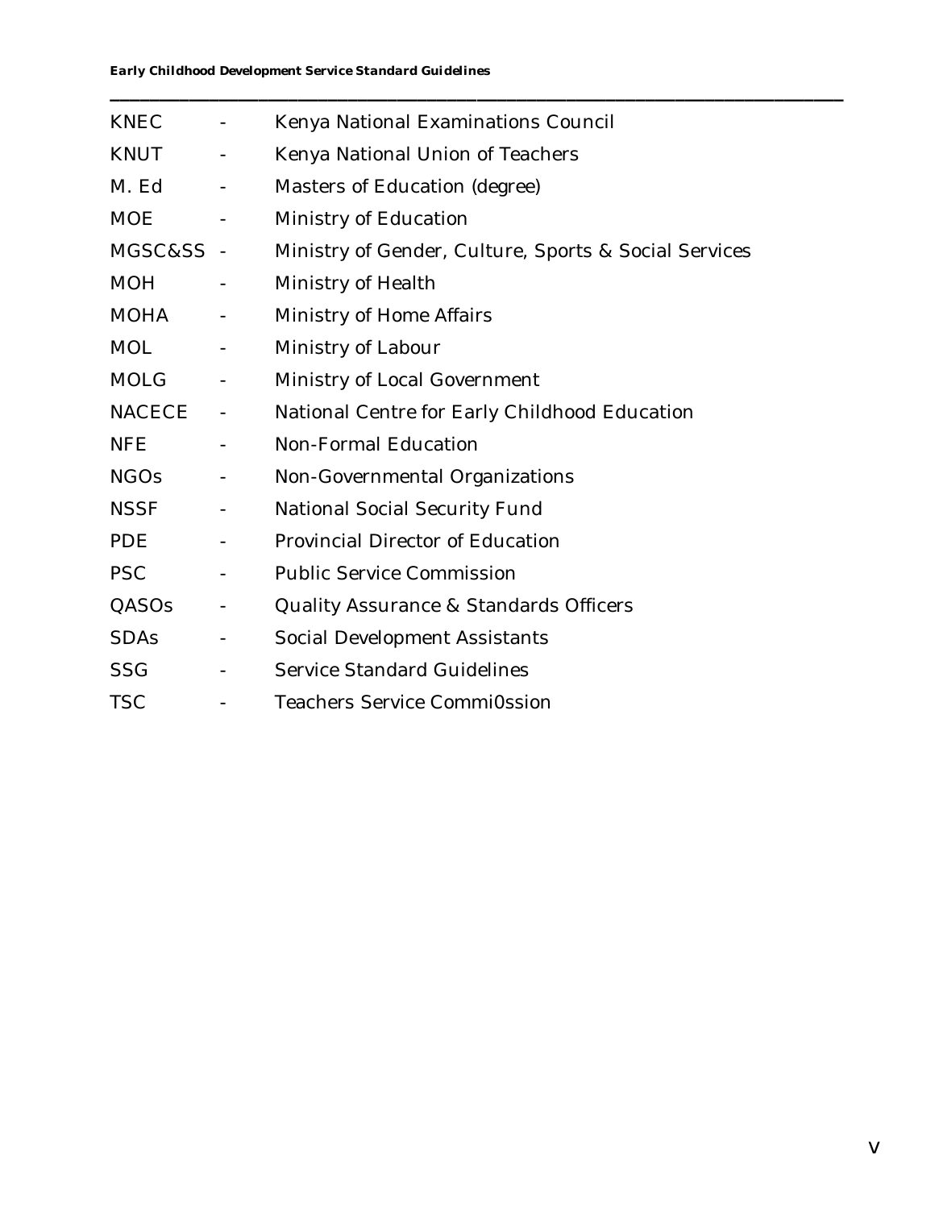KNEC - Kenya National Examinations Council

KNUT - Kenya National Union of Teachers

M. Ed - Masters of Education (degree)

MOE - Ministry of Education

MGSC&SS - Ministry of Gender, Culture, Sports & Social Services

MOH - Ministry of Health

MOHA - Ministry of Home Affairs

MOL - Ministry of Labour

MOLG - Ministry of Local Government

NACECE - National Centre for Early Childhood Education

NFE - Non-Formal Education

NGOs - Non-Governmental Organizations

NSSF - National Social Security Fund

PDE - Provincial Director of Education

PSC - Public Service Commission

QASOs - Quality Assurance & Standards Officers

SDAs - Social Development Assistants

SSG - Service Standard Guidelines

TSC - Teachers Service Commi0ssion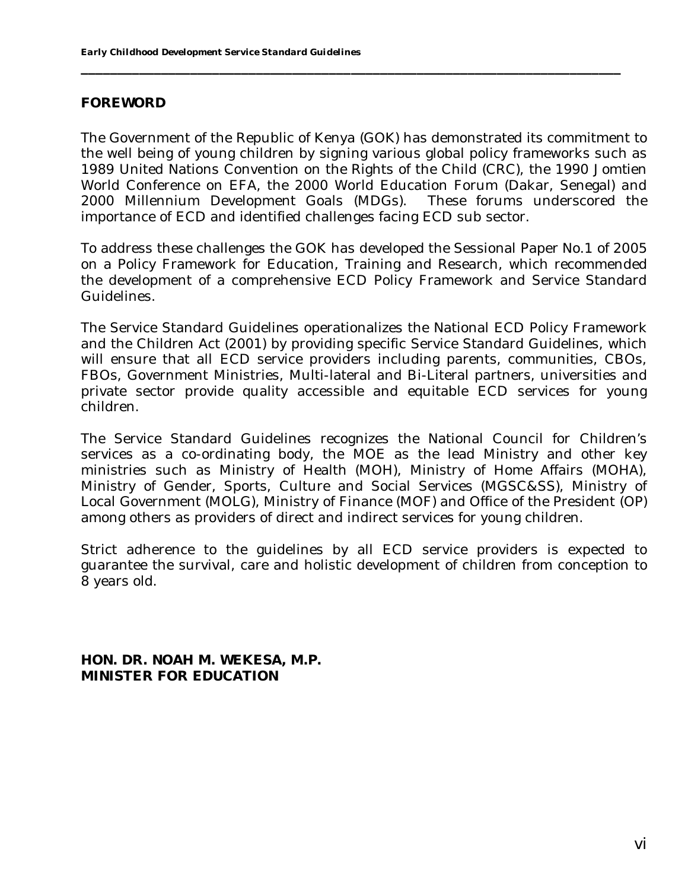## FOREWORD

The Government of the Republic of Kenya (GOK) has demonstrated its commitment to the well being of young children by signing various global policy frameworks such as 1989 United Nations Convention on the Rights of the Child (CRC), the 1990 Jomtien World Conference on EFA, the 2000 World Education Forum (Dakar, Senegal) and 2000 Millennium Development Goals (MDGs). These forums underscored the importance of ECD and identified challenges facing ECD sub sector.

To address these challenges the GOK has developed the Sessional Paper No.1 of 2005 on a Policy Framework for Education, Training and Research, which recommended the development of a comprehensive ECD Policy Framework and Service Standard Guidelines.

The Service Standard Guidelines operationalizes the National ECD Policy Framework and the Children Act (2001) by providing specific Service Standard Guidelines, which will ensure that all ECD service providers including parents, communities, CBOs, FBOs, Government Ministries, Multi-lateral and Bi-Literal partners, universities and private sector provide quality accessible and equitable ECD services for young children.

The Service Standard Guidelines recognizes the National Council for Children's services as a co-ordinating body, the MOE as the lead Ministry and other key ministries such as Ministry of Health (MOH), Ministry of Home Affairs (MOHA), Ministry of Gender, Sports, Culture and Social Services (MGSC&SS), Ministry of Local Government (MOLG), Ministry of Finance (MOF) and Office of the President (OP) among others as providers of direct and indirect services for young children.

Strict adherence to the guidelines by all ECD service providers is expected to guarantee the survival, care and holistic development of children from conception to 8 years old.

**HON. DR. NOAH M. WEKESA, M.P.**
**MINISTER FOR EDUCATION**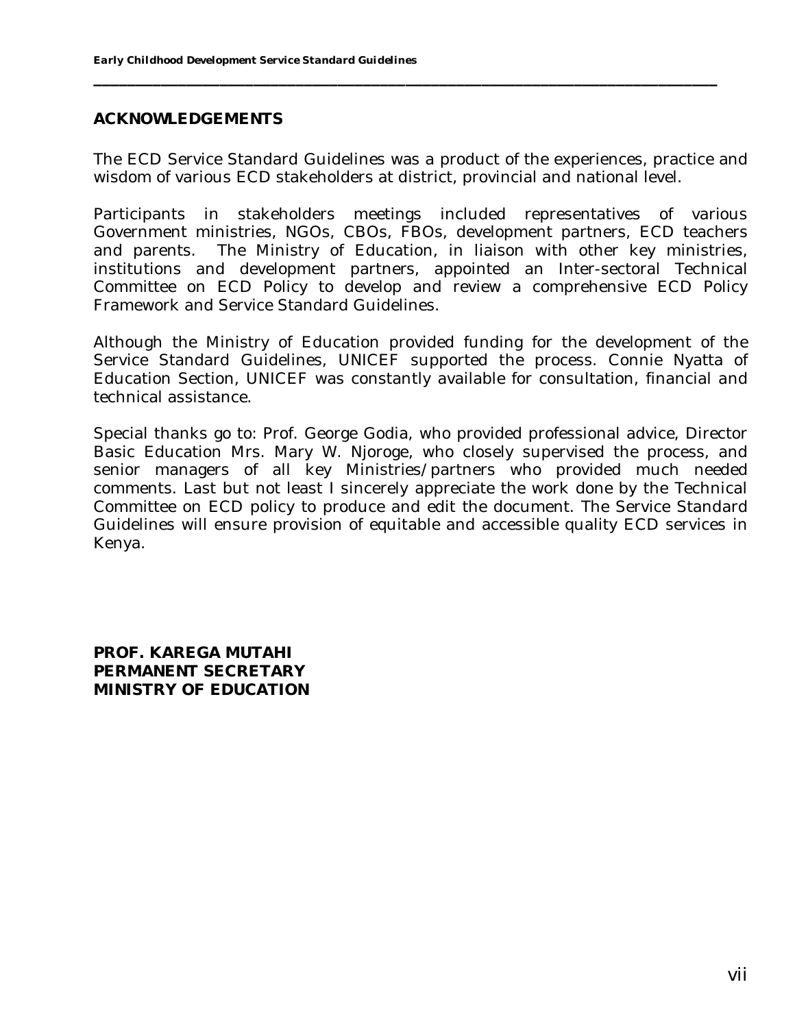## ACKNOWLEDGEMENTS

The ECD Service Standard Guidelines was a product of the experiences, practice and wisdom of various ECD stakeholders at district, provincial and national level.

Participants in stakeholders meetings included representatives of various Government ministries, NGOs, CBOs, FBOs, development partners, ECD teachers and parents. The Ministry of Education, in liaison with other key ministries, institutions and development partners, appointed an Inter-sectoral Technical Committee on ECD Policy to develop and review a comprehensive ECD Policy Framework and Service Standard Guidelines.

Although the Ministry of Education provided funding for the development of the Service Standard Guidelines, UNICEF supported the process. Connie Nyatta of Education Section, UNICEF was constantly available for consultation, financial and technical assistance.

Special thanks go to: Prof. George Godia, who provided professional advice, Director Basic Education Mrs. Mary W. Njoroge, who closely supervised the process, and senior managers of all key Ministries/partners who provided much needed comments. Last but not least I sincerely appreciate the work done by the Technical Committee on ECD policy to produce and edit the document. The Service Standard Guidelines will ensure provision of equitable and accessible quality ECD services in Kenya.

**PROF. KAREGA MUTAHI**
**PERMANENT SECRETARY**
**MINISTRY OF EDUCATION**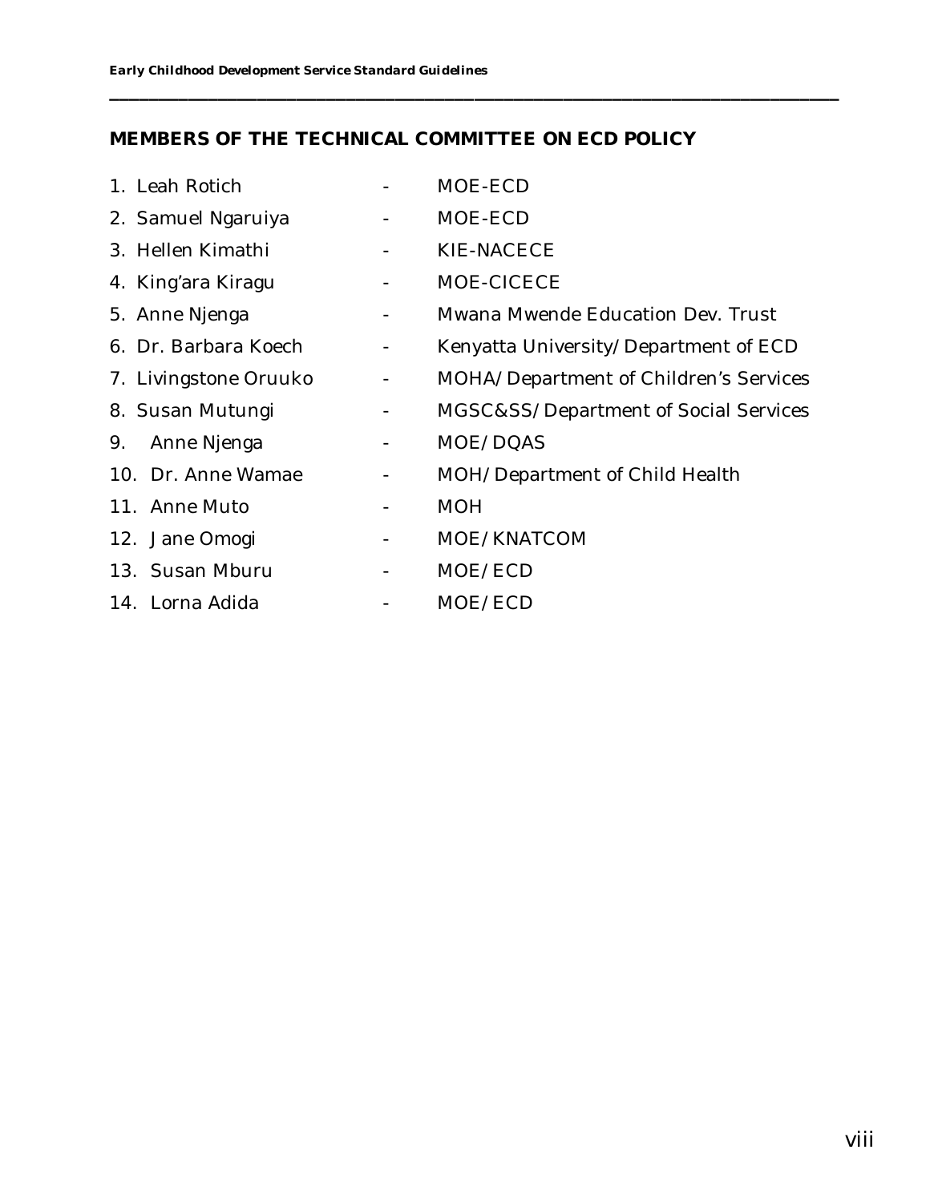## MEMBERS OF THE TECHNICAL COMMITTEE ON ECD POLICY

1. Leah Rotich - MOE-ECD
2. Samuel Ngaruiya - MOE-ECD
3. Hellen Kimathi - KIE-NACECE
4. King'ara Kiragu - MOE-CICECE
5. Anne Njenga - Mwana Mwende Education Dev. Trust
6. Dr. Barbara Koech - Kenyatta University/Department of ECD
7. Livingstone Oruuko - MOHA/Department of Children's Services
8. Susan Mutungi - MGSC&SS/Department of Social Services
9. Anne Njenga - MOE/DQAS
10. Dr. Anne Wamae - MOH/Department of Child Health
11. Anne Muto - MOH
12. Jane Omogi - MOE/KNATCOM
13. Susan Mburu - MOE/ECD
14. Lorna Adida - MOE/ECD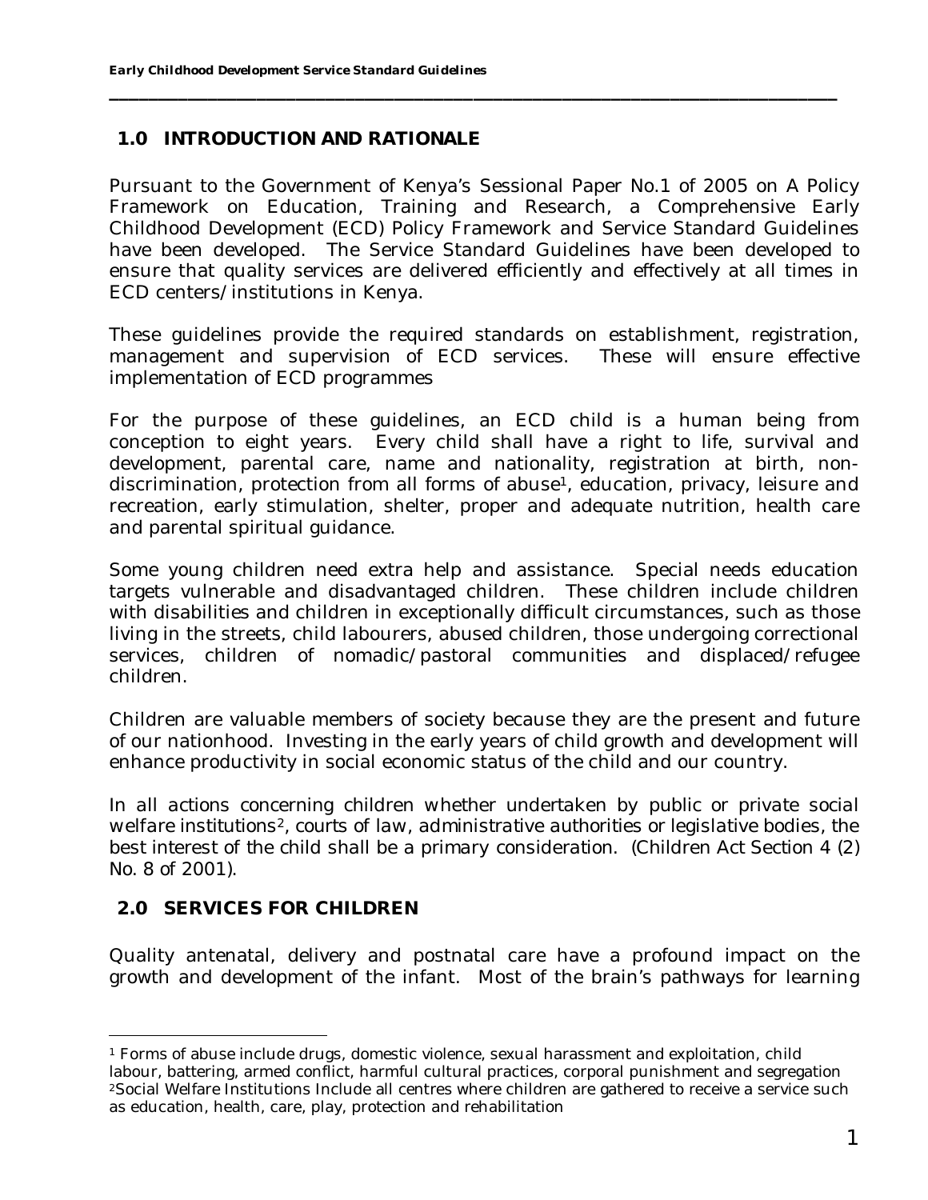## 1.0 INTRODUCTION AND RATIONALE

Pursuant to the Government of Kenya's Sessional Paper No.1 of 2005 on A Policy Framework on Education, Training and Research, a Comprehensive Early Childhood Development (ECD) Policy Framework and Service Standard Guidelines have been developed. The Service Standard Guidelines have been developed to ensure that quality services are delivered efficiently and effectively at all times in ECD centers/institutions in Kenya.

These guidelines provide the required standards on establishment, registration, management and supervision of ECD services. These will ensure effective implementation of ECD programmes

For the purpose of these guidelines, an ECD child is a human being from conception to eight years. Every child shall have a right to life, survival and development, parental care, name and nationality, registration at birth, non-discrimination, protection from all forms of abuse[1], education, privacy, leisure and recreation, early stimulation, shelter, proper and adequate nutrition, health care and parental spiritual guidance.

Some young children need extra help and assistance. Special needs education targets vulnerable and disadvantaged children. These children include children with disabilities and children in exceptionally difficult circumstances, such as those living in the streets, child labourers, abused children, those undergoing correctional services, children of nomadic/pastoral communities and displaced/refugee children.

Children are valuable members of society because they are the present and future of our nationhood. Investing in the early years of child growth and development will enhance productivity in social economic status of the child and our country.

In all actions concerning children whether undertaken by public or private social welfare institutions[2], courts of law, administrative authorities or legislative bodies, the best interest of the child shall be a primary consideration. (Children Act Section 4 (2) No. 8 of 2001).

## 2.0 SERVICES FOR CHILDREN

Quality antenatal, delivery and postnatal care have a profound impact on the growth and development of the infant. Most of the brain's pathways for learning

---

[1] Forms of abuse include drugs, domestic violence, sexual harassment and exploitation, child labour, battering, armed conflict, harmful cultural practices, corporal punishment and segregation

[2] Social Welfare Institutions Include all centres where children are gathered to receive a service such as education, health, care, play, protection and rehabilitation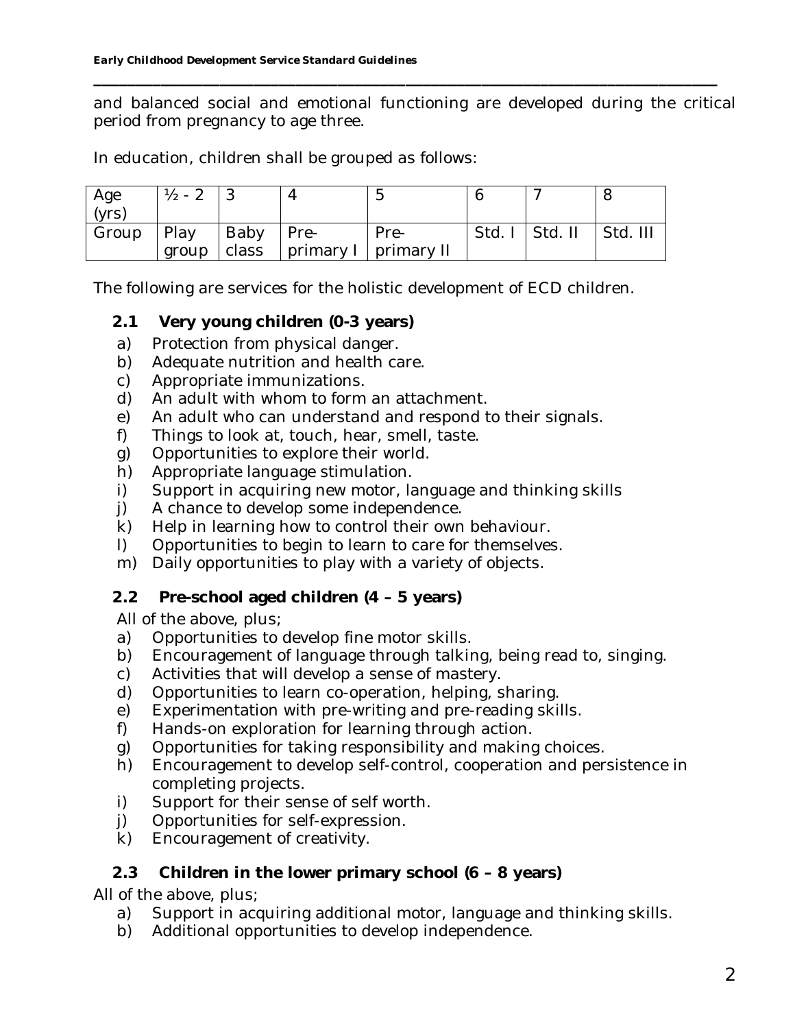and balanced social and emotional functioning are developed during the critical period from pregnancy to age three.

In education, children shall be grouped as follows:

| Age (yrs) | ½ - 2 | 3 | 4 | 5 | 6 | 7 | 8 |
|---|---|---|---|---|---|---|---|
| Group | Play group | Baby class | Pre-primary I | Pre-primary II | Std. I | Std. II | Std. III |

The following are services for the holistic development of ECD children.

### 2.1 Very young children (0-3 years)

a) Protection from physical danger.
b) Adequate nutrition and health care.
c) Appropriate immunizations.
d) An adult with whom to form an attachment.
e) An adult who can understand and respond to their signals.
f) Things to look at, touch, hear, smell, taste.
g) Opportunities to explore their world.
h) Appropriate language stimulation.
i) Support in acquiring new motor, language and thinking skills
j) A chance to develop some independence.
k) Help in learning how to control their own behaviour.
l) Opportunities to begin to learn to care for themselves.
m) Daily opportunities to play with a variety of objects.

### 2.2 Pre-school aged children (4 – 5 years)

All of the above, plus;

a) Opportunities to develop fine motor skills.
b) Encouragement of language through talking, being read to, singing.
c) Activities that will develop a sense of mastery.
d) Opportunities to learn co-operation, helping, sharing.
e) Experimentation with pre-writing and pre-reading skills.
f) Hands-on exploration for learning through action.
g) Opportunities for taking responsibility and making choices.
h) Encouragement to develop self-control, cooperation and persistence in completing projects.
i) Support for their sense of self worth.
j) Opportunities for self-expression.
k) Encouragement of creativity.

### 2.3 Children in the lower primary school (6 – 8 years)

All of the above, plus;

a) Support in acquiring additional motor, language and thinking skills.
b) Additional opportunities to develop independence.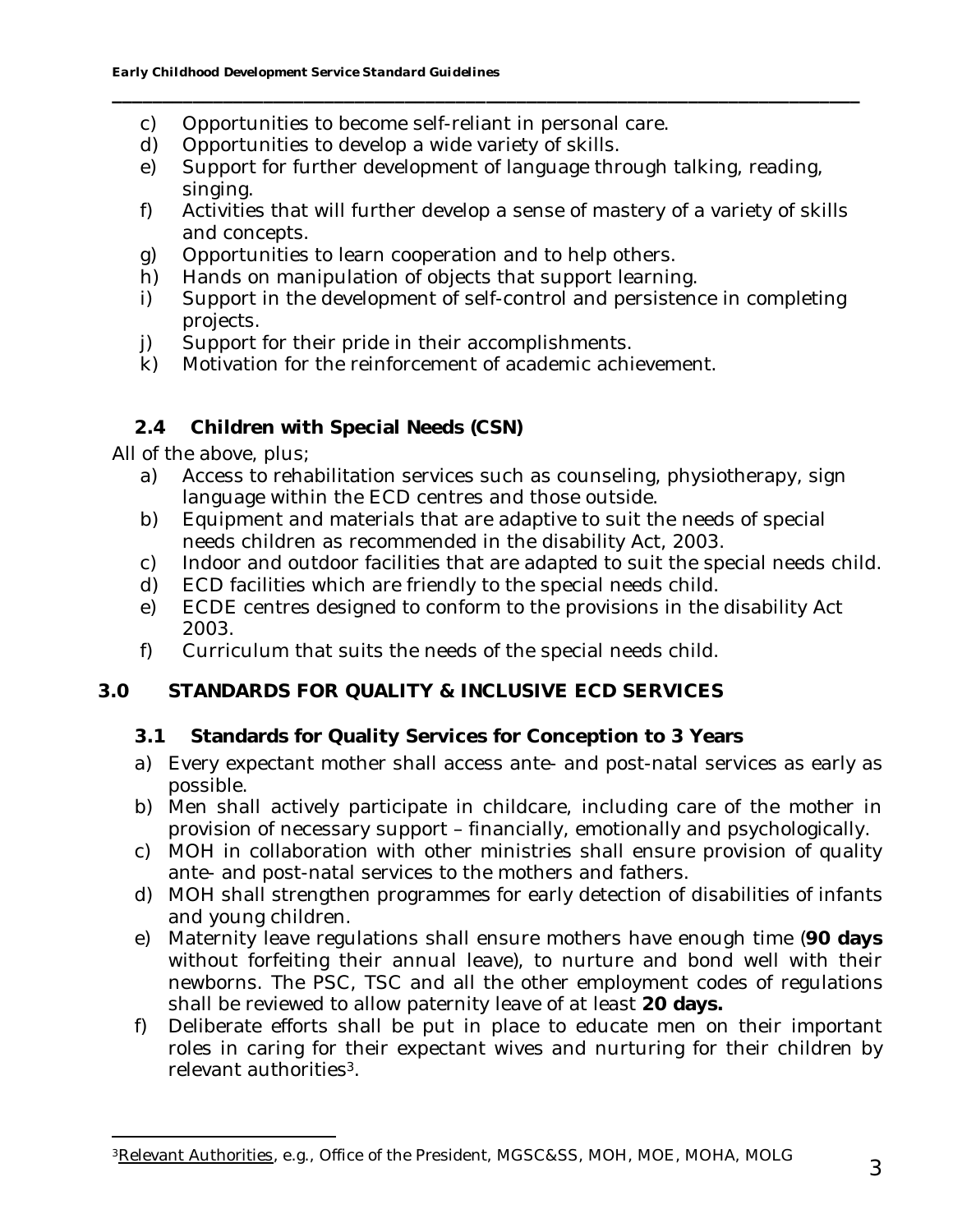c) Opportunities to become self-reliant in personal care.
d) Opportunities to develop a wide variety of skills.
e) Support for further development of language through talking, reading, singing.
f) Activities that will further develop a sense of mastery of a variety of skills and concepts.
g) Opportunities to learn cooperation and to help others.
h) Hands on manipulation of objects that support learning.
i) Support in the development of self-control and persistence in completing projects.
j) Support for their pride in their accomplishments.
k) Motivation for the reinforcement of academic achievement.

### 2.4 Children with Special Needs (CSN)

All of the above, plus;

a) Access to rehabilitation services such as counseling, physiotherapy, sign language within the ECD centres and those outside.
b) Equipment and materials that are adaptive to suit the needs of special needs children as recommended in the disability Act, 2003.
c) Indoor and outdoor facilities that are adapted to suit the special needs child.
d) ECD facilities which are friendly to the special needs child.
e) ECDE centres designed to conform to the provisions in the disability Act 2003.
f) Curriculum that suits the needs of the special needs child.

## 3.0 STANDARDS FOR QUALITY & INCLUSIVE ECD SERVICES

### 3.1 Standards for Quality Services for Conception to 3 Years

a) Every expectant mother shall access ante- and post-natal services as early as possible.
b) Men shall actively participate in childcare, including care of the mother in provision of necessary support – financially, emotionally and psychologically.
c) MOH in collaboration with other ministries shall ensure provision of quality ante- and post-natal services to the mothers and fathers.
d) MOH shall strengthen programmes for early detection of disabilities of infants and young children.
e) Maternity leave regulations shall ensure mothers have enough time (**90 days** without forfeiting their annual leave), to nurture and bond well with their newborns. The PSC, TSC and all the other employment codes of regulations shall be reviewed to allow paternity leave of at least **20 days.**
f) Deliberate efforts shall be put in place to educate men on their important roles in caring for their expectant wives and nurturing for their children by relevant authorities[3].

[3] Relevant Authorities, e.g., Office of the President, MGSC&SS, MOH, MOE, MOHA, MOLG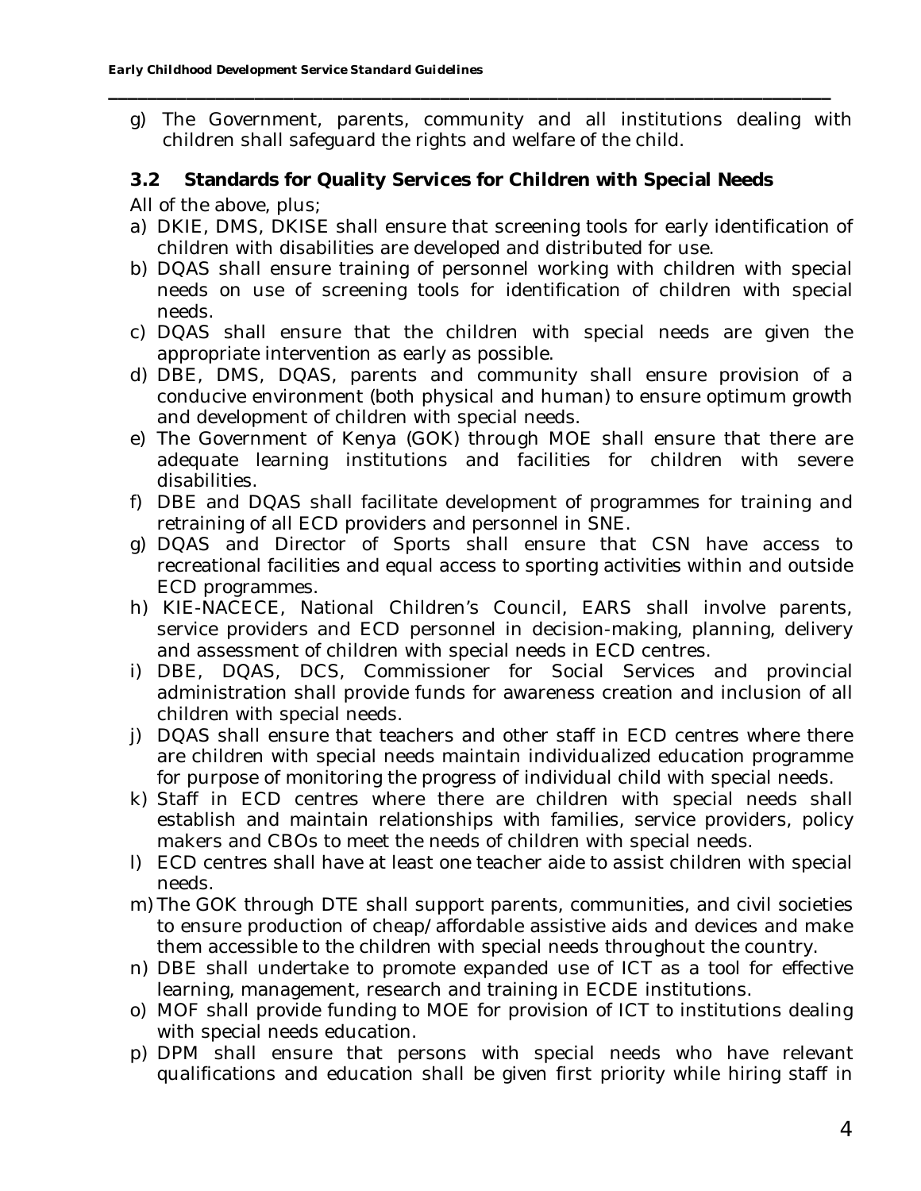g) The Government, parents, community and all institutions dealing with children shall safeguard the rights and welfare of the child.

### 3.2 Standards for Quality Services for Children with Special Needs

All of the above, plus;

a) DKIE, DMS, DKISE shall ensure that screening tools for early identification of children with disabilities are developed and distributed for use.
b) DQAS shall ensure training of personnel working with children with special needs on use of screening tools for identification of children with special needs.
c) DQAS shall ensure that the children with special needs are given the appropriate intervention as early as possible.
d) DBE, DMS, DQAS, parents and community shall ensure provision of a conducive environment (both physical and human) to ensure optimum growth and development of children with special needs.
e) The Government of Kenya (GOK) through MOE shall ensure that there are adequate learning institutions and facilities for children with severe disabilities.
f) DBE and DQAS shall facilitate development of programmes for training and retraining of all ECD providers and personnel in SNE.
g) DQAS and Director of Sports shall ensure that CSN have access to recreational facilities and equal access to sporting activities within and outside ECD programmes.
h) KIE-NACECE, National Children's Council, EARS shall involve parents, service providers and ECD personnel in decision-making, planning, delivery and assessment of children with special needs in ECD centres.
i) DBE, DQAS, DCS, Commissioner for Social Services and provincial administration shall provide funds for awareness creation and inclusion of all children with special needs.
j) DQAS shall ensure that teachers and other staff in ECD centres where there are children with special needs maintain individualized education programme for purpose of monitoring the progress of individual child with special needs.
k) Staff in ECD centres where there are children with special needs shall establish and maintain relationships with families, service providers, policy makers and CBOs to meet the needs of children with special needs.
l) ECD centres shall have at least one teacher aide to assist children with special needs.
m) The GOK through DTE shall support parents, communities, and civil societies to ensure production of cheap/affordable assistive aids and devices and make them accessible to the children with special needs throughout the country.
n) DBE shall undertake to promote expanded use of ICT as a tool for effective learning, management, research and training in ECDE institutions.
o) MOF shall provide funding to MOE for provision of ICT to institutions dealing with special needs education.
p) DPM shall ensure that persons with special needs who have relevant qualifications and education shall be given first priority while hiring staff in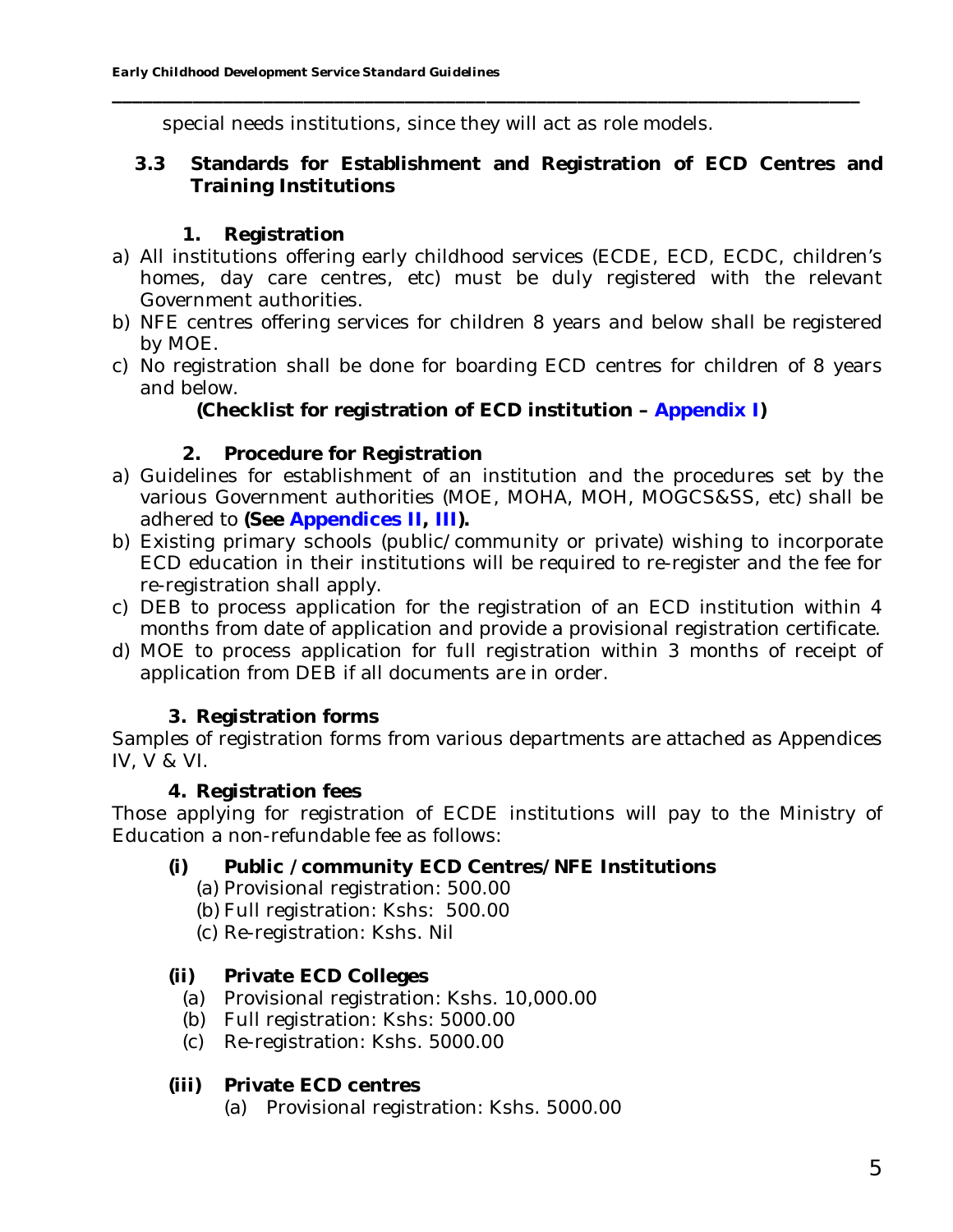special needs institutions, since they will act as role models.

### 3.3 Standards for Establishment and Registration of ECD Centres and Training Institutions

#### 1. Registration

a) All institutions offering early childhood services (ECDE, ECD, ECDC, children's homes, day care centres, etc) must be duly registered with the relevant Government authorities.
b) NFE centres offering services for children 8 years and below shall be registered by MOE.
c) No registration shall be done for boarding ECD centres for children of 8 years and below.

**(Checklist for registration of ECD institution – Appendix I)**

#### 2. Procedure for Registration

a) Guidelines for establishment of an institution and the procedures set by the various Government authorities (MOE, MOHA, MOH, MOGCS&SS, etc) shall be adhered to **(See Appendices II, III).**
b) Existing primary schools (public/community or private) wishing to incorporate ECD education in their institutions will be required to re-register and the fee for re-registration shall apply.
c) DEB to process application for the registration of an ECD institution within 4 months from date of application and provide a provisional registration certificate.
d) MOE to process application for full registration within 3 months of receipt of application from DEB if all documents are in order.

#### 3. Registration forms

Samples of registration forms from various departments are attached as Appendices IV, V & VI.

#### 4. Registration fees

Those applying for registration of ECDE institutions will pay to the Ministry of Education a non-refundable fee as follows:

**(i) Public /community ECD Centres/NFE Institutions**

(a) Provisional registration: 500.00
(b) Full registration: Kshs: 500.00
(c) Re-registration: Kshs. Nil

**(ii) Private ECD Colleges**

(a) Provisional registration: Kshs. 10,000.00
(b) Full registration: Kshs: 5000.00
(c) Re-registration: Kshs. 5000.00

**(iii) Private ECD centres**

(a) Provisional registration: Kshs. 5000.00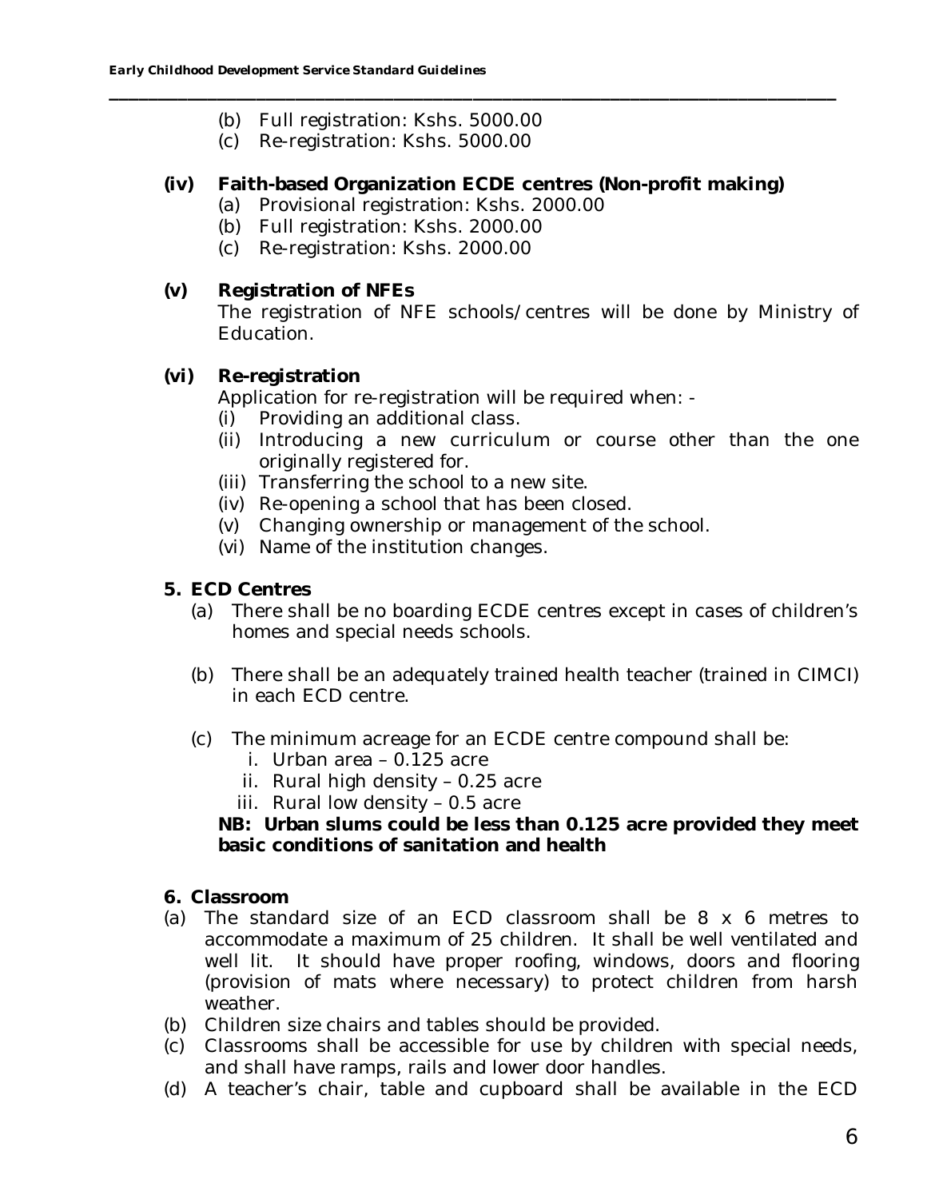(b) Full registration: Kshs. 5000.00
(c) Re-registration: Kshs. 5000.00

**(iv) Faith-based Organization ECDE centres (Non-profit making)**

(a) Provisional registration: Kshs. 2000.00
(b) Full registration: Kshs. 2000.00
(c) Re-registration: Kshs. 2000.00

**(v) Registration of NFEs**

The registration of NFE schools/centres will be done by Ministry of Education.

**(vi) Re-registration**

Application for re-registration will be required when: -

(i) Providing an additional class.
(ii) Introducing a new curriculum or course other than the one originally registered for.
(iii) Transferring the school to a new site.
(iv) Re-opening a school that has been closed.
(v) Changing ownership or management of the school.
(vi) Name of the institution changes.

## 5. ECD Centres

(a) There shall be no boarding ECDE centres except in cases of children's homes and special needs schools.

(b) There shall be an adequately trained health teacher (trained in CIMCI) in each ECD centre.

(c) The minimum acreage for an ECDE centre compound shall be:

i. Urban area – 0.125 acre
ii. Rural high density – 0.25 acre
iii. Rural low density – 0.5 acre

**NB: Urban slums could be less than 0.125 acre provided they meet basic conditions of sanitation and health**

## 6. Classroom

(a) The standard size of an ECD classroom shall be 8 x 6 metres to accommodate a maximum of 25 children. It shall be well ventilated and well lit. It should have proper roofing, windows, doors and flooring (provision of mats where necessary) to protect children from harsh weather.
(b) Children size chairs and tables should be provided.
(c) Classrooms shall be accessible for use by children with special needs, and shall have ramps, rails and lower door handles.
(d) A teacher's chair, table and cupboard shall be available in the ECD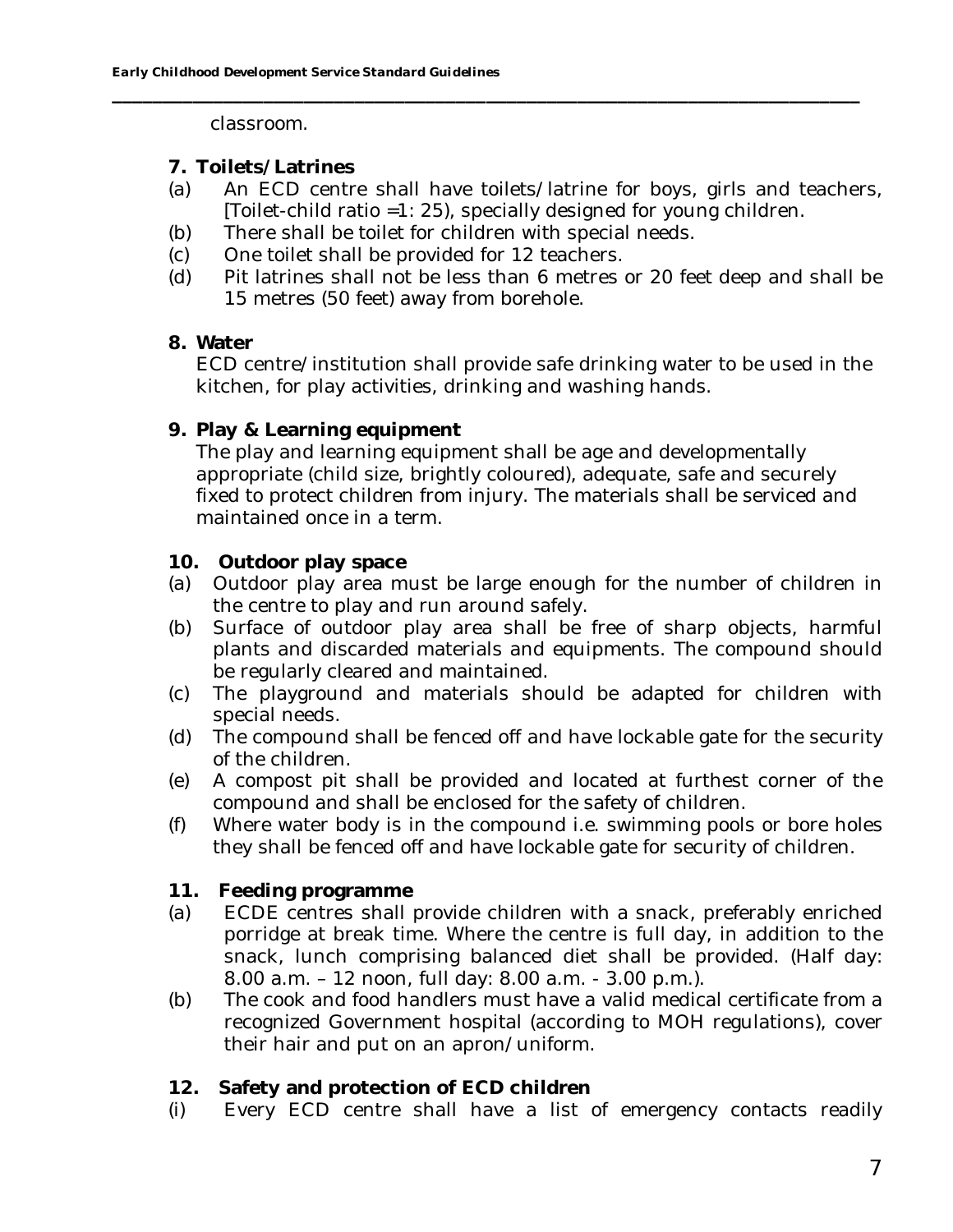classroom.

**7. Toilets/Latrines**

(a) An ECD centre shall have toilets/latrine for boys, girls and teachers, [Toilet-child ratio =1: 25), specially designed for young children.

(b) There shall be toilet for children with special needs.

(c) One toilet shall be provided for 12 teachers.

(d) Pit latrines shall not be less than 6 metres or 20 feet deep and shall be 15 metres (50 feet) away from borehole.

**8. Water**

ECD centre/institution shall provide safe drinking water to be used in the kitchen, for play activities, drinking and washing hands.

**9. Play & Learning equipment**

The play and learning equipment shall be age and developmentally appropriate (child size, brightly coloured), adequate, safe and securely fixed to protect children from injury. The materials shall be serviced and maintained once in a term.

**10. Outdoor play space**

(a) Outdoor play area must be large enough for the number of children in the centre to play and run around safely.

(b) Surface of outdoor play area shall be free of sharp objects, harmful plants and discarded materials and equipments. The compound should be regularly cleared and maintained.

(c) The playground and materials should be adapted for children with special needs.

(d) The compound shall be fenced off and have lockable gate for the security of the children.

(e) A compost pit shall be provided and located at furthest corner of the compound and shall be enclosed for the safety of children.

(f) Where water body is in the compound i.e. swimming pools or bore holes they shall be fenced off and have lockable gate for security of children.

**11. Feeding programme**

(a) ECDE centres shall provide children with a snack, preferably enriched porridge at break time. Where the centre is full day, in addition to the snack, lunch comprising balanced diet shall be provided. (Half day: 8.00 a.m. – 12 noon, full day: 8.00 a.m. - 3.00 p.m.).

(b) The cook and food handlers must have a valid medical certificate from a recognized Government hospital (according to MOH regulations), cover their hair and put on an apron/uniform.

**12. Safety and protection of ECD children**

(i) Every ECD centre shall have a list of emergency contacts readily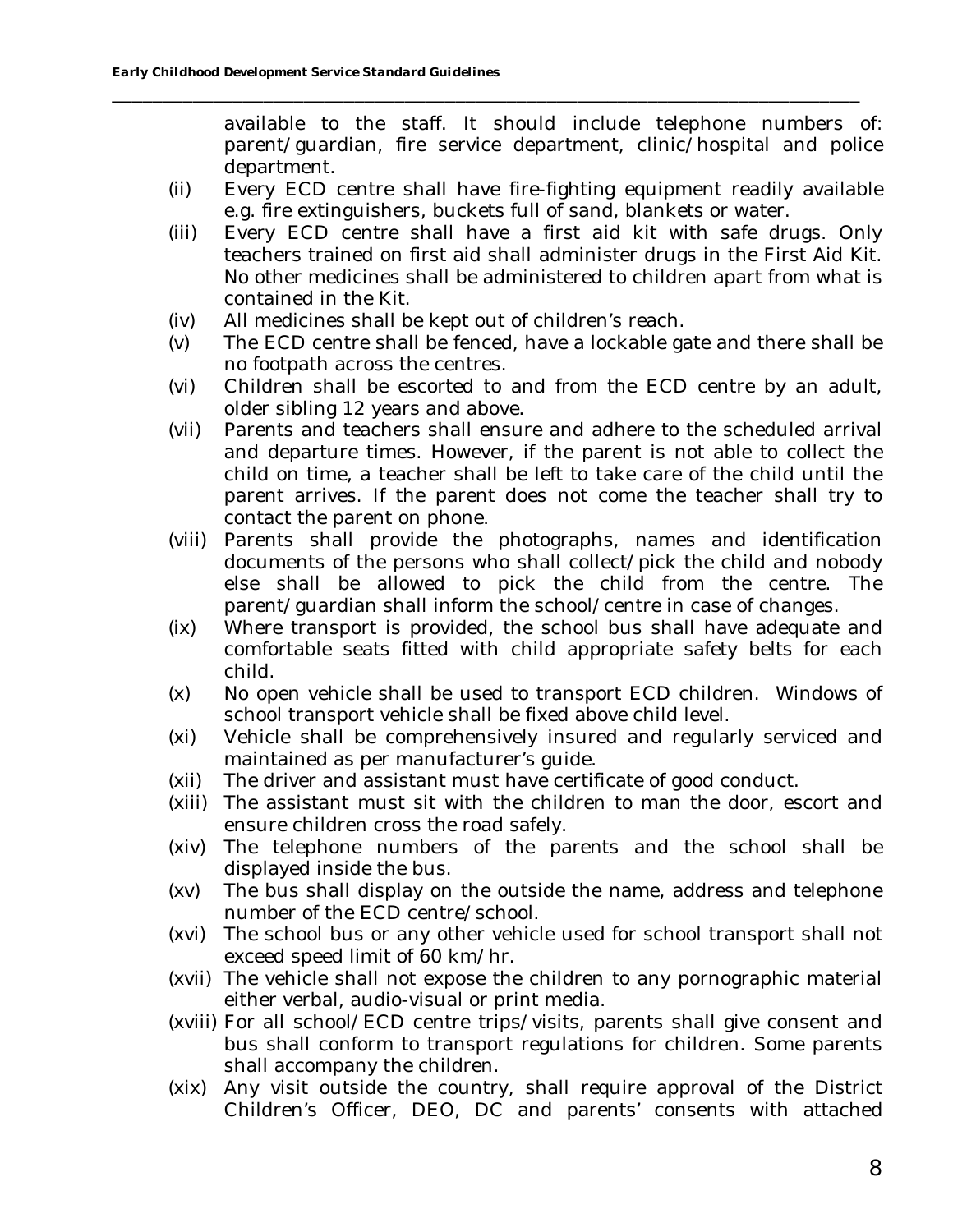available to the staff. It should include telephone numbers of: parent/guardian, fire service department, clinic/hospital and police department.

(ii) Every ECD centre shall have fire-fighting equipment readily available e.g. fire extinguishers, buckets full of sand, blankets or water.

(iii) Every ECD centre shall have a first aid kit with safe drugs. Only teachers trained on first aid shall administer drugs in the First Aid Kit. No other medicines shall be administered to children apart from what is contained in the Kit.

(iv) All medicines shall be kept out of children's reach.

(v) The ECD centre shall be fenced, have a lockable gate and there shall be no footpath across the centres.

(vi) Children shall be escorted to and from the ECD centre by an adult, older sibling 12 years and above.

(vii) Parents and teachers shall ensure and adhere to the scheduled arrival and departure times. However, if the parent is not able to collect the child on time, a teacher shall be left to take care of the child until the parent arrives. If the parent does not come the teacher shall try to contact the parent on phone.

(viii) Parents shall provide the photographs, names and identification documents of the persons who shall collect/pick the child and nobody else shall be allowed to pick the child from the centre. The parent/guardian shall inform the school/centre in case of changes.

(ix) Where transport is provided, the school bus shall have adequate and comfortable seats fitted with child appropriate safety belts for each child.

(x) No open vehicle shall be used to transport ECD children. Windows of school transport vehicle shall be fixed above child level.

(xi) Vehicle shall be comprehensively insured and regularly serviced and maintained as per manufacturer's guide.

(xii) The driver and assistant must have certificate of good conduct.

(xiii) The assistant must sit with the children to man the door, escort and ensure children cross the road safely.

(xiv) The telephone numbers of the parents and the school shall be displayed inside the bus.

(xv) The bus shall display on the outside the name, address and telephone number of the ECD centre/school.

(xvi) The school bus or any other vehicle used for school transport shall not exceed speed limit of 60 km/hr.

(xvii) The vehicle shall not expose the children to any pornographic material either verbal, audio-visual or print media.

(xviii) For all school/ECD centre trips/visits, parents shall give consent and bus shall conform to transport regulations for children. Some parents shall accompany the children.

(xix) Any visit outside the country, shall require approval of the District Children's Officer, DEO, DC and parents' consents with attached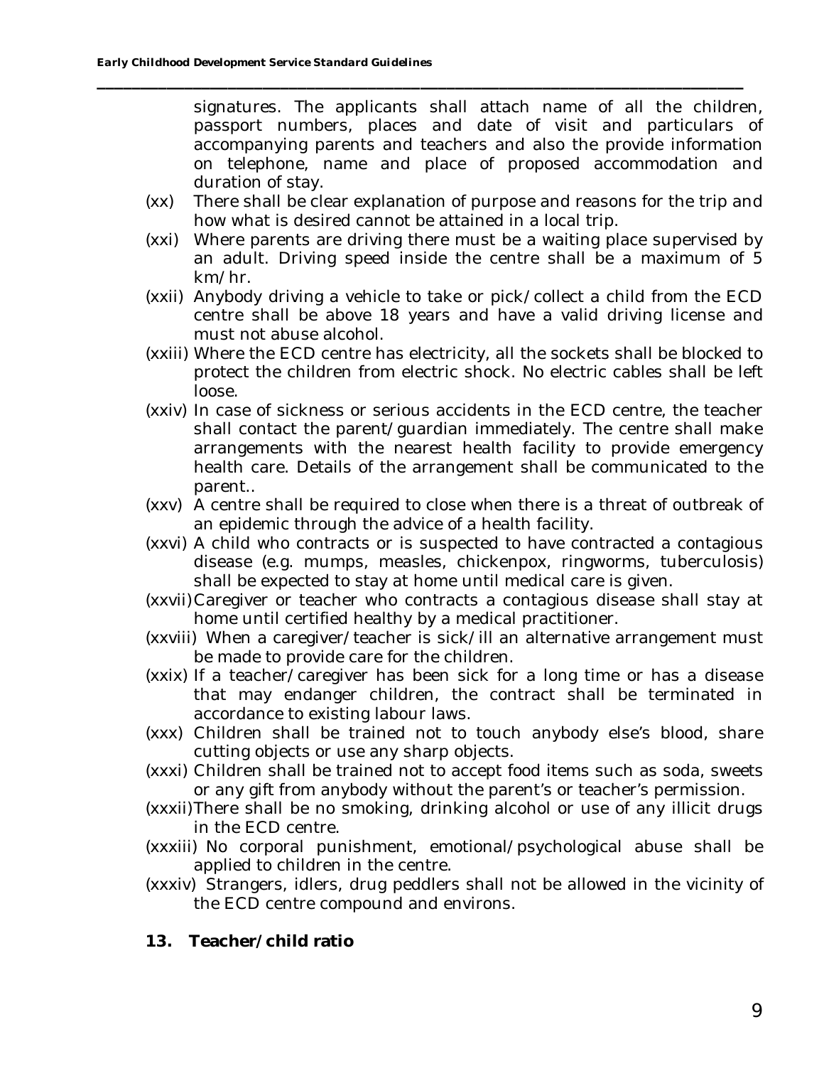signatures. The applicants shall attach name of all the children, passport numbers, places and date of visit and particulars of accompanying parents and teachers and also the provide information on telephone, name and place of proposed accommodation and duration of stay.

(xx) There shall be clear explanation of purpose and reasons for the trip and how what is desired cannot be attained in a local trip.

(xxi) Where parents are driving there must be a waiting place supervised by an adult. Driving speed inside the centre shall be a maximum of 5 km/hr.

(xxii) Anybody driving a vehicle to take or pick/collect a child from the ECD centre shall be above 18 years and have a valid driving license and must not abuse alcohol.

(xxiii) Where the ECD centre has electricity, all the sockets shall be blocked to protect the children from electric shock. No electric cables shall be left loose.

(xxiv) In case of sickness or serious accidents in the ECD centre, the teacher shall contact the parent/guardian immediately. The centre shall make arrangements with the nearest health facility to provide emergency health care. Details of the arrangement shall be communicated to the parent..

(xxv) A centre shall be required to close when there is a threat of outbreak of an epidemic through the advice of a health facility.

(xxvi) A child who contracts or is suspected to have contracted a contagious disease (e.g. mumps, measles, chickenpox, ringworms, tuberculosis) shall be expected to stay at home until medical care is given.

(xxvii) Caregiver or teacher who contracts a contagious disease shall stay at home until certified healthy by a medical practitioner.

(xxviii) When a caregiver/teacher is sick/ill an alternative arrangement must be made to provide care for the children.

(xxix) If a teacher/caregiver has been sick for a long time or has a disease that may endanger children, the contract shall be terminated in accordance to existing labour laws.

(xxx) Children shall be trained not to touch anybody else's blood, share cutting objects or use any sharp objects.

(xxxi) Children shall be trained not to accept food items such as soda, sweets or any gift from anybody without the parent's or teacher's permission.

(xxxii) There shall be no smoking, drinking alcohol or use of any illicit drugs in the ECD centre.

(xxxiii) No corporal punishment, emotional/psychological abuse shall be applied to children in the centre.

(xxxiv) Strangers, idlers, drug peddlers shall not be allowed in the vicinity of the ECD centre compound and environs.

## 13. Teacher/child ratio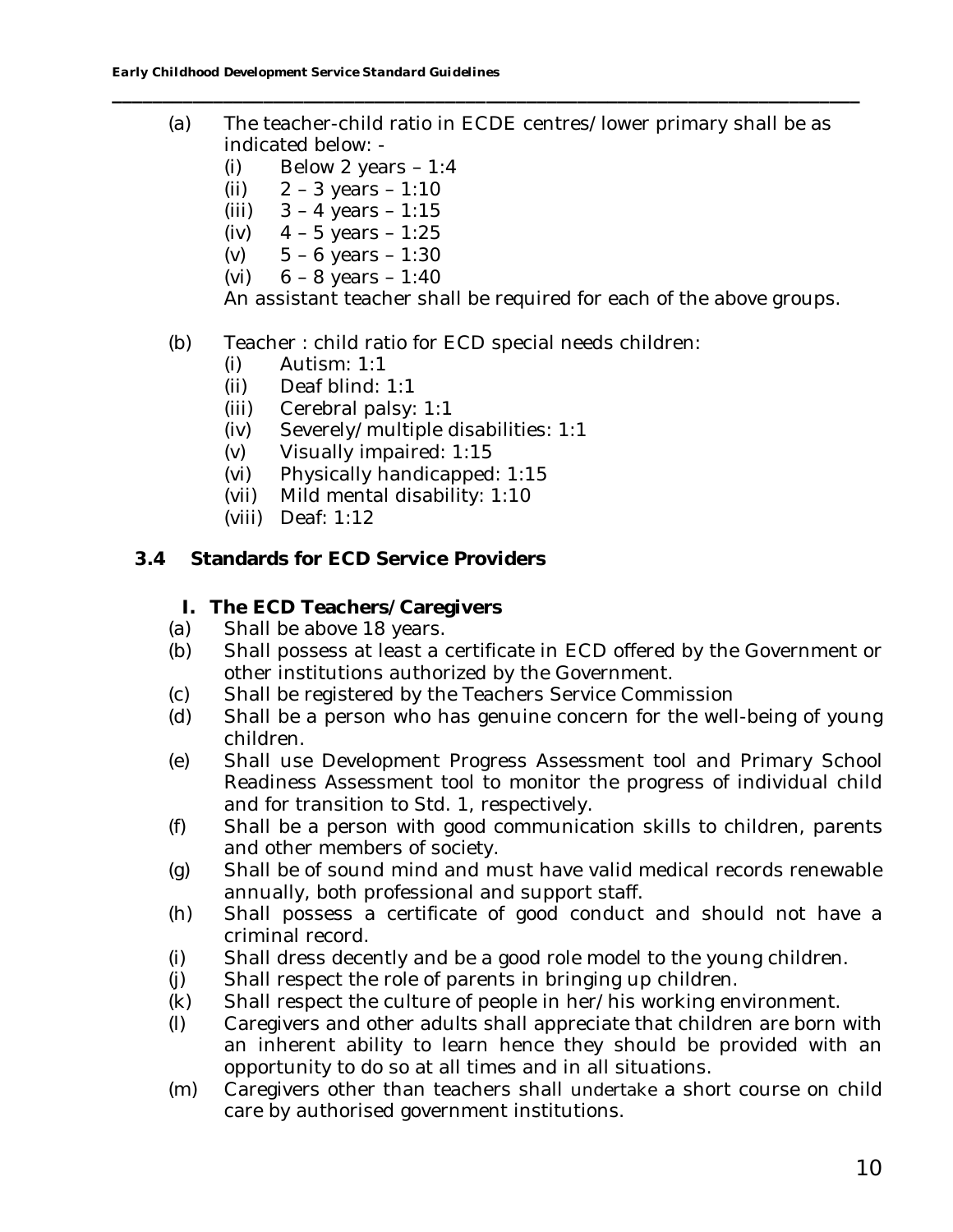(a) The teacher-child ratio in ECDE centres/lower primary shall be as indicated below: -

   (i) Below 2 years – 1:4
   (ii) 2 – 3 years – 1:10
   (iii) 3 – 4 years – 1:15
   (iv) 4 – 5 years – 1:25
   (v) 5 – 6 years – 1:30
   (vi) 6 – 8 years – 1:40

   An assistant teacher shall be required for each of the above groups.

(b) Teacher : child ratio for ECD special needs children:

   (i) Autism: 1:1
   (ii) Deaf blind: 1:1
   (iii) Cerebral palsy: 1:1
   (iv) Severely/multiple disabilities: 1:1
   (v) Visually impaired: 1:15
   (vi) Physically handicapped: 1:15
   (vii) Mild mental disability: 1:10
   (viii) Deaf: 1:12

## 3.4 Standards for ECD Service Providers

### I. The ECD Teachers/Caregivers

(a) Shall be above 18 years.

(b) Shall possess at least a certificate in ECD offered by the Government or other institutions authorized by the Government.

(c) Shall be registered by the Teachers Service Commission

(d) Shall be a person who has genuine concern for the well-being of young children.

(e) Shall use Development Progress Assessment tool and Primary School Readiness Assessment tool to monitor the progress of individual child and for transition to Std. 1, respectively.

(f) Shall be a person with good communication skills to children, parents and other members of society.

(g) Shall be of sound mind and must have valid medical records renewable annually, both professional and support staff.

(h) Shall possess a certificate of good conduct and should not have a criminal record.

(i) Shall dress decently and be a good role model to the young children.

(j) Shall respect the role of parents in bringing up children.

(k) Shall respect the culture of people in her/his working environment.

(l) Caregivers and other adults shall appreciate that children are born with an inherent ability to learn hence they should be provided with an opportunity to do so at all times and in all situations.

(m) Caregivers other than teachers shall undertake a short course on child care by authorised government institutions.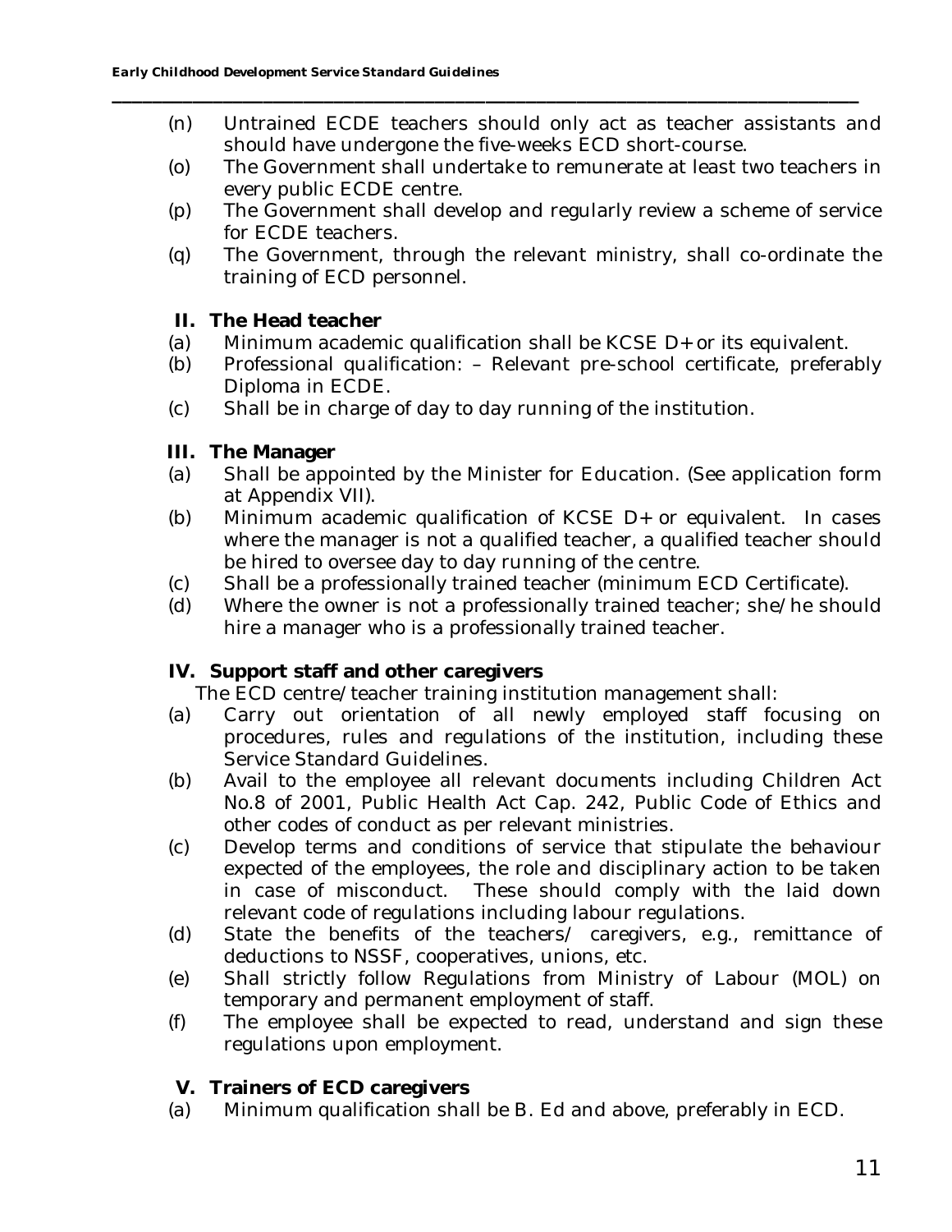(n) Untrained ECDE teachers should only act as teacher assistants and should have undergone the five-weeks ECD short-course.

(o) The Government shall undertake to remunerate at least two teachers in every public ECDE centre.

(p) The Government shall develop and regularly review a scheme of service for ECDE teachers.

(q) The Government, through the relevant ministry, shall co-ordinate the training of ECD personnel.

### II. The Head teacher

(a) Minimum academic qualification shall be KCSE D+ or its equivalent.

(b) Professional qualification: – Relevant pre-school certificate, preferably Diploma in ECDE.

(c) Shall be in charge of day to day running of the institution.

### III. The Manager

(a) Shall be appointed by the Minister for Education. (See application form at Appendix VII).

(b) Minimum academic qualification of KCSE D+ or equivalent. In cases where the manager is not a qualified teacher, a qualified teacher should be hired to oversee day to day running of the centre.

(c) Shall be a professionally trained teacher (minimum ECD Certificate).

(d) Where the owner is not a professionally trained teacher; she/he should hire a manager who is a professionally trained teacher.

### IV. Support staff and other caregivers

The ECD centre/teacher training institution management shall:

(a) Carry out orientation of all newly employed staff focusing on procedures, rules and regulations of the institution, including these Service Standard Guidelines.

(b) Avail to the employee all relevant documents including Children Act No.8 of 2001, Public Health Act Cap. 242, Public Code of Ethics and other codes of conduct as per relevant ministries.

(c) Develop terms and conditions of service that stipulate the behaviour expected of the employees, the role and disciplinary action to be taken in case of misconduct. These should comply with the laid down relevant code of regulations including labour regulations.

(d) State the benefits of the teachers/ caregivers, e.g., remittance of deductions to NSSF, cooperatives, unions, etc.

(e) Shall strictly follow Regulations from Ministry of Labour (MOL) on temporary and permanent employment of staff.

(f) The employee shall be expected to read, understand and sign these regulations upon employment.

### V. Trainers of ECD caregivers

(a) Minimum qualification shall be B. Ed and above, preferably in ECD.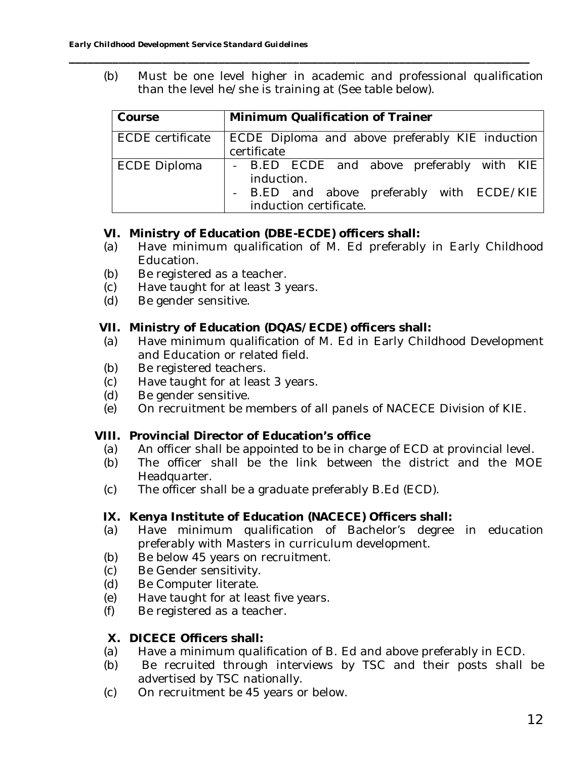(b) Must be one level higher in academic and professional qualification than the level he/she is training at (See table below).

| Course | Minimum Qualification of Trainer |
| --- | --- |
| ECDE certificate | ECDE Diploma and above preferably KIE induction certificate |
| ECDE Diploma | - B.ED ECDE and above preferably with KIE induction.<br>- B.ED and above preferably with ECDE/KIE induction certificate. |

**VI. Ministry of Education (DBE-ECDE) officers shall:**

(a) Have minimum qualification of M. Ed preferably in Early Childhood Education.
(b) Be registered as a teacher.
(c) Have taught for at least 3 years.
(d) Be gender sensitive.

**VII. Ministry of Education (DQAS/ECDE) officers shall:**

(a) Have minimum qualification of M. Ed in Early Childhood Development and Education or related field.
(b) Be registered teachers.
(c) Have taught for at least 3 years.
(d) Be gender sensitive.
(e) On recruitment be members of all panels of NACECE Division of KIE.

**VIII. Provincial Director of Education's office**

(a) An officer shall be appointed to be in charge of ECD at provincial level.
(b) The officer shall be the link between the district and the MOE Headquarter.
(c) The officer shall be a graduate preferably B.Ed (ECD).

**IX. Kenya Institute of Education (NACECE) Officers shall:**

(a) Have minimum qualification of Bachelor's degree in education preferably with Masters in curriculum development.
(b) Be below 45 years on recruitment.
(c) Be Gender sensitivity.
(d) Be Computer literate.
(e) Have taught for at least five years.
(f) Be registered as a teacher.

**X. DICECE Officers shall:**

(a) Have a minimum qualification of B. Ed and above preferably in ECD.
(b) Be recruited through interviews by TSC and their posts shall be advertised by TSC nationally.
(c) On recruitment be 45 years or below.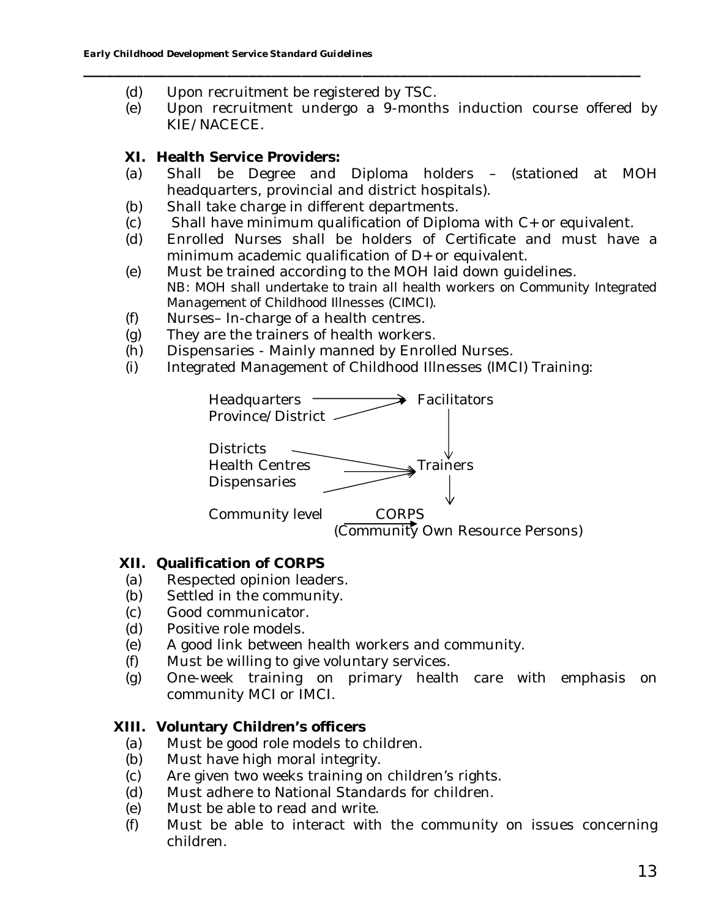(d) Upon recruitment be registered by TSC.

(e) Upon recruitment undergo a 9-months induction course offered by KIE/NACECE.

### XI. Health Service Providers:

(a) Shall be Degree and Diploma holders – (stationed at MOH headquarters, provincial and district hospitals).

(b) Shall take charge in different departments.

(c) Shall have minimum qualification of Diploma with C+ or equivalent.

(d) Enrolled Nurses shall be holders of Certificate and must have a minimum academic qualification of D+ or equivalent.

(e) Must be trained according to the MOH laid down guidelines.
NB: MOH shall undertake to train all health workers on Community Integrated Management of Childhood Illnesses (CIMCI).

(f) Nurses– In-charge of a health centres.

(g) They are the trainers of health workers.

(h) Dispensaries - Mainly manned by Enrolled Nurses.

(i) Integrated Management of Childhood Illnesses (IMCI) Training:

```
Headquarters      ---------->  Facilitators
Province/District ----------/       |
                                    v
Districts         ----------\
Health Centres    ---------->  Trainers
Dispensaries      ----------/       |
                                    v
Community level   ---------->  CORPS
                  (Community Own Resource Persons)
```

### XII. Qualification of CORPS

(a) Respected opinion leaders.

(b) Settled in the community.

(c) Good communicator.

(d) Positive role models.

(e) A good link between health workers and community.

(f) Must be willing to give voluntary services.

(g) One-week training on primary health care with emphasis on community MCI or IMCI.

### XIII. Voluntary Children's officers

(a) Must be good role models to children.

(b) Must have high moral integrity.

(c) Are given two weeks training on children's rights.

(d) Must adhere to National Standards for children.

(e) Must be able to read and write.

(f) Must be able to interact with the community on issues concerning children.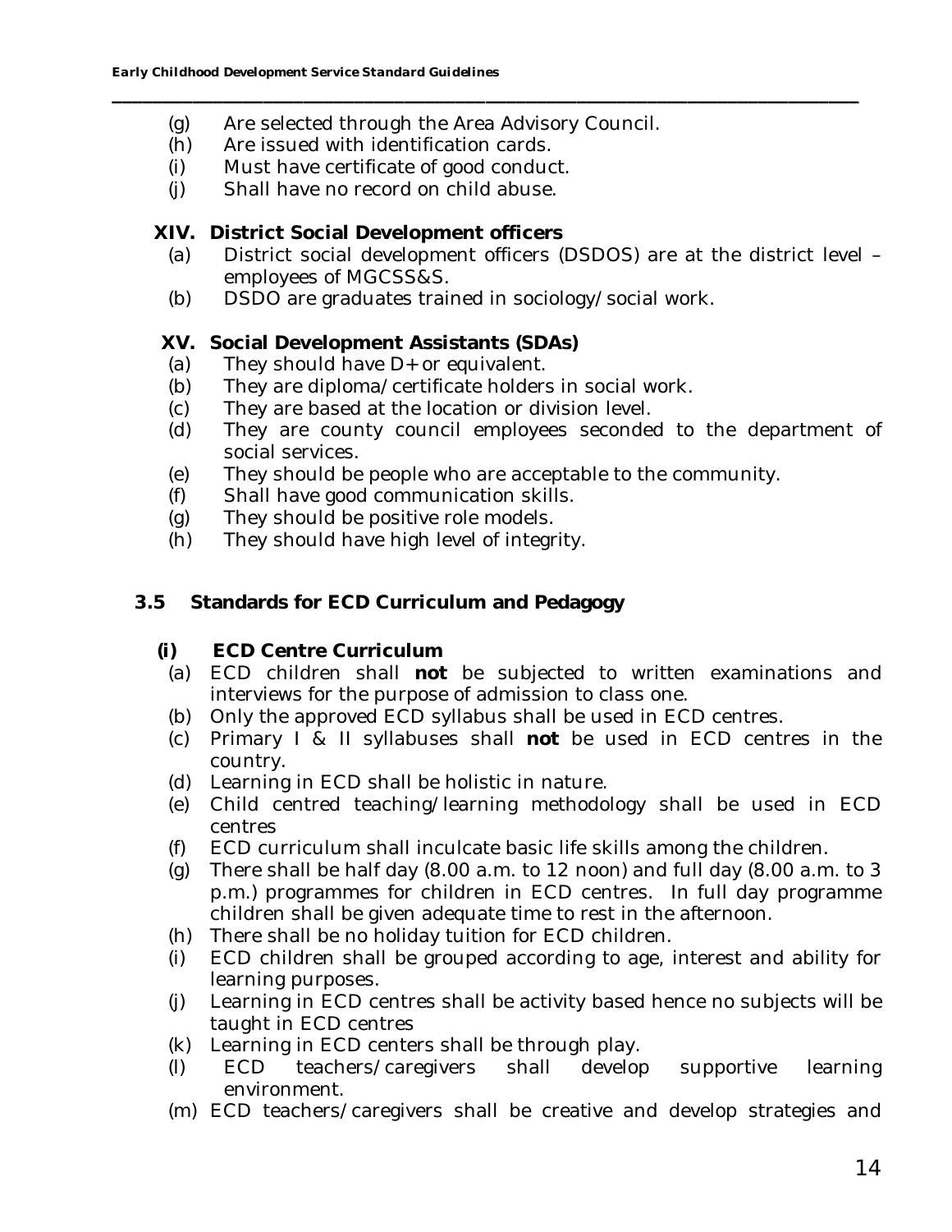(g) Are selected through the Area Advisory Council.
(h) Are issued with identification cards.
(i) Must have certificate of good conduct.
(j) Shall have no record on child abuse.

**XIV. District Social Development officers**

(a) District social development officers (DSDOS) are at the district level – employees of MGCSS&S.
(b) DSDO are graduates trained in sociology/social work.

**XV. Social Development Assistants (SDAs)**

(a) They should have D+ or equivalent.
(b) They are diploma/certificate holders in social work.
(c) They are based at the location or division level.
(d) They are county council employees seconded to the department of social services.
(e) They should be people who are acceptable to the community.
(f) Shall have good communication skills.
(g) They should be positive role models.
(h) They should have high level of integrity.

## 3.5 Standards for ECD Curriculum and Pedagogy

### (i) ECD Centre Curriculum

(a) ECD children shall **not** be subjected to written examinations and interviews for the purpose of admission to class one.
(b) Only the approved ECD syllabus shall be used in ECD centres.
(c) Primary I & II syllabuses shall **not** be used in ECD centres in the country.
(d) Learning in ECD shall be holistic in nature.
(e) Child centred teaching/learning methodology shall be used in ECD centres
(f) ECD curriculum shall inculcate basic life skills among the children.
(g) There shall be half day (8.00 a.m. to 12 noon) and full day (8.00 a.m. to 3 p.m.) programmes for children in ECD centres. In full day programme children shall be given adequate time to rest in the afternoon.
(h) There shall be no holiday tuition for ECD children.
(i) ECD children shall be grouped according to age, interest and ability for learning purposes.
(j) Learning in ECD centres shall be activity based hence no subjects will be taught in ECD centres
(k) Learning in ECD centers shall be through play.
(l) ECD teachers/caregivers shall develop supportive learning environment.
(m) ECD teachers/caregivers shall be creative and develop strategies and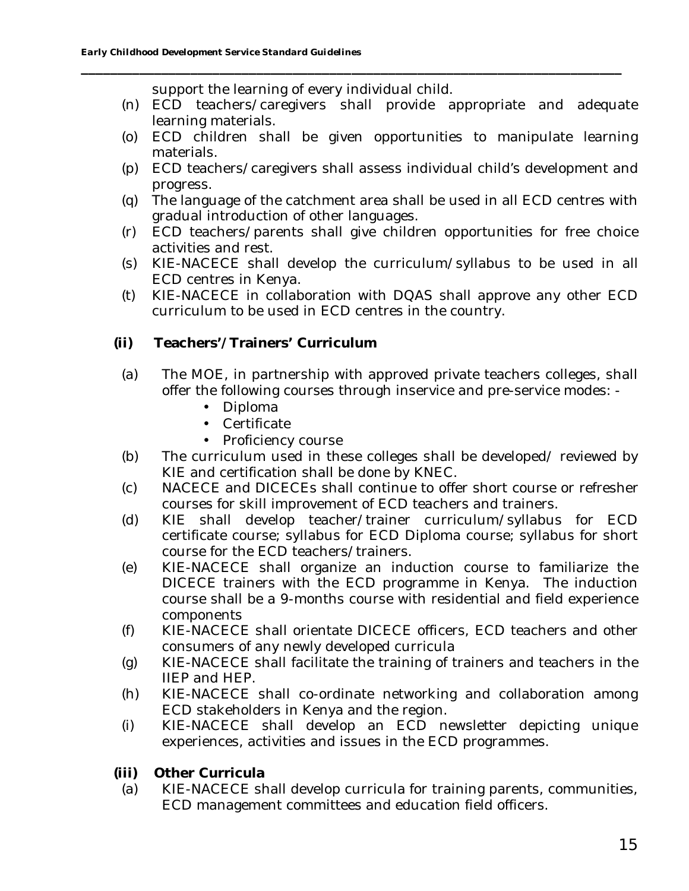support the learning of every individual child.

(n) ECD teachers/caregivers shall provide appropriate and adequate learning materials.

(o) ECD children shall be given opportunities to manipulate learning materials.

(p) ECD teachers/caregivers shall assess individual child's development and progress.

(q) The language of the catchment area shall be used in all ECD centres with gradual introduction of other languages.

(r) ECD teachers/parents shall give children opportunities for free choice activities and rest.

(s) KIE-NACECE shall develop the curriculum/syllabus to be used in all ECD centres in Kenya.

(t) KIE-NACECE in collaboration with DQAS shall approve any other ECD curriculum to be used in ECD centres in the country.

**(ii) Teachers'/Trainers' Curriculum**

(a) The MOE, in partnership with approved private teachers colleges, shall offer the following courses through inservice and pre-service modes: -

- Diploma
- Certificate
- Proficiency course

(b) The curriculum used in these colleges shall be developed/ reviewed by KIE and certification shall be done by KNEC.

(c) NACECE and DICECEs shall continue to offer short course or refresher courses for skill improvement of ECD teachers and trainers.

(d) KIE shall develop teacher/trainer curriculum/syllabus for ECD certificate course; syllabus for ECD Diploma course; syllabus for short course for the ECD teachers/trainers.

(e) KIE-NACECE shall organize an induction course to familiarize the DICECE trainers with the ECD programme in Kenya. The induction course shall be a 9-months course with residential and field experience components

(f) KIE-NACECE shall orientate DICECE officers, ECD teachers and other consumers of any newly developed curricula

(g) KIE-NACECE shall facilitate the training of trainers and teachers in the IIEP and HEP.

(h) KIE-NACECE shall co-ordinate networking and collaboration among ECD stakeholders in Kenya and the region.

(i) KIE-NACECE shall develop an ECD newsletter depicting unique experiences, activities and issues in the ECD programmes.

**(iii) Other Curricula**

(a) KIE-NACECE shall develop curricula for training parents, communities, ECD management committees and education field officers.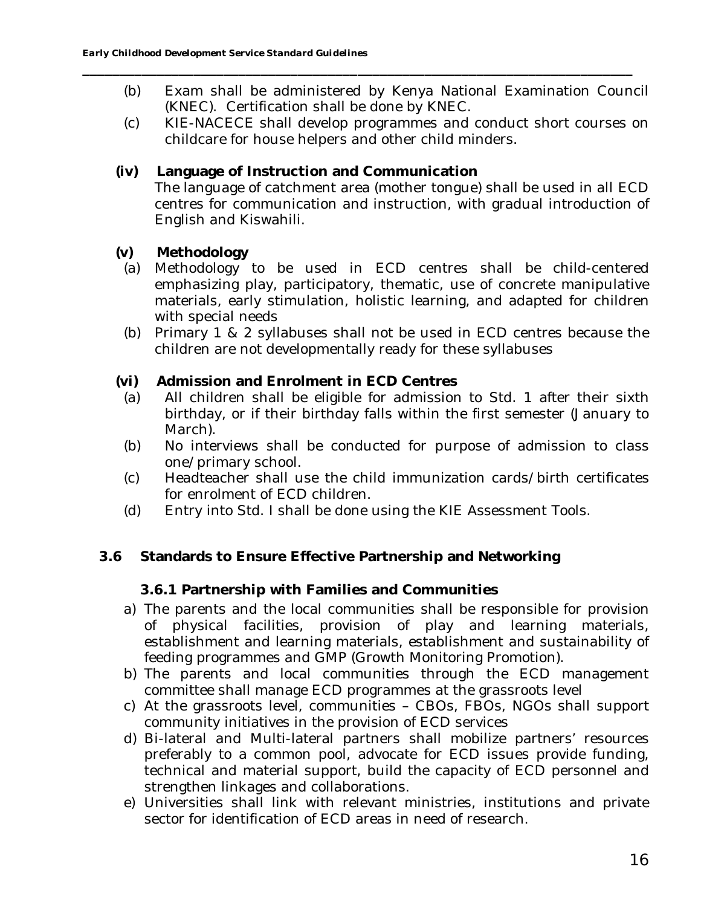(b) Exam shall be administered by Kenya National Examination Council (KNEC). Certification shall be done by KNEC.

(c) KIE-NACECE shall develop programmes and conduct short courses on childcare for house helpers and other child minders.

**(iv) Language of Instruction and Communication**

The language of catchment area (mother tongue) shall be used in all ECD centres for communication and instruction, with gradual introduction of English and Kiswahili.

**(v) Methodology**

(a) Methodology to be used in ECD centres shall be child-centered emphasizing play, participatory, thematic, use of concrete manipulative materials, early stimulation, holistic learning, and adapted for children with special needs

(b) Primary 1 & 2 syllabuses shall not be used in ECD centres because the children are not developmentally ready for these syllabuses

**(vi) Admission and Enrolment in ECD Centres**

(a) All children shall be eligible for admission to Std. 1 after their sixth birthday, or if their birthday falls within the first semester (January to March).

(b) No interviews shall be conducted for purpose of admission to class one/primary school.

(c) Headteacher shall use the child immunization cards/birth certificates for enrolment of ECD children.

(d) Entry into Std. I shall be done using the KIE Assessment Tools.

## 3.6 Standards to Ensure Effective Partnership and Networking

### 3.6.1 Partnership with Families and Communities

a) The parents and the local communities shall be responsible for provision of physical facilities, provision of play and learning materials, establishment and learning materials, establishment and sustainability of feeding programmes and GMP (Growth Monitoring Promotion).

b) The parents and local communities through the ECD management committee shall manage ECD programmes at the grassroots level

c) At the grassroots level, communities – CBOs, FBOs, NGOs shall support community initiatives in the provision of ECD services

d) Bi-lateral and Multi-lateral partners shall mobilize partners' resources preferably to a common pool, advocate for ECD issues provide funding, technical and material support, build the capacity of ECD personnel and strengthen linkages and collaborations.

e) Universities shall link with relevant ministries, institutions and private sector for identification of ECD areas in need of research.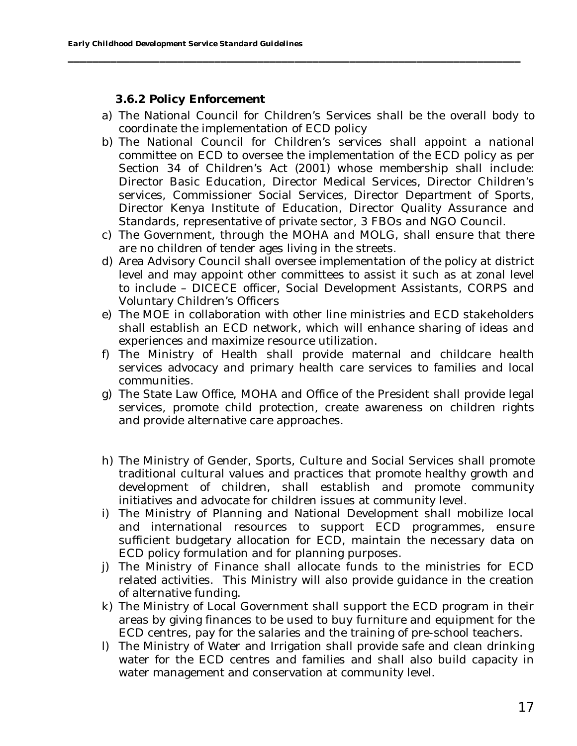### 3.6.2 Policy Enforcement

a) The National Council for Children's Services shall be the overall body to coordinate the implementation of ECD policy
b) The National Council for Children's services shall appoint a national committee on ECD to oversee the implementation of the ECD policy as per Section 34 of Children's Act (2001) whose membership shall include: Director Basic Education, Director Medical Services, Director Children's services, Commissioner Social Services, Director Department of Sports, Director Kenya Institute of Education, Director Quality Assurance and Standards, representative of private sector, 3 FBOs and NGO Council.
c) The Government, through the MOHA and MOLG, shall ensure that there are no children of tender ages living in the streets.
d) Area Advisory Council shall oversee implementation of the policy at district level and may appoint other committees to assist it such as at zonal level to include – DICECE officer, Social Development Assistants, CORPS and Voluntary Children's Officers
e) The MOE in collaboration with other line ministries and ECD stakeholders shall establish an ECD network, which will enhance sharing of ideas and experiences and maximize resource utilization.
f) The Ministry of Health shall provide maternal and childcare health services advocacy and primary health care services to families and local communities.
g) The State Law Office, MOHA and Office of the President shall provide legal services, promote child protection, create awareness on children rights and provide alternative care approaches.
h) The Ministry of Gender, Sports, Culture and Social Services shall promote traditional cultural values and practices that promote healthy growth and development of children, shall establish and promote community initiatives and advocate for children issues at community level.
i) The Ministry of Planning and National Development shall mobilize local and international resources to support ECD programmes, ensure sufficient budgetary allocation for ECD, maintain the necessary data on ECD policy formulation and for planning purposes.
j) The Ministry of Finance shall allocate funds to the ministries for ECD related activities. This Ministry will also provide guidance in the creation of alternative funding.
k) The Ministry of Local Government shall support the ECD program in their areas by giving finances to be used to buy furniture and equipment for the ECD centres, pay for the salaries and the training of pre-school teachers.
l) The Ministry of Water and Irrigation shall provide safe and clean drinking water for the ECD centres and families and shall also build capacity in water management and conservation at community level.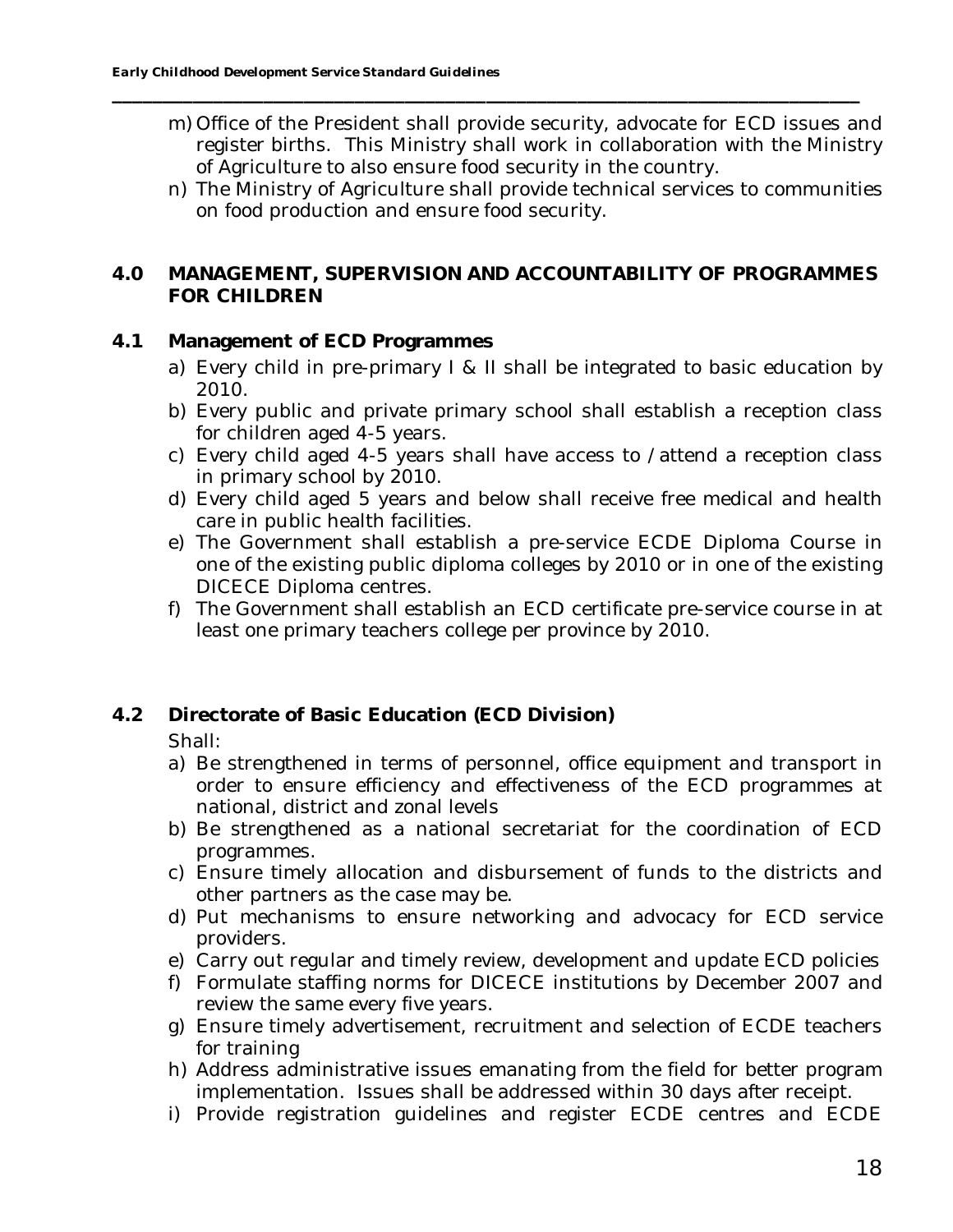m) Office of the President shall provide security, advocate for ECD issues and register births. This Ministry shall work in collaboration with the Ministry of Agriculture to also ensure food security in the country.
n) The Ministry of Agriculture shall provide technical services to communities on food production and ensure food security.

## 4.0 MANAGEMENT, SUPERVISION AND ACCOUNTABILITY OF PROGRAMMES FOR CHILDREN

### 4.1 Management of ECD Programmes

a) Every child in pre-primary I & II shall be integrated to basic education by 2010.
b) Every public and private primary school shall establish a reception class for children aged 4-5 years.
c) Every child aged 4-5 years shall have access to / attend a reception class in primary school by 2010.
d) Every child aged 5 years and below shall receive free medical and health care in public health facilities.
e) The Government shall establish a pre-service ECDE Diploma Course in one of the existing public diploma colleges by 2010 or in one of the existing DICECE Diploma centres.
f) The Government shall establish an ECD certificate pre-service course in at least one primary teachers college per province by 2010.

### 4.2 Directorate of Basic Education (ECD Division)

Shall:

a) Be strengthened in terms of personnel, office equipment and transport in order to ensure efficiency and effectiveness of the ECD programmes at national, district and zonal levels
b) Be strengthened as a national secretariat for the coordination of ECD programmes.
c) Ensure timely allocation and disbursement of funds to the districts and other partners as the case may be.
d) Put mechanisms to ensure networking and advocacy for ECD service providers.
e) Carry out regular and timely review, development and update ECD policies
f) Formulate staffing norms for DICECE institutions by December 2007 and review the same every five years.
g) Ensure timely advertisement, recruitment and selection of ECDE teachers for training
h) Address administrative issues emanating from the field for better program implementation. Issues shall be addressed within 30 days after receipt.
i) Provide registration guidelines and register ECDE centres and ECDE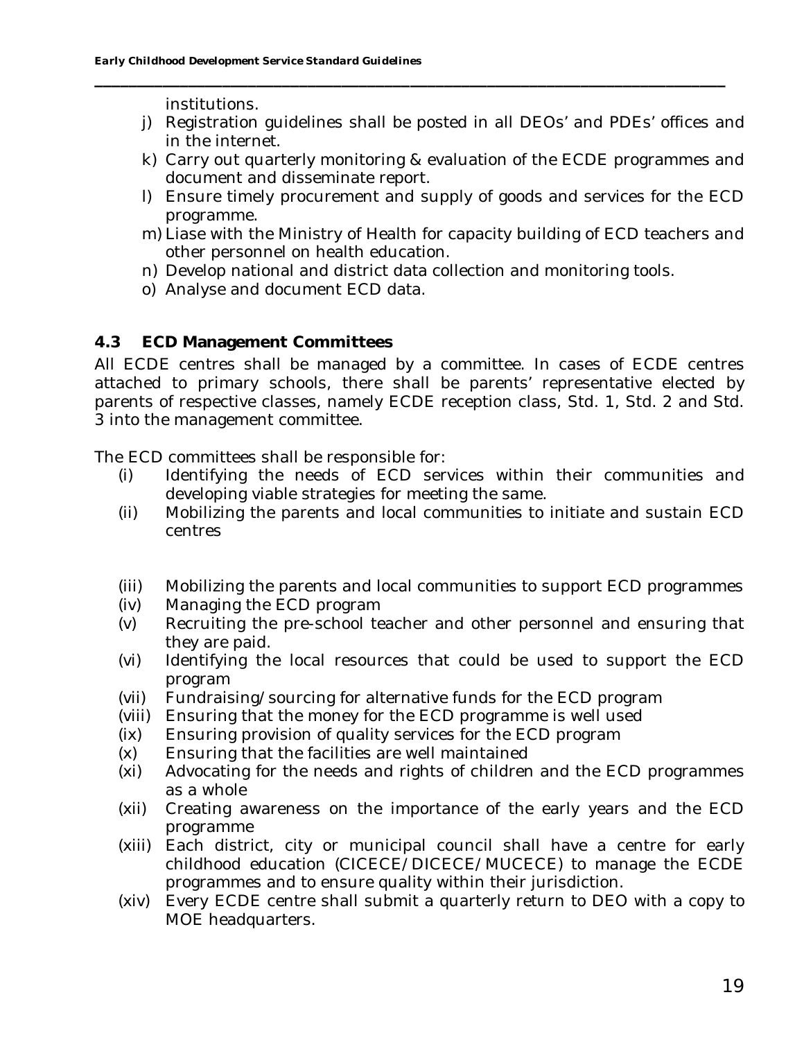institutions.

j) Registration guidelines shall be posted in all DEOs' and PDEs' offices and in the internet.
k) Carry out quarterly monitoring & evaluation of the ECDE programmes and document and disseminate report.
l) Ensure timely procurement and supply of goods and services for the ECD programme.
m) Liase with the Ministry of Health for capacity building of ECD teachers and other personnel on health education.
n) Develop national and district data collection and monitoring tools.
o) Analyse and document ECD data.

### 4.3 ECD Management Committees

All ECDE centres shall be managed by a committee. In cases of ECDE centres attached to primary schools, there shall be parents' representative elected by parents of respective classes, namely ECDE reception class, Std. 1, Std. 2 and Std. 3 into the management committee.

The ECD committees shall be responsible for:

(i) Identifying the needs of ECD services within their communities and developing viable strategies for meeting the same.
(ii) Mobilizing the parents and local communities to initiate and sustain ECD centres
(iii) Mobilizing the parents and local communities to support ECD programmes
(iv) Managing the ECD program
(v) Recruiting the pre-school teacher and other personnel and ensuring that they are paid.
(vi) Identifying the local resources that could be used to support the ECD program
(vii) Fundraising/sourcing for alternative funds for the ECD program
(viii) Ensuring that the money for the ECD programme is well used
(ix) Ensuring provision of quality services for the ECD program
(x) Ensuring that the facilities are well maintained
(xi) Advocating for the needs and rights of children and the ECD programmes as a whole
(xii) Creating awareness on the importance of the early years and the ECD programme
(xiii) Each district, city or municipal council shall have a centre for early childhood education (CICECE/DICECE/MUCECE) to manage the ECDE programmes and to ensure quality within their jurisdiction.
(xiv) Every ECDE centre shall submit a quarterly return to DEO with a copy to MOE headquarters.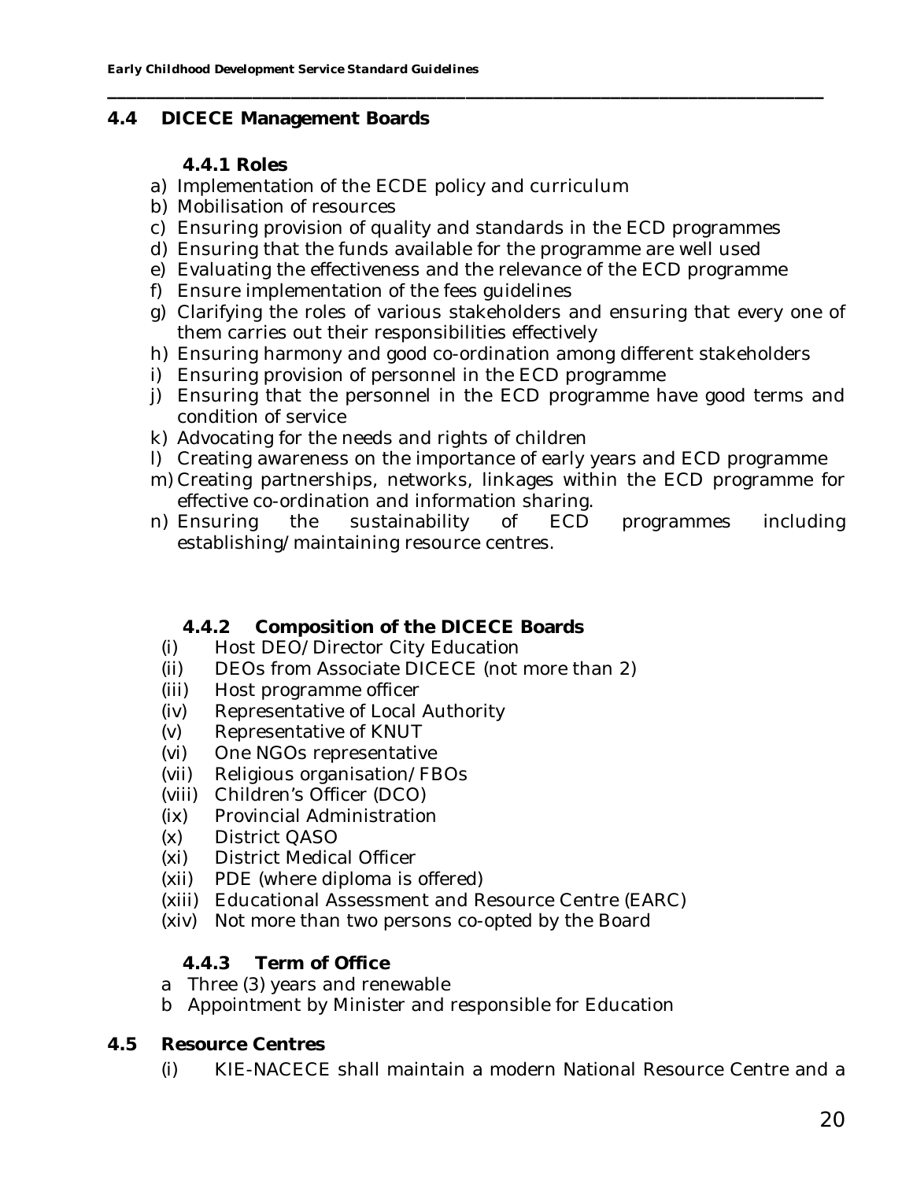## 4.4 DICECE Management Boards

### 4.4.1 Roles

a) Implementation of the ECDE policy and curriculum
b) Mobilisation of resources
c) Ensuring provision of quality and standards in the ECD programmes
d) Ensuring that the funds available for the programme are well used
e) Evaluating the effectiveness and the relevance of the ECD programme
f) Ensure implementation of the fees guidelines
g) Clarifying the roles of various stakeholders and ensuring that every one of them carries out their responsibilities effectively
h) Ensuring harmony and good co-ordination among different stakeholders
i) Ensuring provision of personnel in the ECD programme
j) Ensuring that the personnel in the ECD programme have good terms and condition of service
k) Advocating for the needs and rights of children
l) Creating awareness on the importance of early years and ECD programme
m) Creating partnerships, networks, linkages within the ECD programme for effective co-ordination and information sharing.
n) Ensuring the sustainability of ECD programmes including establishing/maintaining resource centres.

### 4.4.2 Composition of the DICECE Boards

(i) Host DEO/Director City Education
(ii) DEOs from Associate DICECE (not more than 2)
(iii) Host programme officer
(iv) Representative of Local Authority
(v) Representative of KNUT
(vi) One NGOs representative
(vii) Religious organisation/FBOs
(viii) Children's Officer (DCO)
(ix) Provincial Administration
(x) District QASO
(xi) District Medical Officer
(xii) PDE (where diploma is offered)
(xiii) Educational Assessment and Resource Centre (EARC)
(xiv) Not more than two persons co-opted by the Board

### 4.4.3 Term of Office

a Three (3) years and renewable
b Appointment by Minister and responsible for Education

## 4.5 Resource Centres

(i) KIE-NACECE shall maintain a modern National Resource Centre and a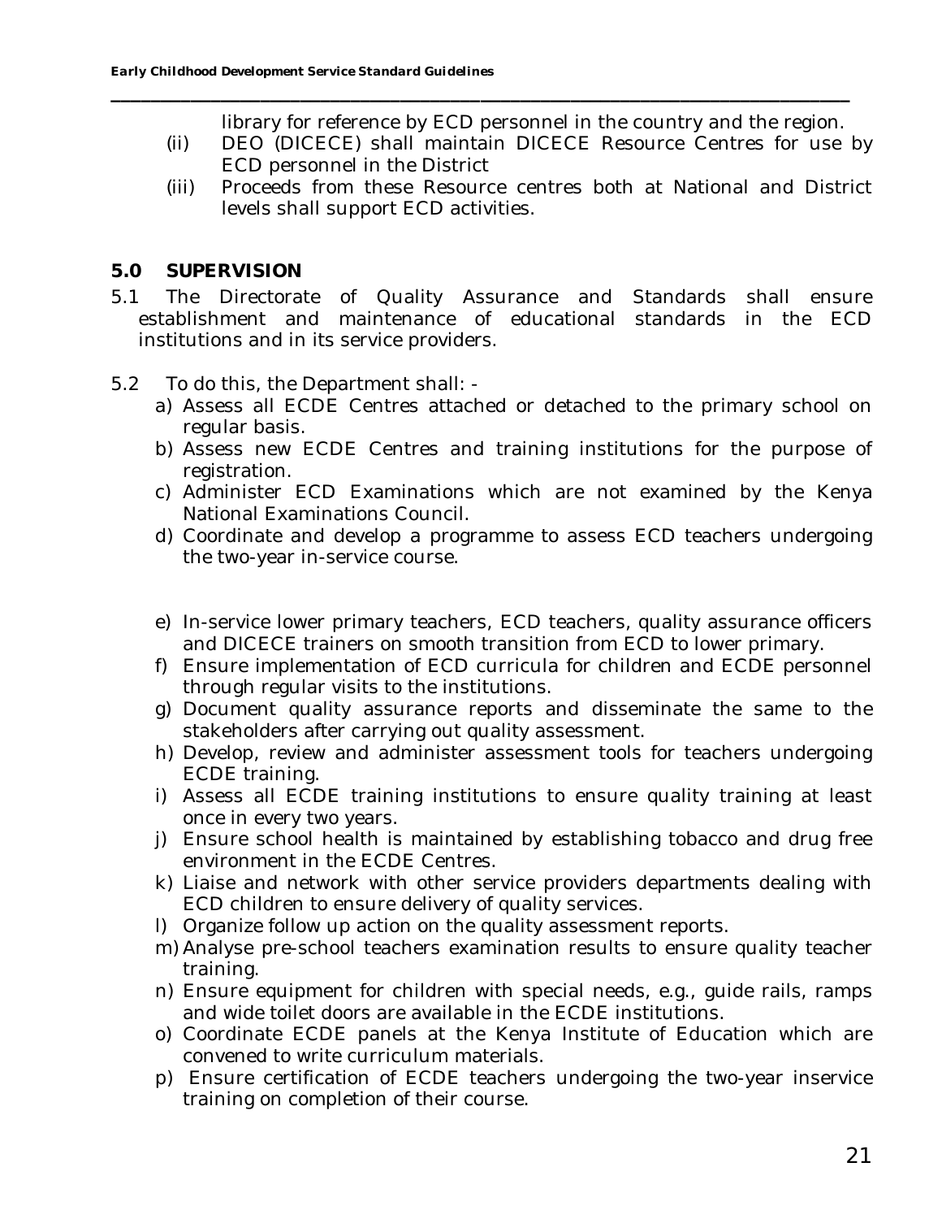library for reference by ECD personnel in the country and the region.

(ii) DEO (DICECE) shall maintain DICECE Resource Centres for use by ECD personnel in the District

(iii) Proceeds from these Resource centres both at National and District levels shall support ECD activities.

## 5.0 SUPERVISION

5.1 The Directorate of Quality Assurance and Standards shall ensure establishment and maintenance of educational standards in the ECD institutions and in its service providers.

5.2 To do this, the Department shall: -

a) Assess all ECDE Centres attached or detached to the primary school on regular basis.
b) Assess new ECDE Centres and training institutions for the purpose of registration.
c) Administer ECD Examinations which are not examined by the Kenya National Examinations Council.
d) Coordinate and develop a programme to assess ECD teachers undergoing the two-year in-service course.
e) In-service lower primary teachers, ECD teachers, quality assurance officers and DICECE trainers on smooth transition from ECD to lower primary.
f) Ensure implementation of ECD curricula for children and ECDE personnel through regular visits to the institutions.
g) Document quality assurance reports and disseminate the same to the stakeholders after carrying out quality assessment.
h) Develop, review and administer assessment tools for teachers undergoing ECDE training.
i) Assess all ECDE training institutions to ensure quality training at least once in every two years.
j) Ensure school health is maintained by establishing tobacco and drug free environment in the ECDE Centres.
k) Liaise and network with other service providers departments dealing with ECD children to ensure delivery of quality services.
l) Organize follow up action on the quality assessment reports.
m) Analyse pre-school teachers examination results to ensure quality teacher training.
n) Ensure equipment for children with special needs, e.g., guide rails, ramps and wide toilet doors are available in the ECDE institutions.
o) Coordinate ECDE panels at the Kenya Institute of Education which are convened to write curriculum materials.
p) Ensure certification of ECDE teachers undergoing the two-year inservice training on completion of their course.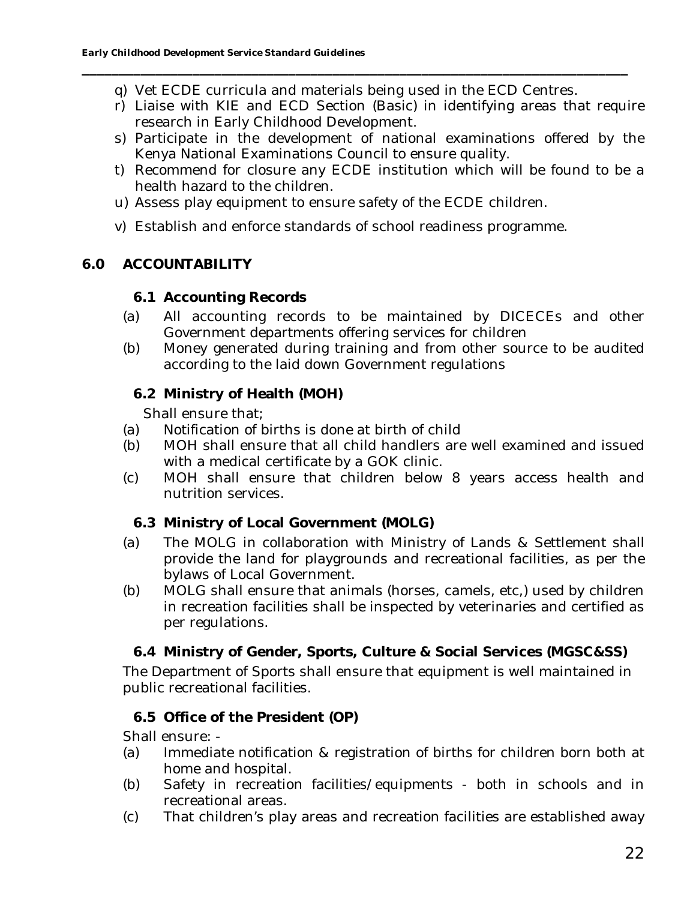q) Vet ECDE curricula and materials being used in the ECD Centres.
r) Liaise with KIE and ECD Section (Basic) in identifying areas that require research in Early Childhood Development.
s) Participate in the development of national examinations offered by the Kenya National Examinations Council to ensure quality.
t) Recommend for closure any ECDE institution which will be found to be a health hazard to the children.
u) Assess play equipment to ensure safety of the ECDE children.
v) Establish and enforce standards of school readiness programme.

## 6.0 ACCOUNTABILITY

### 6.1 Accounting Records

(a) All accounting records to be maintained by DICECEs and other Government departments offering services for children

(b) Money generated during training and from other source to be audited according to the laid down Government regulations

### 6.2 Ministry of Health (MOH)

Shall ensure that;

(a) Notification of births is done at birth of child

(b) MOH shall ensure that all child handlers are well examined and issued with a medical certificate by a GOK clinic.

(c) MOH shall ensure that children below 8 years access health and nutrition services.

### 6.3 Ministry of Local Government (MOLG)

(a) The MOLG in collaboration with Ministry of Lands & Settlement shall provide the land for playgrounds and recreational facilities, as per the bylaws of Local Government.

(b) MOLG shall ensure that animals (horses, camels, etc,) used by children in recreation facilities shall be inspected by veterinaries and certified as per regulations.

### 6.4 Ministry of Gender, Sports, Culture & Social Services (MGSC&SS)

The Department of Sports shall ensure that equipment is well maintained in public recreational facilities.

### 6.5 Office of the President (OP)

Shall ensure: -

(a) Immediate notification & registration of births for children born both at home and hospital.

(b) Safety in recreation facilities/equipments - both in schools and in recreational areas.

(c) That children's play areas and recreation facilities are established away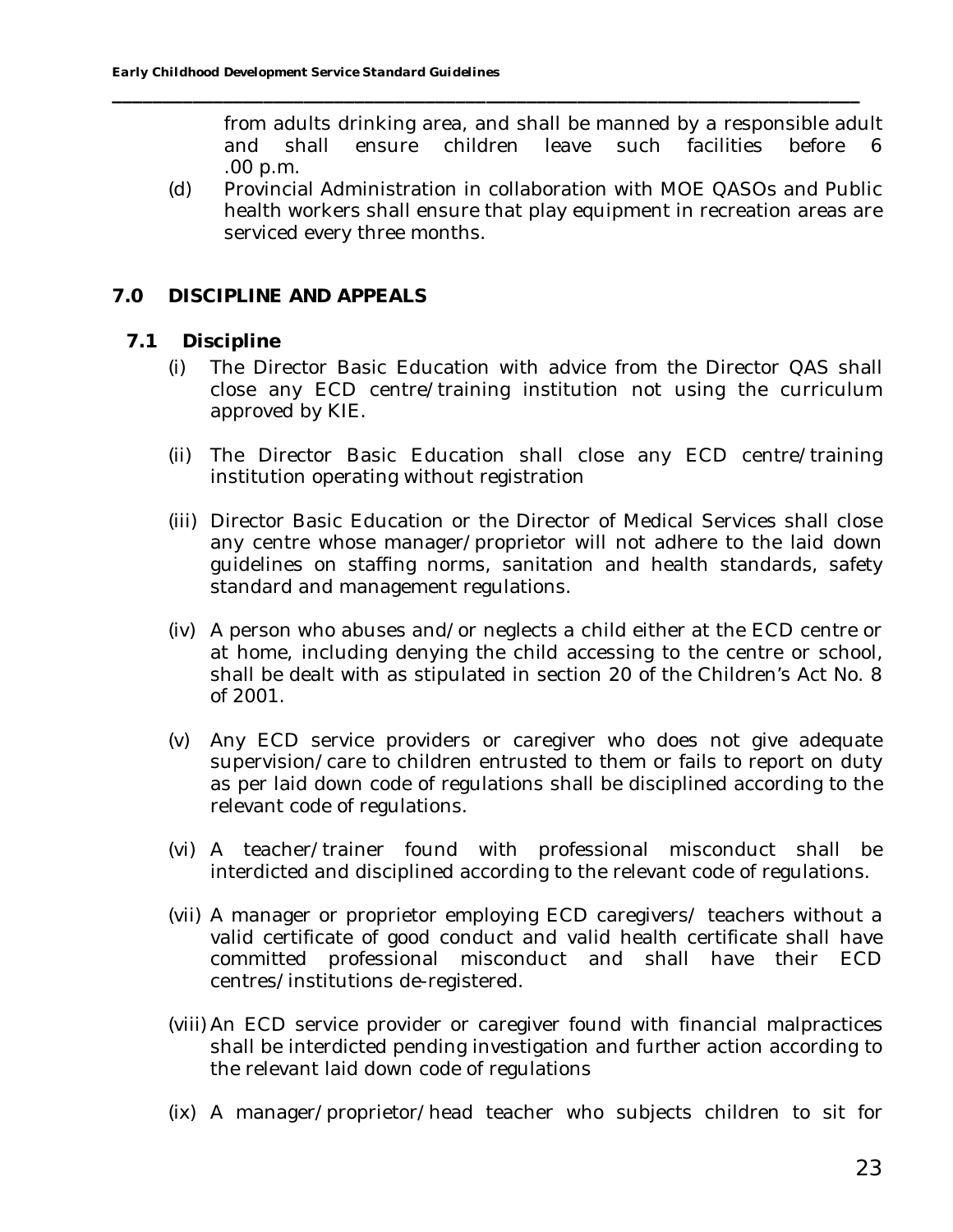from adults drinking area, and shall be manned by a responsible adult and shall ensure children leave such facilities before 6 .00 p.m.

(d) Provincial Administration in collaboration with MOE QASOs and Public health workers shall ensure that play equipment in recreation areas are serviced every three months.

## 7.0 DISCIPLINE AND APPEALS

### 7.1 Discipline

(i) The Director Basic Education with advice from the Director QAS shall close any ECD centre/training institution not using the curriculum approved by KIE.

(ii) The Director Basic Education shall close any ECD centre/training institution operating without registration

(iii) Director Basic Education or the Director of Medical Services shall close any centre whose manager/proprietor will not adhere to the laid down guidelines on staffing norms, sanitation and health standards, safety standard and management regulations.

(iv) A person who abuses and/or neglects a child either at the ECD centre or at home, including denying the child accessing to the centre or school, shall be dealt with as stipulated in section 20 of the Children's Act No. 8 of 2001.

(v) Any ECD service providers or caregiver who does not give adequate supervision/care to children entrusted to them or fails to report on duty as per laid down code of regulations shall be disciplined according to the relevant code of regulations.

(vi) A teacher/trainer found with professional misconduct shall be interdicted and disciplined according to the relevant code of regulations.

(vii) A manager or proprietor employing ECD caregivers/ teachers without a valid certificate of good conduct and valid health certificate shall have committed professional misconduct and shall have their ECD centres/institutions de-registered.

(viii) An ECD service provider or caregiver found with financial malpractices shall be interdicted pending investigation and further action according to the relevant laid down code of regulations

(ix) A manager/proprietor/head teacher who subjects children to sit for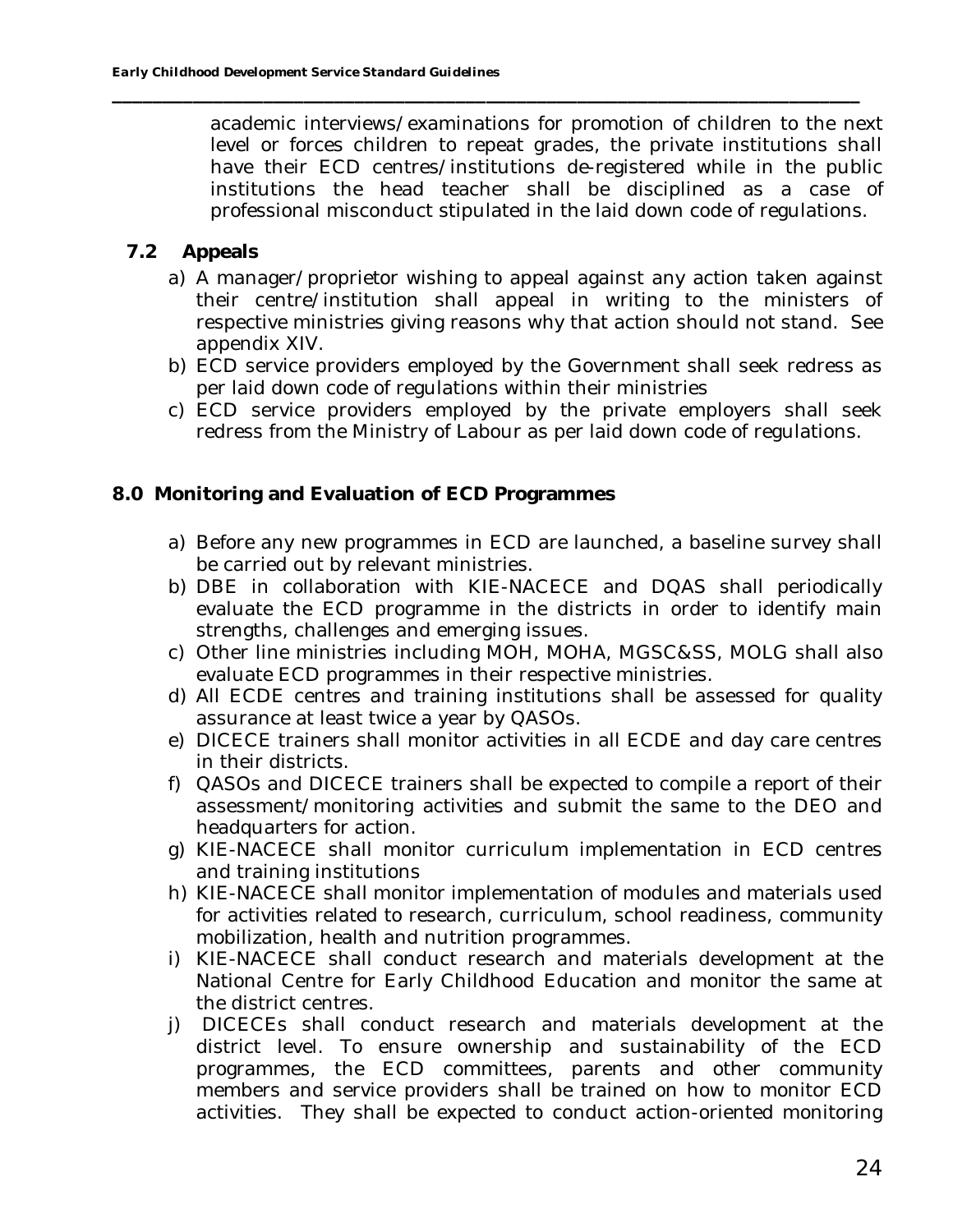academic interviews/examinations for promotion of children to the next level or forces children to repeat grades, the private institutions shall have their ECD centres/institutions de-registered while in the public institutions the head teacher shall be disciplined as a case of professional misconduct stipulated in the laid down code of regulations.

### 7.2 Appeals

a) A manager/proprietor wishing to appeal against any action taken against their centre/institution shall appeal in writing to the ministers of respective ministries giving reasons why that action should not stand. See appendix XIV.
b) ECD service providers employed by the Government shall seek redress as per laid down code of regulations within their ministries
c) ECD service providers employed by the private employers shall seek redress from the Ministry of Labour as per laid down code of regulations.

## 8.0 Monitoring and Evaluation of ECD Programmes

a) Before any new programmes in ECD are launched, a baseline survey shall be carried out by relevant ministries.
b) DBE in collaboration with KIE-NACECE and DQAS shall periodically evaluate the ECD programme in the districts in order to identify main strengths, challenges and emerging issues.
c) Other line ministries including MOH, MOHA, MGSC&SS, MOLG shall also evaluate ECD programmes in their respective ministries.
d) All ECDE centres and training institutions shall be assessed for quality assurance at least twice a year by QASOs.
e) DICECE trainers shall monitor activities in all ECDE and day care centres in their districts.
f) QASOs and DICECE trainers shall be expected to compile a report of their assessment/monitoring activities and submit the same to the DEO and headquarters for action.
g) KIE-NACECE shall monitor curriculum implementation in ECD centres and training institutions
h) KIE-NACECE shall monitor implementation of modules and materials used for activities related to research, curriculum, school readiness, community mobilization, health and nutrition programmes.
i) KIE-NACECE shall conduct research and materials development at the National Centre for Early Childhood Education and monitor the same at the district centres.
j) DICECEs shall conduct research and materials development at the district level. To ensure ownership and sustainability of the ECD programmes, the ECD committees, parents and other community members and service providers shall be trained on how to monitor ECD activities. They shall be expected to conduct action-oriented monitoring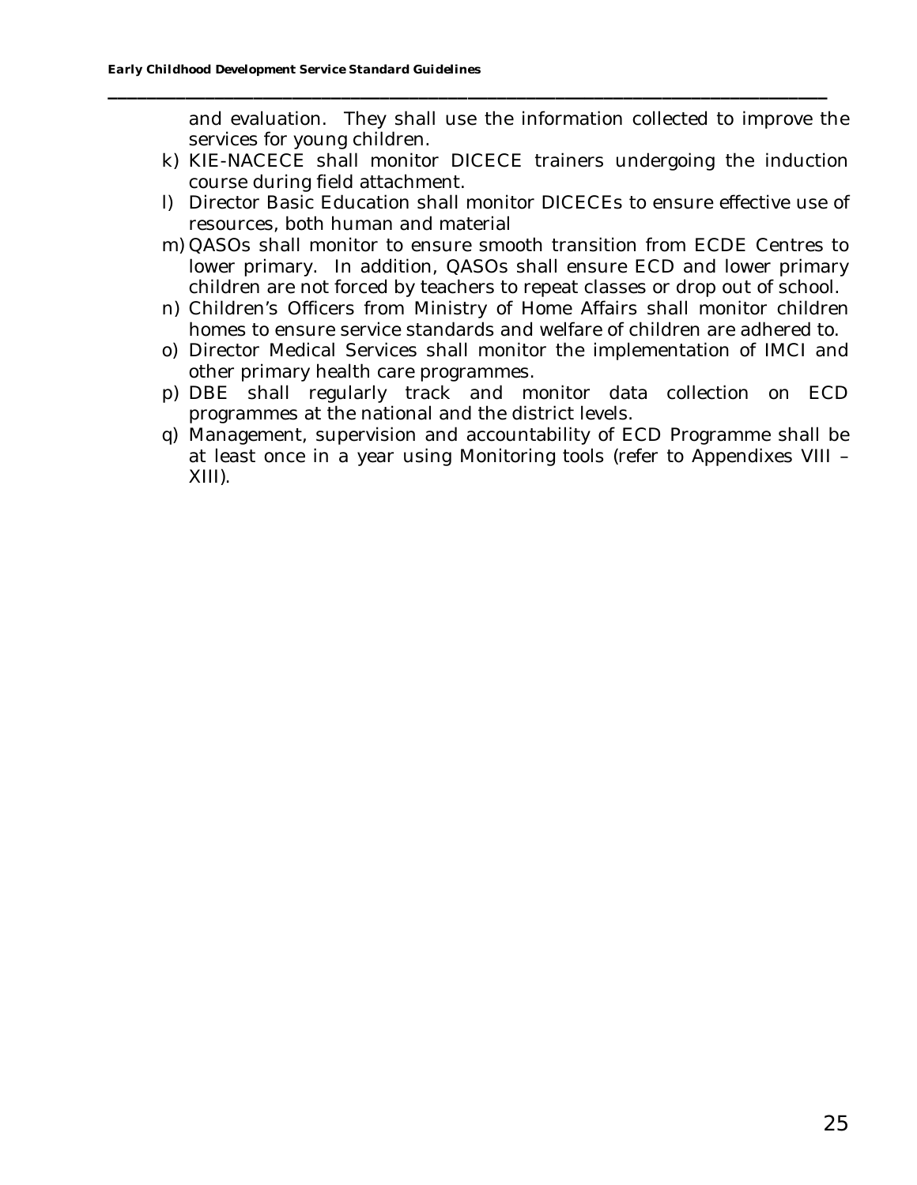and evaluation. They shall use the information collected to improve the services for young children.

k) KIE-NACECE shall monitor DICECE trainers undergoing the induction course during field attachment.
l) Director Basic Education shall monitor DICECEs to ensure effective use of resources, both human and material
m) QASOs shall monitor to ensure smooth transition from ECDE Centres to lower primary. In addition, QASOs shall ensure ECD and lower primary children are not forced by teachers to repeat classes or drop out of school.
n) Children's Officers from Ministry of Home Affairs shall monitor children homes to ensure service standards and welfare of children are adhered to.
o) Director Medical Services shall monitor the implementation of IMCI and other primary health care programmes.
p) DBE shall regularly track and monitor data collection on ECD programmes at the national and the district levels.
q) Management, supervision and accountability of ECD Programme shall be at least once in a year using Monitoring tools (refer to Appendixes VIII – XIII).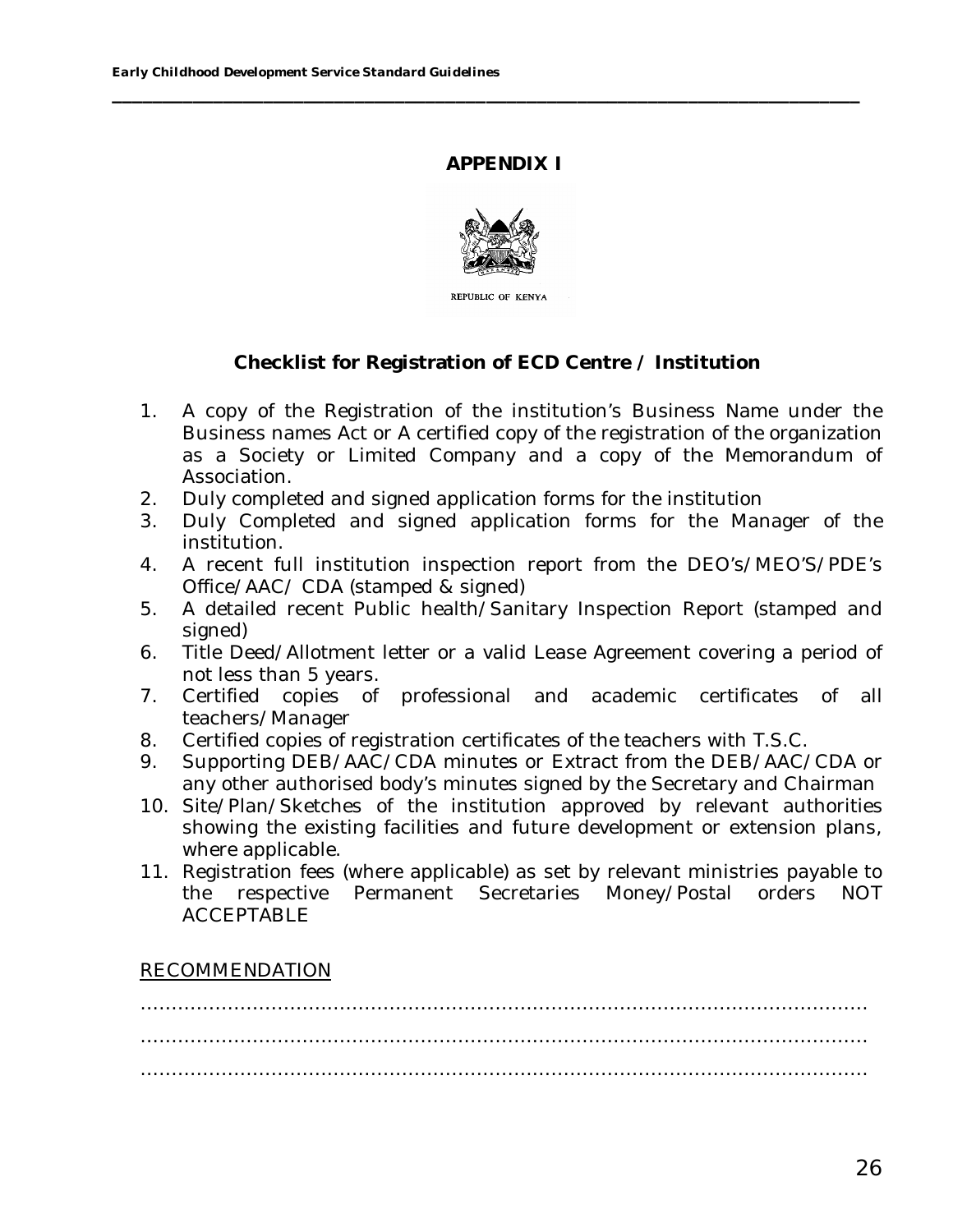# APPENDIX I

REPUBLIC OF KENYA

## Checklist for Registration of ECD Centre / Institution

1. A copy of the Registration of the institution's Business Name under the Business names Act or A certified copy of the registration of the organization as a Society or Limited Company and a copy of the Memorandum of Association.
2. Duly completed and signed application forms for the institution
3. Duly Completed and signed application forms for the Manager of the institution.
4. A recent full institution inspection report from the DEO's/MEO'S/PDE's Office/AAC/ CDA (stamped & signed)
5. A detailed recent Public health/Sanitary Inspection Report (stamped and signed)
6. Title Deed/Allotment letter or a valid Lease Agreement covering a period of not less than 5 years.
7. Certified copies of professional and academic certificates of all teachers/Manager
8. Certified copies of registration certificates of the teachers with T.S.C.
9. Supporting DEB/AAC/CDA minutes or Extract from the DEB/AAC/CDA or any other authorised body's minutes signed by the Secretary and Chairman
10. Site/Plan/Sketches of the institution approved by relevant authorities showing the existing facilities and future development or extension plans, where applicable.
11. Registration fees (where applicable) as set by relevant ministries payable to the respective Permanent Secretaries Money/Postal orders NOT ACCEPTABLE

<u>RECOMMENDATION</u>

.........................................................................................................................

.........................................................................................................................

.........................................................................................................................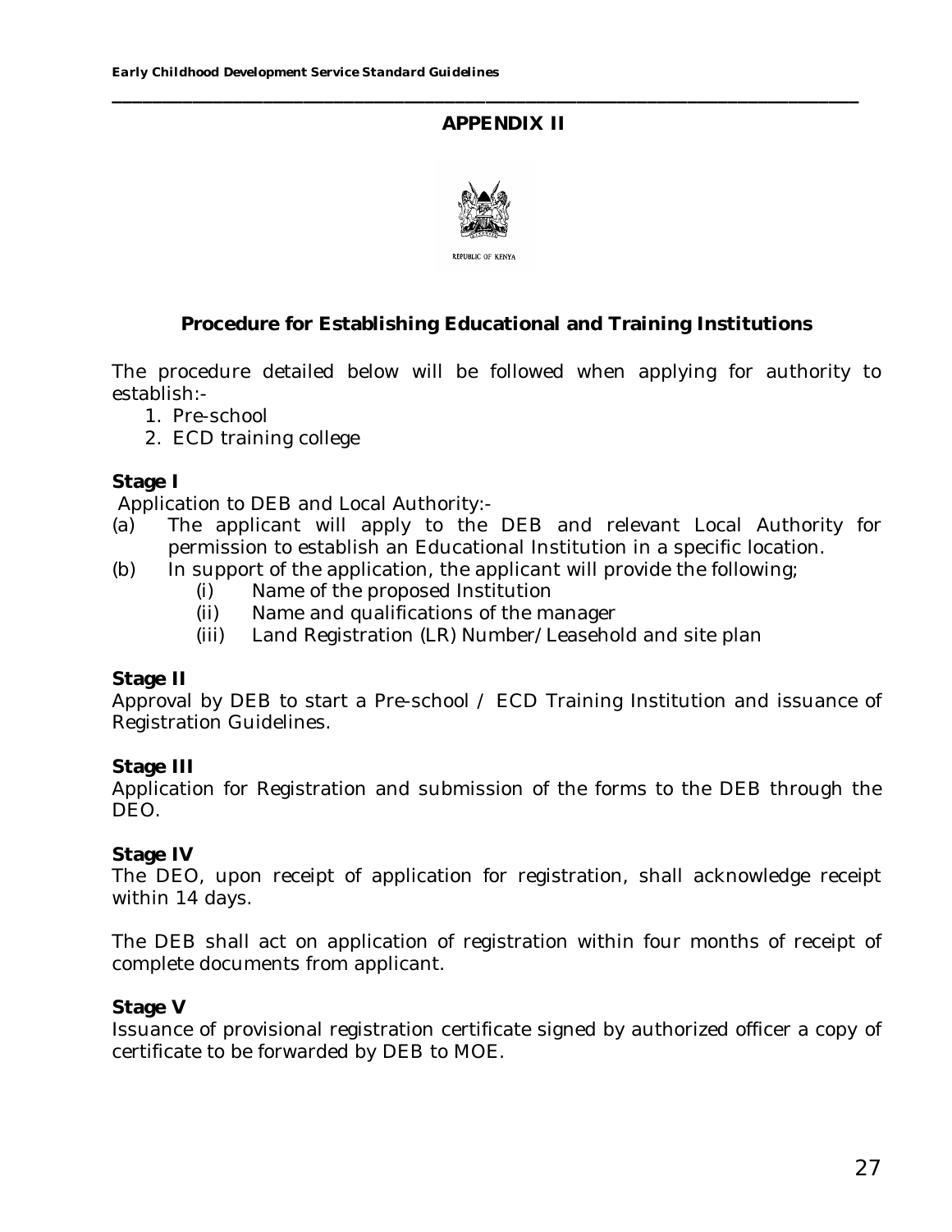## APPENDIX II

REPUBLIC OF KENYA

### Procedure for Establishing Educational and Training Institutions

The procedure detailed below will be followed when applying for authority to establish:-

1. Pre-school
2. ECD training college

**Stage I**

Application to DEB and Local Authority:-

(a) The applicant will apply to the DEB and relevant Local Authority for permission to establish an Educational Institution in a specific location.

(b) In support of the application, the applicant will provide the following;

  (i) Name of the proposed Institution
  
  (ii) Name and qualifications of the manager
  
  (iii) Land Registration (LR) Number/Leasehold and site plan

**Stage II**

Approval by DEB to start a Pre-school / ECD Training Institution and issuance of Registration Guidelines.

**Stage III**

Application for Registration and submission of the forms to the DEB through the DEO.

**Stage IV**

The DEO, upon receipt of application for registration, shall acknowledge receipt within 14 days.

The DEB shall act on application of registration within four months of receipt of complete documents from applicant.

**Stage V**

Issuance of provisional registration certificate signed by authorized officer a copy of certificate to be forwarded by DEB to MOE.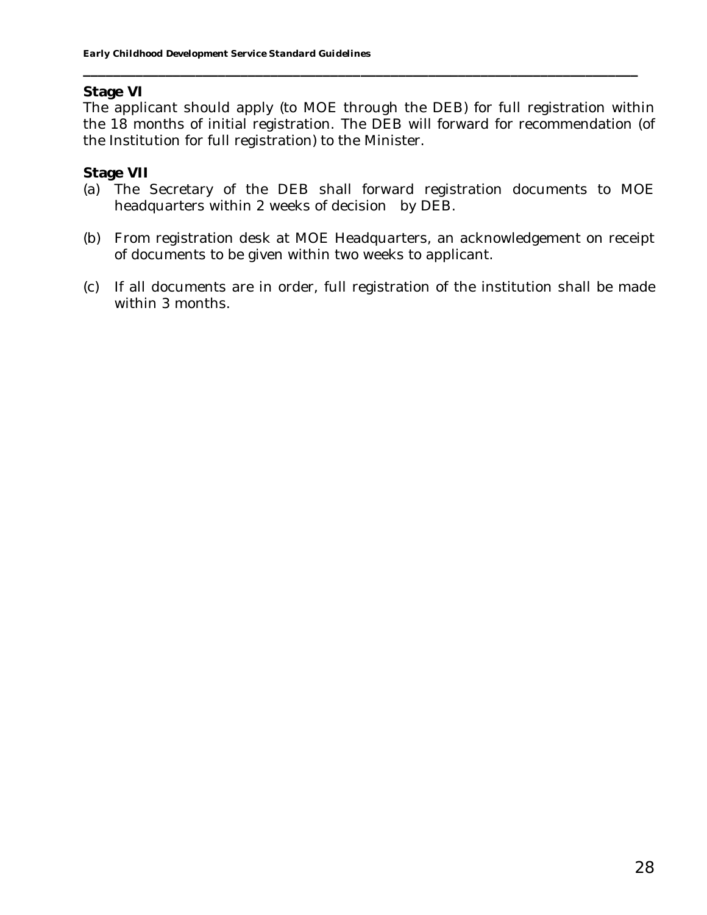**Stage VI**

The applicant should apply (to MOE through the DEB) for full registration within the 18 months of initial registration. The DEB will forward for recommendation (of the Institution for full registration) to the Minister.

**Stage VII**

(a) The Secretary of the DEB shall forward registration documents to MOE headquarters within 2 weeks of decision by DEB.

(b) From registration desk at MOE Headquarters, an acknowledgement on receipt of documents to be given within two weeks to applicant.

(c) If all documents are in order, full registration of the institution shall be made within 3 months.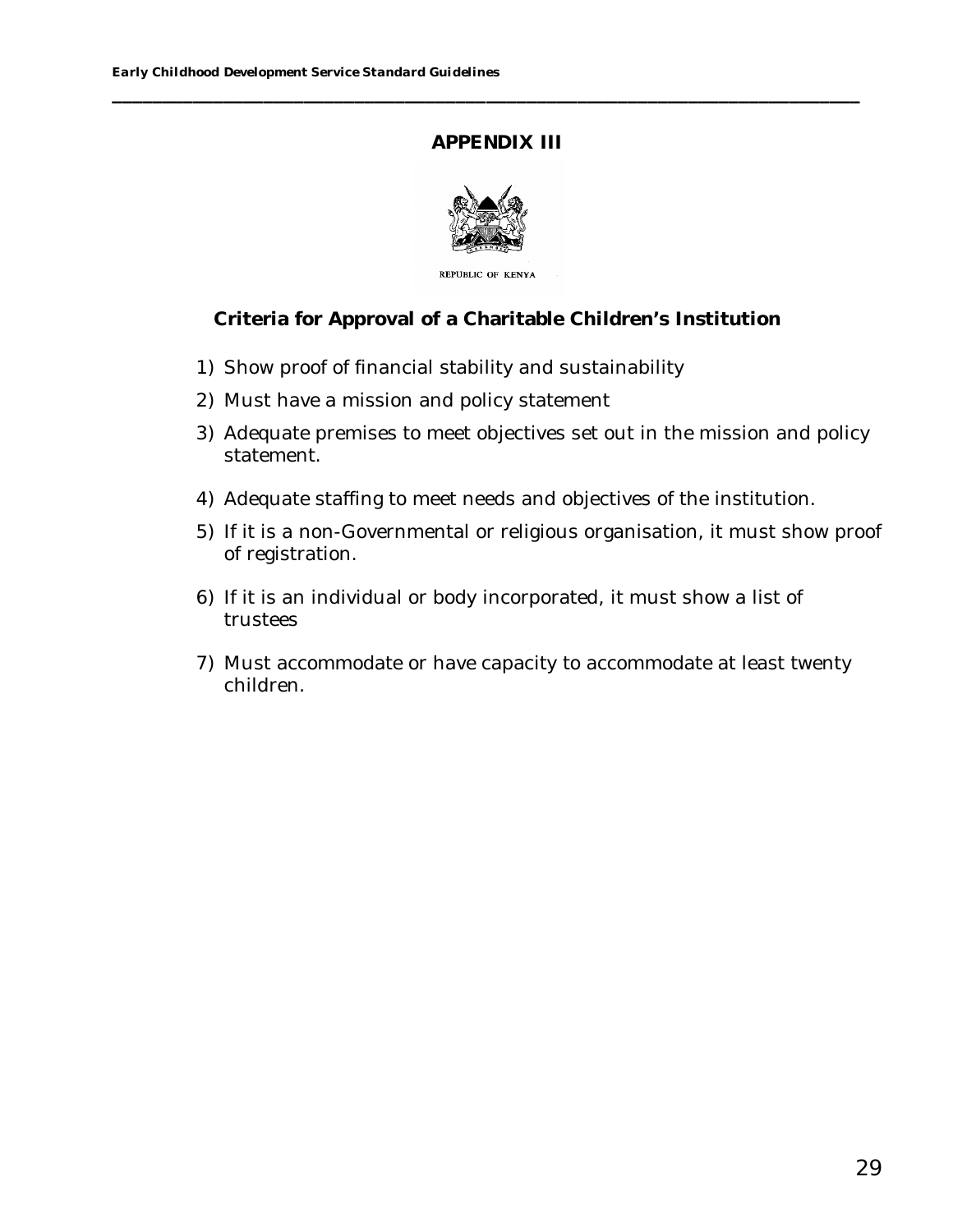## APPENDIX III

REPUBLIC OF KENYA

### Criteria for Approval of a Charitable Children's Institution

1) Show proof of financial stability and sustainability
2) Must have a mission and policy statement
3) Adequate premises to meet objectives set out in the mission and policy statement.
4) Adequate staffing to meet needs and objectives of the institution.
5) If it is a non-Governmental or religious organisation, it must show proof of registration.
6) If it is an individual or body incorporated, it must show a list of trustees
7) Must accommodate or have capacity to accommodate at least twenty children.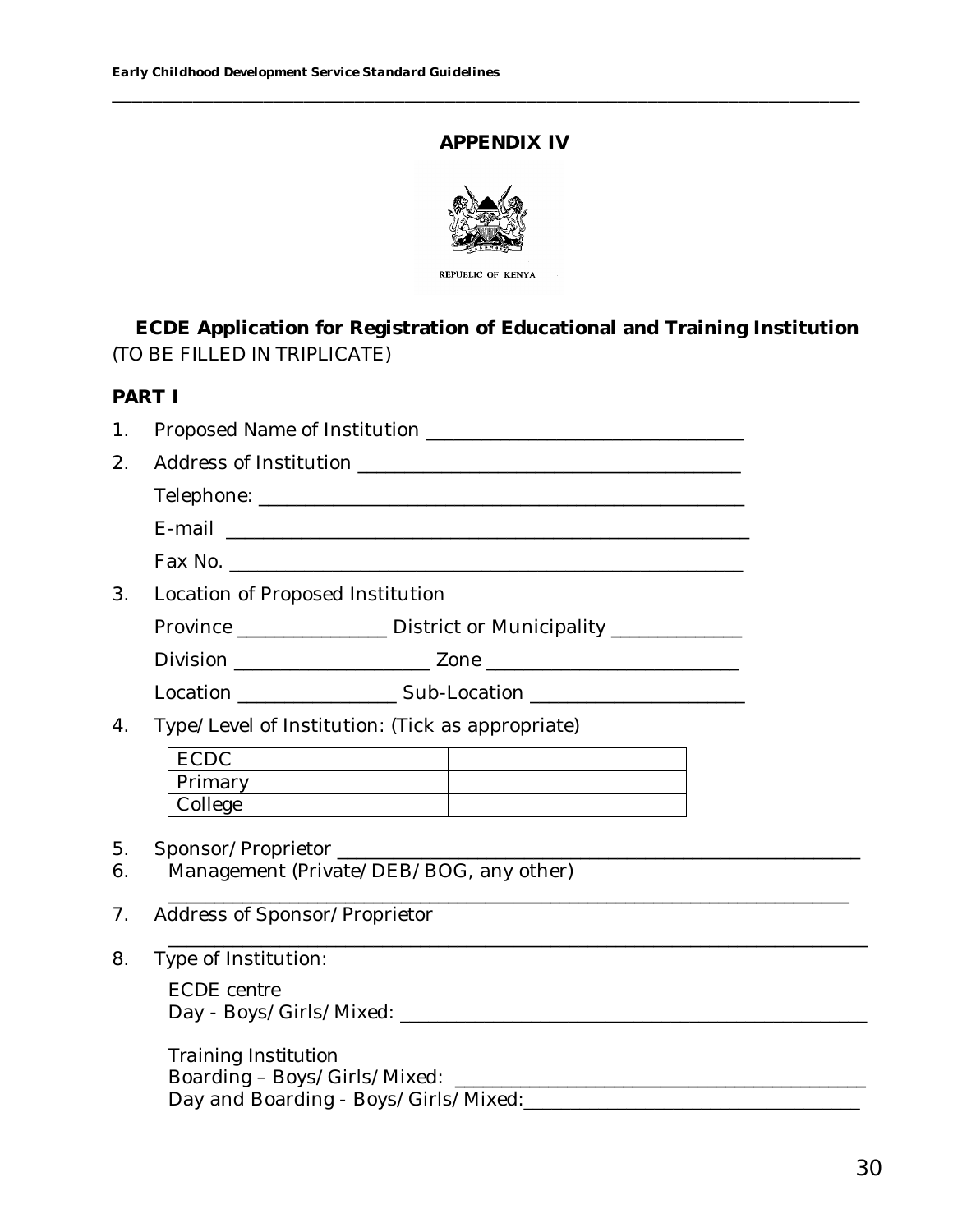## APPENDIX IV

REPUBLIC OF KENYA

### ECDE Application for Registration of Educational and Training Institution

(TO BE FILLED IN TRIPLICATE)

**PART I**

1. Proposed Name of Institution ________________________________
2. Address of Institution ______________________________________

   Telephone: ____________________________________________

   E-mail ________________________________________________

   Fax No. _______________________________________________
3. Location of Proposed Institution

   Province _______________ District or Municipality _____________

   Division ____________________ Zone _________________________

   Location ________________ Sub-Location _____________________
4. Type/Level of Institution: (Tick as appropriate)

| | |
|---|---|
| ECDC | |
| Primary | |
| College | |

5. Sponsor/Proprietor ______________________________________________
6. Management (Private/DEB/BOG, any other)

   ________________________________________________________________
7. Address of Sponsor/Proprietor

   ________________________________________________________________
8. Type of Institution:

   ECDE centre
   Day - Boys/Girls/Mixed: ____________________________________________

   Training Institution
   Boarding – Boys/Girls/Mixed: ________________________________________
   Day and Boarding - Boys/Girls/Mixed:__________________________________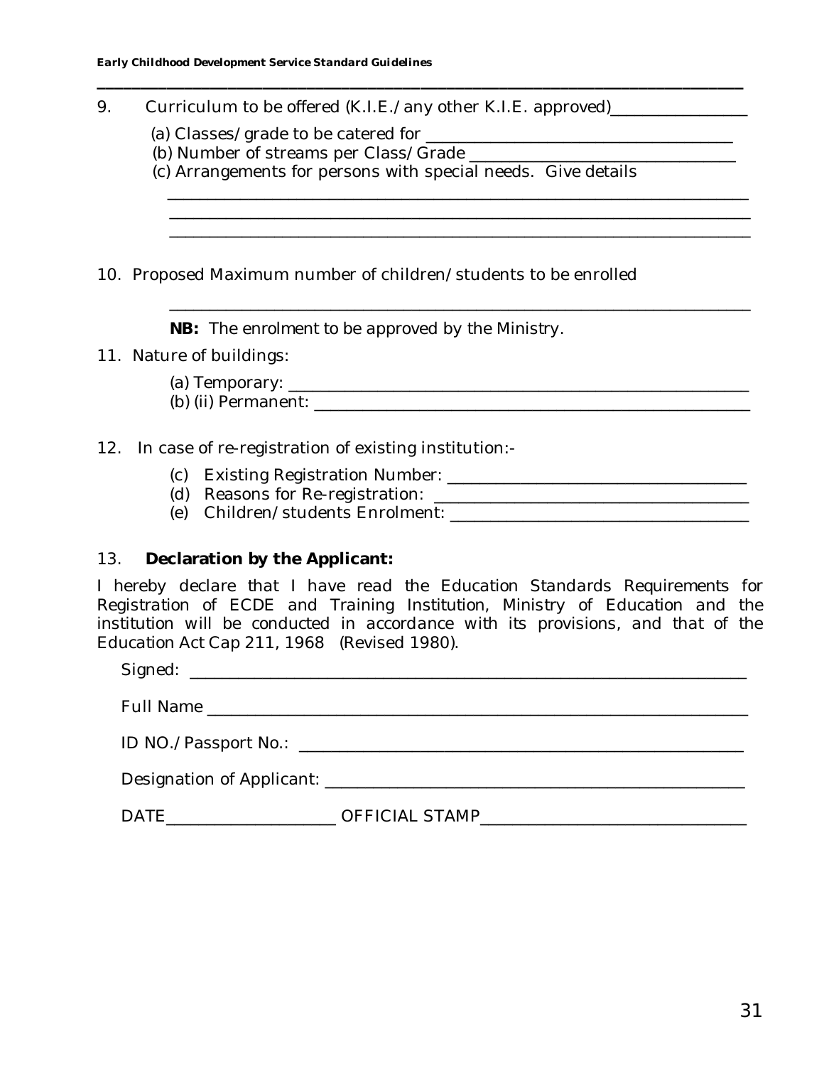9. Curriculum to be offered (K.I.E./any other K.I.E. approved)________________

   (a) Classes/grade to be catered for ____________________________________
   (b) Number of streams per Class/Grade ________________________________
   (c) Arrangements for persons with special needs. Give details

   _____________________________________________________________________
   _____________________________________________________________________
   _____________________________________________________________________

10. Proposed Maximum number of children/students to be enrolled

   _____________________________________________________________________

   **NB:** The enrolment to be approved by the Ministry.

11. Nature of buildings:

   (a) Temporary: ______________________________________________________
   (b) (ii) Permanent: __________________________________________________

12. In case of re-registration of existing institution:-

   (c) Existing Registration Number: _____________________________________
   (d) Reasons for Re-registration: ______________________________________
   (e) Children/students Enrolment: _____________________________________

13. **Declaration by the Applicant:**

I hereby declare that I have read the Education Standards Requirements for Registration of ECDE and Training Institution, Ministry of Education and the institution will be conducted in accordance with its provisions, and that of the Education Act Cap 211, 1968 (Revised 1980).

Signed: _________________________________________________________________

Full Name _______________________________________________________________

ID NO./Passport No.: ____________________________________________________

Designation of Applicant: ________________________________________________

DATE____________________ OFFICIAL STAMP______________________________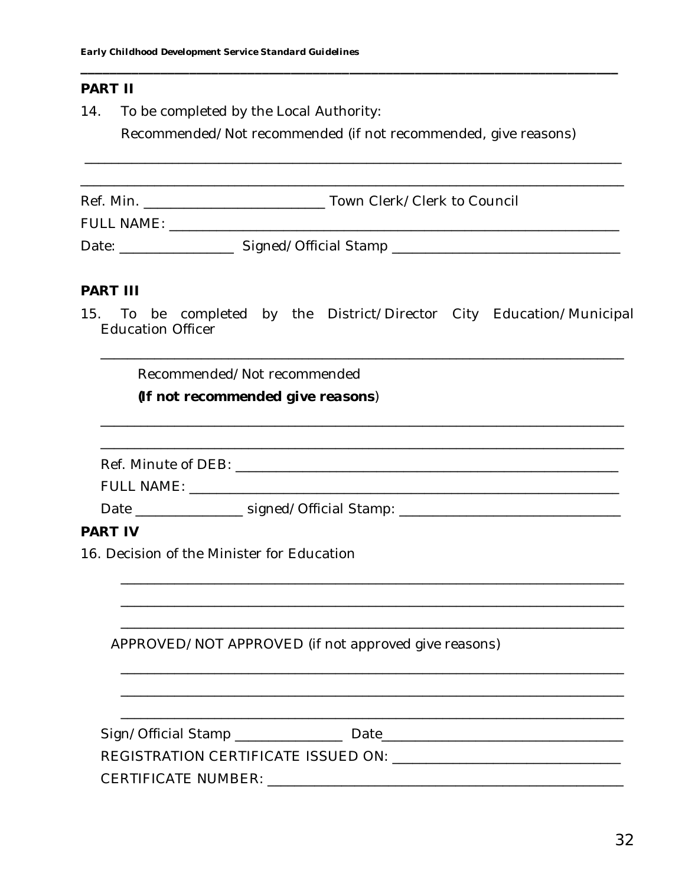## PART II

14. To be completed by the Local Authority:

    Recommended/Not recommended (if not recommended, give reasons)

________________________________________________________________________

________________________________________________________________________

Ref. Min. ________________________ Town Clerk/Clerk to Council

FULL NAME: ____________________________________________________

Date: ______________ Signed/Official Stamp ___________________________

## PART III

15. To be completed by the District/Director City Education/Municipal Education Officer

    ____________________________________________________________________

    Recommended/Not recommended

    **(If not recommended give reasons)**

    ____________________________________________________________________

    ____________________________________________________________________

    Ref. Minute of DEB: ____________________________________________

    FULL NAME: ___________________________________________________

    Date ______________ signed/Official Stamp: ________________________

## PART IV

16. Decision of the Minister for Education

    ____________________________________________________________________

    ____________________________________________________________________

    ____________________________________________________________________

    APPROVED/NOT APPROVED (if not approved give reasons)

    ____________________________________________________________________

    ____________________________________________________________________

    ____________________________________________________________________

    Sign/Official Stamp ______________ Date__________________________

    REGISTRATION CERTIFICATE ISSUED ON: __________________________

    CERTIFICATE NUMBER: _____________________________________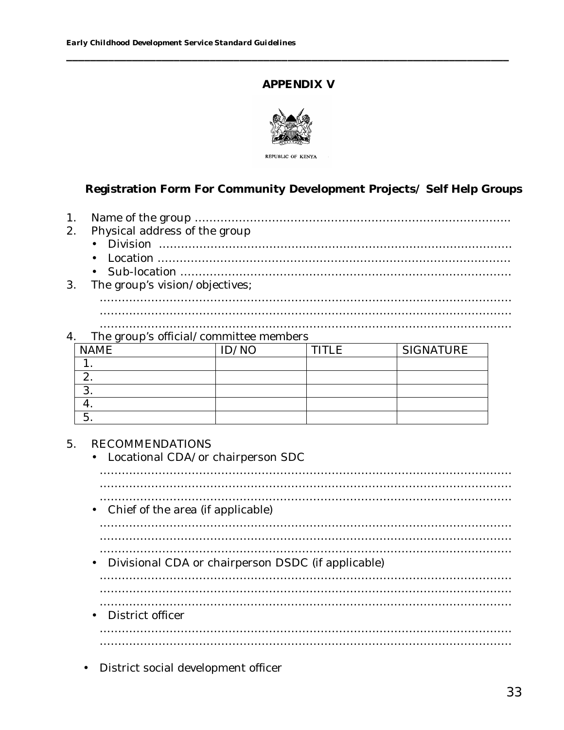## APPENDIX V

REPUBLIC OF KENYA

### Registration Form For Community Development Projects/ Self Help Groups

1. Name of the group ……………………………………………………………………….
2. Physical address of the group
   - Division ………………………………………………………………………………….
   - Location …………………………………………………………………………………
   - Sub-location …………………………………………………………………………….
3. The group's vision/objectives;

   ……………………………………………………………………………………………………
   ……………………………………………………………………………………………………
   ……………………………………………………………………………………………………
4. The group's official/committee members

| NAME | ID/NO | TITLE | SIGNATURE |
|---|---|---|---|
| 1. | | | |
| 2. | | | |
| 3. | | | |
| 4. | | | |
| 5. | | | |

5. RECOMMENDATIONS
   - Locational CDA/or chairperson SDC

     ……………………………………………………………………………………………………
     ……………………………………………………………………………………………………
     ……………………………………………………………………………………………………
   - Chief of the area (if applicable)

     ……………………………………………………………………………………………………
     ……………………………………………………………………………………………………
     ……………………………………………………………………………………………………
   - Divisional CDA or chairperson DSDC (if applicable)

     ……………………………………………………………………………………………………
     ……………………………………………………………………………………………………
     ……………………………………………………………………………………………………
   - District officer

     ……………………………………………………………………………………………………
     ……………………………………………………………………………………………………
   - District social development officer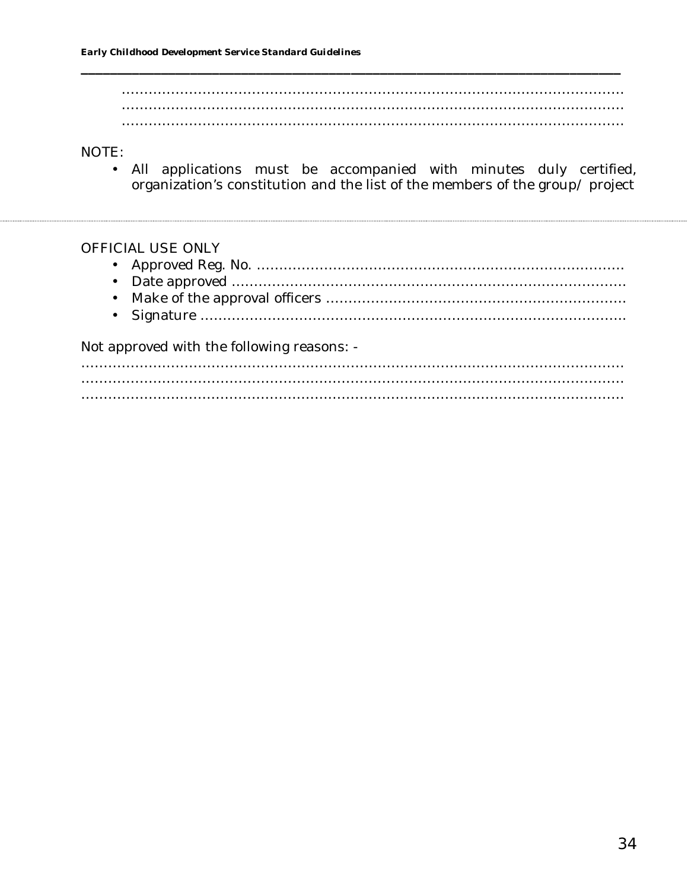…………………………………………………………………………………………………………
…………………………………………………………………………………………………………
…………………………………………………………………………………………………………

NOTE:

- All applications must be accompanied with minutes duly certified, organization's constitution and the list of the members of the group/ project

---

OFFICIAL USE ONLY

- Approved Reg. No. ………………………………………………………………………
- Date approved …………………………………………………………………………
- Make of the approval officers ………………………………………………………
- Signature ………………………………………………………………………………

Not approved with the following reasons: -

…………………………………………………………………………………………………………
…………………………………………………………………………………………………………
…………………………………………………………………………………………………………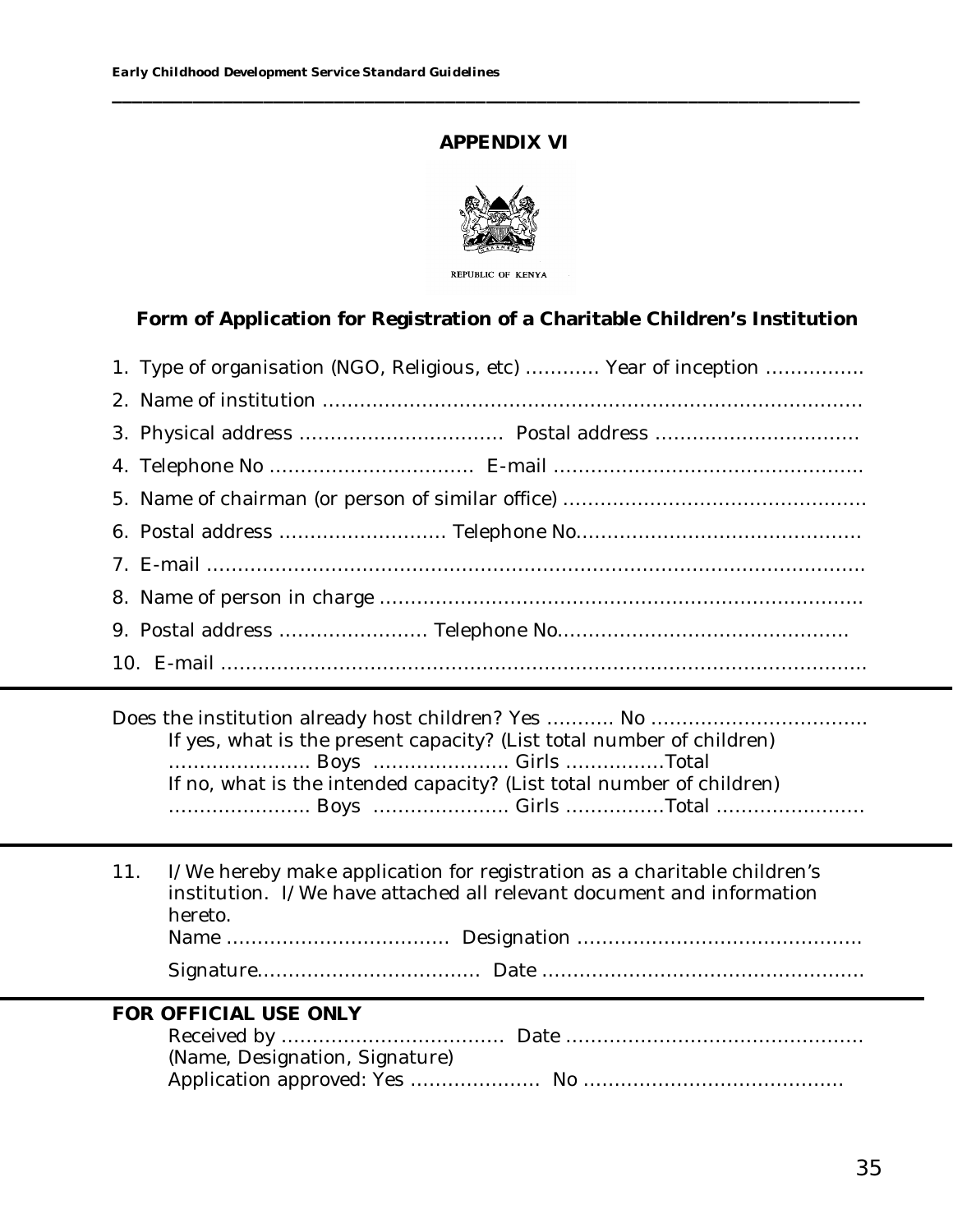**APPENDIX VI**

REPUBLIC OF KENYA

**Form of Application for Registration of a Charitable Children's Institution**

1. Type of organisation (NGO, Religious, etc) ………… Year of inception ……………
2. Name of institution ……………………………………………………………………………
3. Physical address …………………………… Postal address ……………………………
4. Telephone No …………………………… E-mail …………………………………………
5. Name of chairman (or person of similar office) …………………………………………
6. Postal address ……………………… Telephone No………………………………………
7. E-mail ……………………………………………………………………………………………
8. Name of person in charge ……………………………………………………………………
9. Postal address …………………… Telephone No…………………………………………
10. E-mail ……………………………………………………………………………………………

---

Does the institution already host children? Yes ……….. No ……………………………
If yes, what is the present capacity? (List total number of children)
………………… Boys ………………… Girls …………….Total
If no, what is the intended capacity? (List total number of children)
………………… Boys ………………… Girls …………….Total ……………………

---

11. I/We hereby make application for registration as a charitable children's institution. I/We have attached all relevant document and information hereto.
Name ……………………………… Designation ………………………………………
Signature……………………………… Date ……………………………………………

---

**FOR OFFICIAL USE ONLY**

Received by ……………………………… Date ………………………………………
(Name, Designation, Signature)
Application approved: Yes ………………… No ……………………………………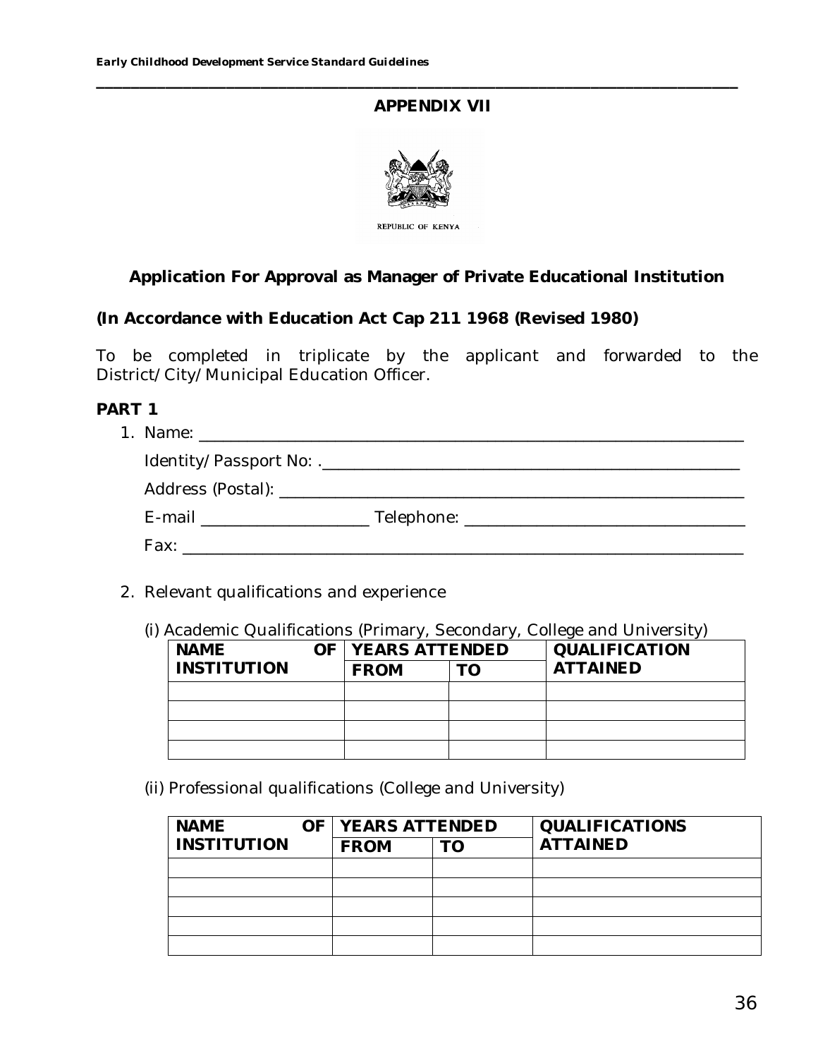## APPENDIX VII

REPUBLIC OF KENYA

### Application For Approval as Manager of Private Educational Institution

**(In Accordance with Education Act Cap 211 1968 (Revised 1980)**

To be completed in triplicate by the applicant and forwarded to the District/City/Municipal Education Officer.

**PART 1**

1. Name: ___________________________________________________________

   Identity/Passport No: .______________________________________________

   Address (Postal): ___________________________________________________

   E-mail ___________________ Telephone: ______________________________

   Fax: _______________________________________________________________

2. Relevant qualifications and experience

   (i) Academic Qualifications (Primary, Secondary, College and University)

| NAME OF INSTITUTION | YEARS ATTENDED | | QUALIFICATION ATTAINED |
|---|---|---|---|
| | FROM | TO | |
| | | | |
| | | | |
| | | | |
| | | | |

   (ii) Professional qualifications (College and University)

| NAME OF INSTITUTION | YEARS ATTENDED | | QUALIFICATIONS ATTAINED |
|---|---|---|---|
| | FROM | TO | |
| | | | |
| | | | |
| | | | |
| | | | |
| | | | |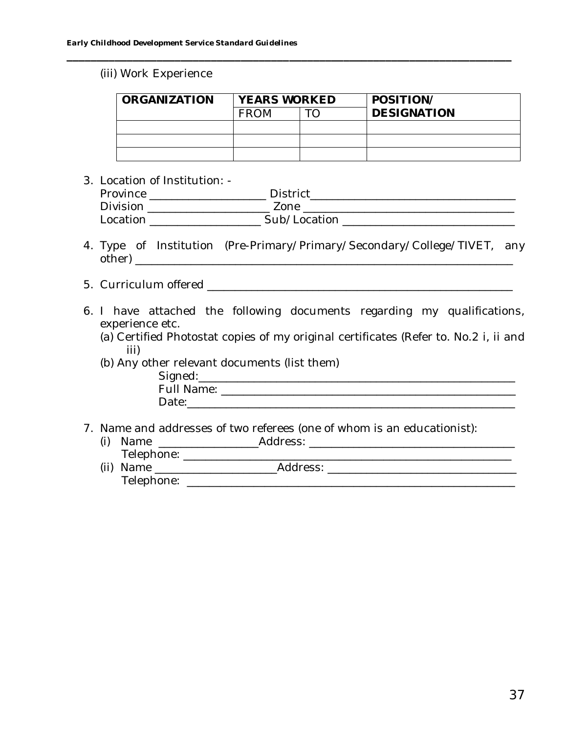(iii) Work Experience

| ORGANIZATION | YEARS WORKED | | POSITION/ DESIGNATION |
|---|---|---|---|
| | FROM | TO | |
| | | | |
| | | | |
| | | | |

3. Location of Institution: -
   Province ____________________ District___________________________________
   Division _____________________ Zone ____________________________________
   Location ___________________ Sub/Location ______________________________

4. Type of Institution (Pre-Primary/Primary/Secondary/College/TIVET, any other) _____________________________________________________________

5. Curriculum offered ___________________________________________________

6. I have attached the following documents regarding my qualifications, experience etc.
   (a) Certified Photostat copies of my original certificates (Refer to. No.2 i, ii and iii)
   (b) Any other relevant documents (list them)
   Signed:_________________________________________________________
   Full Name: ______________________________________________________
   Date:___________________________________________________________

7. Name and addresses of two referees (one of whom is an educationist):
   (i) Name _________________Address: ___________________________________
   Telephone: _______________________________________________________
   (ii) Name _____________________Address: _________________________________
   Telephone: _______________________________________________________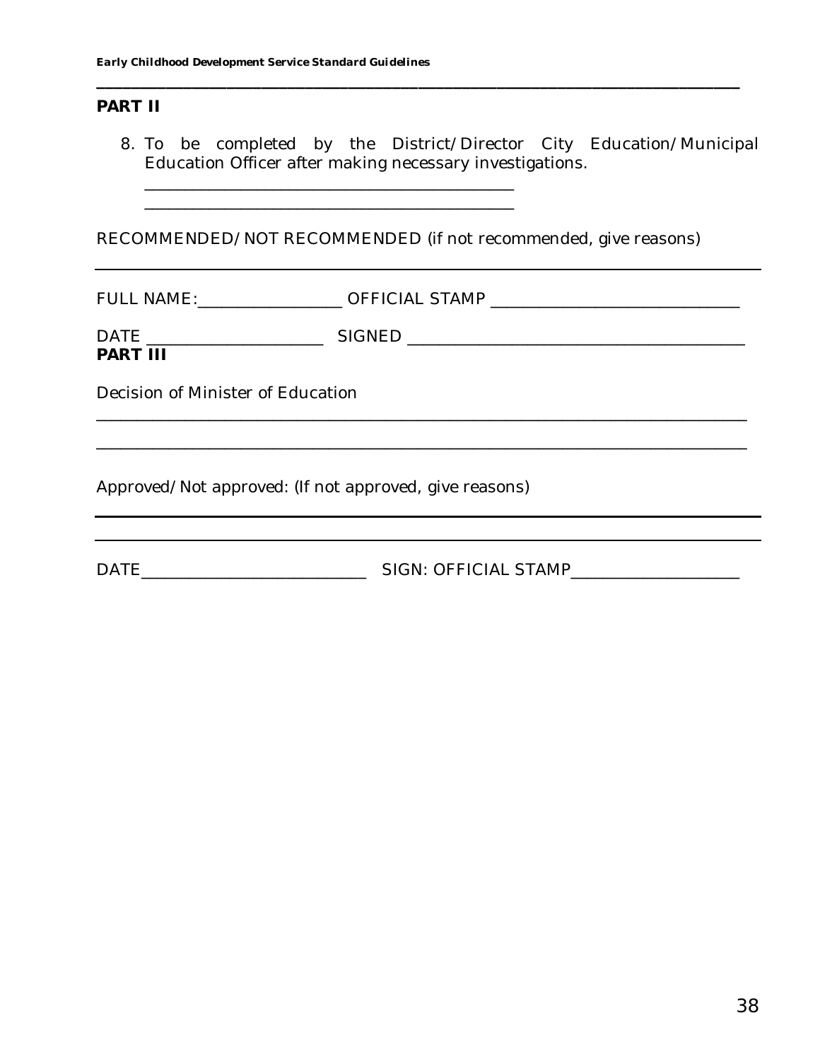**PART II**

8. To be completed by the District/Director City Education/Municipal Education Officer after making necessary investigations.

   _______________________________________________

   _______________________________________________

RECOMMENDED/NOT RECOMMENDED (if not recommended, give reasons)

_______________________________________________________________________________

FULL NAME:_________________ OFFICIAL STAMP ______________________________

DATE _____________________ SIGNED ________________________________________

**PART III**

Decision of Minister of Education

_______________________________________________________________________________

_______________________________________________________________________________

Approved/Not approved: (If not approved, give reasons)

_______________________________________________________________________________

_______________________________________________________________________________

DATE___________________________ SIGN: OFFICIAL STAMP____________________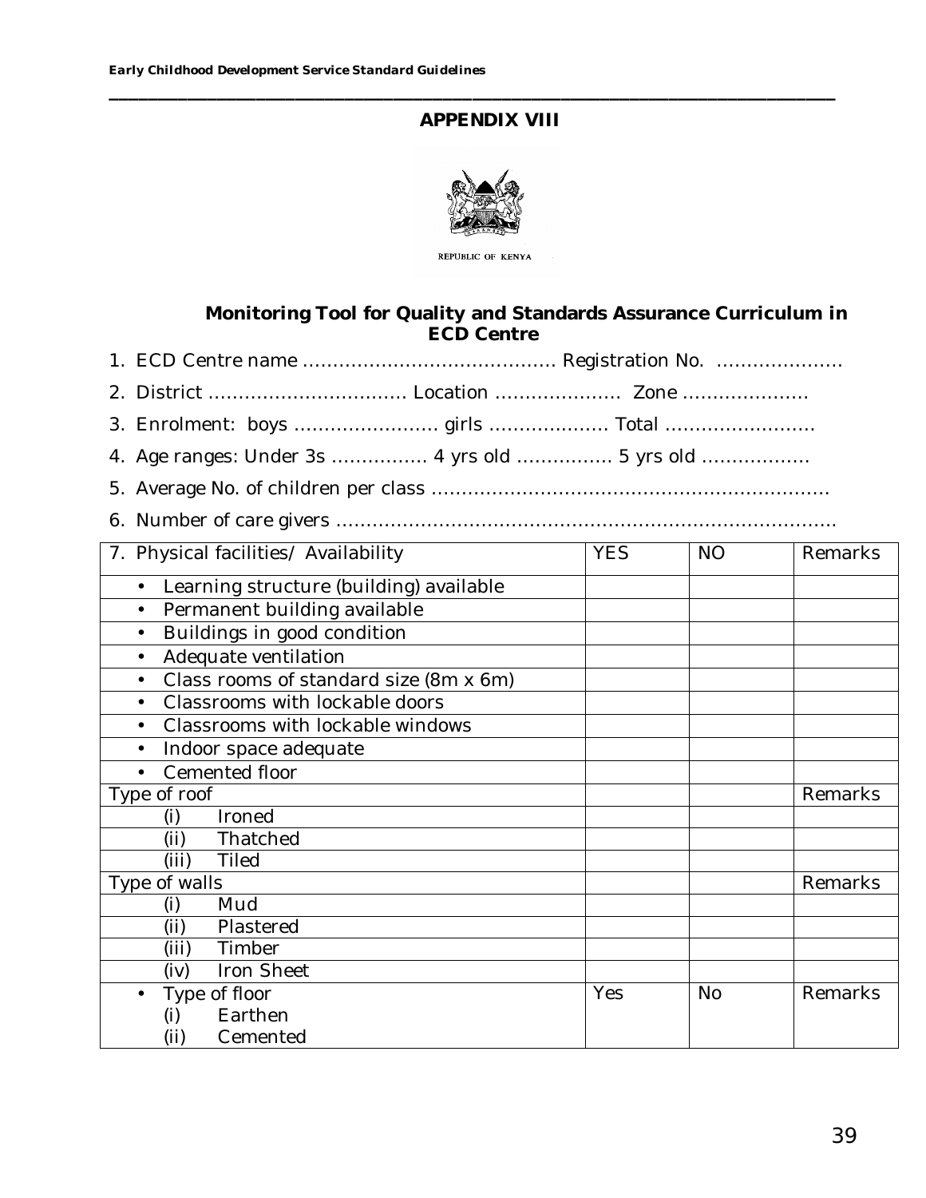## APPENDIX VIII

REPUBLIC OF KENYA

### Monitoring Tool for Quality and Standards Assurance Curriculum in ECD Centre

1. ECD Centre name ……………………………………. Registration No. …………………
2. District ……………………………. Location ………………… Zone …………………
3. Enrolment: boys …………………… girls ………………. Total ……………………
4. Age ranges: Under 3s ……………. 4 yrs old ……………. 5 yrs old ………………
5. Average No. of children per class ………………………………………………………
6. Number of care givers ………………………………………………………………….

| 7. Physical facilities/ Availability | YES | NO | Remarks |
|---|---|---|---|
| • Learning structure (building) available | | | |
| • Permanent building available | | | |
| • Buildings in good condition | | | |
| • Adequate ventilation | | | |
| • Class rooms of standard size (8m x 6m) | | | |
| • Classrooms with lockable doors | | | |
| • Classrooms with lockable windows | | | |
| • Indoor space adequate | | | |
| • Cemented floor | | | |
| Type of roof | | | Remarks |
| (i) Ironed | | | |
| (ii) Thatched | | | |
| (iii) Tiled | | | |
| Type of walls | | | Remarks |
| (i) Mud | | | |
| (ii) Plastered | | | |
| (iii) Timber | | | |
| (iv) Iron Sheet | | | |
| • Type of floor<br>(i) Earthen<br>(ii) Cemented | Yes | No | Remarks |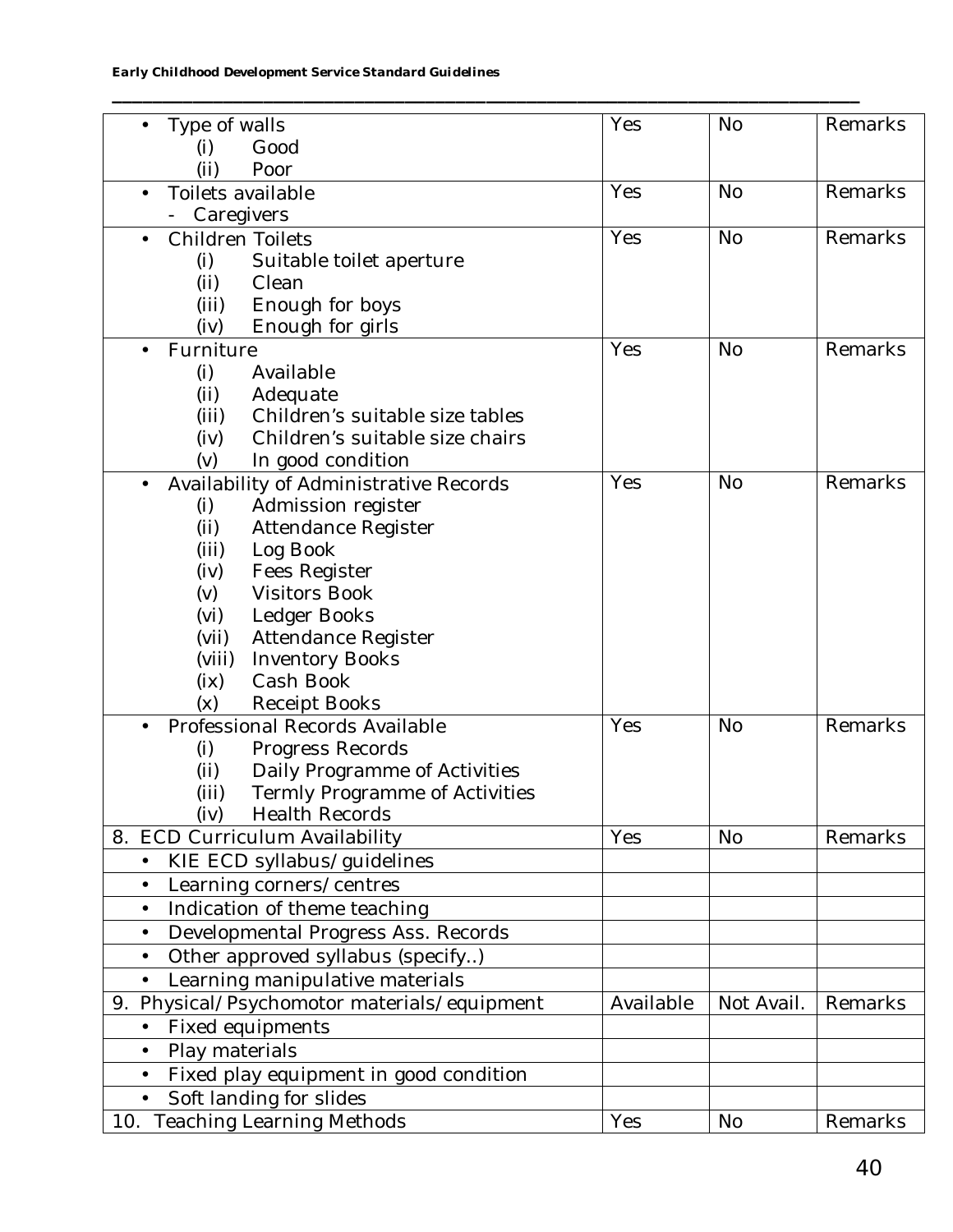| • Type of walls<br>(i) Good<br>(ii) Poor | Yes | No | Remarks |
|---|---|---|---|
| • Toilets available<br>- Caregivers | Yes | No | Remarks |
| • Children Toilets<br>(i) Suitable toilet aperture<br>(ii) Clean<br>(iii) Enough for boys<br>(iv) Enough for girls | Yes | No | Remarks |
| • Furniture<br>(i) Available<br>(ii) Adequate<br>(iii) Children's suitable size tables<br>(iv) Children's suitable size chairs<br>(v) In good condition | Yes | No | Remarks |
| • Availability of Administrative Records<br>(i) Admission register<br>(ii) Attendance Register<br>(iii) Log Book<br>(iv) Fees Register<br>(v) Visitors Book<br>(vi) Ledger Books<br>(vii) Attendance Register<br>(viii) Inventory Books<br>(ix) Cash Book<br>(x) Receipt Books | Yes | No | Remarks |
| • Professional Records Available<br>(i) Progress Records<br>(ii) Daily Programme of Activities<br>(iii) Termly Programme of Activities<br>(iv) Health Records | Yes | No | Remarks |
| 8. ECD Curriculum Availability | Yes | No | Remarks |
| • KIE ECD syllabus/guidelines | | | |
| • Learning corners/centres | | | |
| • Indication of theme teaching | | | |
| • Developmental Progress Ass. Records | | | |
| • Other approved syllabus (specify..) | | | |
| • Learning manipulative materials | | | |
| 9. Physical/Psychomotor materials/equipment | Available | Not Avail. | Remarks |
| • Fixed equipments | | | |
| • Play materials | | | |
| • Fixed play equipment in good condition | | | |
| • Soft landing for slides | | | |
| 10. Teaching Learning Methods | Yes | No | Remarks |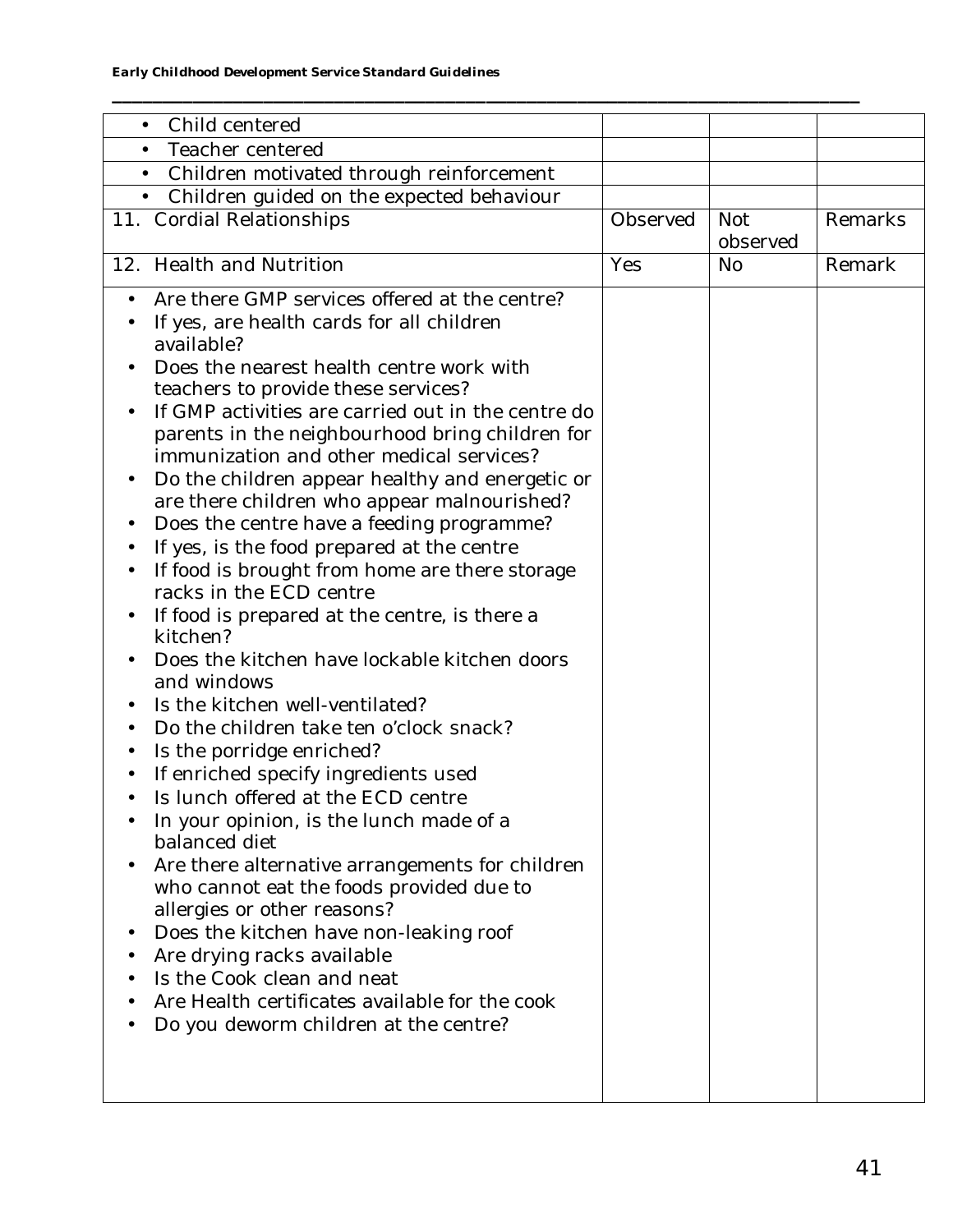| | | | |
|---|---|---|---|
| • Child centered | | | |
| • Teacher centered | | | |
| • Children motivated through reinforcement | | | |
| • Children guided on the expected behaviour | | | |
| 11. Cordial Relationships | Observed | Not observed | Remarks |
| 12. Health and Nutrition | Yes | No | Remark |
| • Are there GMP services offered at the centre?<br>• If yes, are health cards for all children available?<br>• Does the nearest health centre work with teachers to provide these services?<br>• If GMP activities are carried out in the centre do parents in the neighbourhood bring children for immunization and other medical services?<br>• Do the children appear healthy and energetic or are there children who appear malnourished?<br>• Does the centre have a feeding programme?<br>• If yes, is the food prepared at the centre<br>• If food is brought from home are there storage racks in the ECD centre<br>• If food is prepared at the centre, is there a kitchen?<br>• Does the kitchen have lockable kitchen doors and windows<br>• Is the kitchen well-ventilated?<br>• Do the children take ten o'clock snack?<br>• Is the porridge enriched?<br>• If enriched specify ingredients used<br>• Is lunch offered at the ECD centre<br>• In your opinion, is the lunch made of a balanced diet<br>• Are there alternative arrangements for children who cannot eat the foods provided due to allergies or other reasons?<br>• Does the kitchen have non-leaking roof<br>• Are drying racks available<br>• Is the Cook clean and neat<br>• Are Health certificates available for the cook<br>• Do you deworm children at the centre? | | | |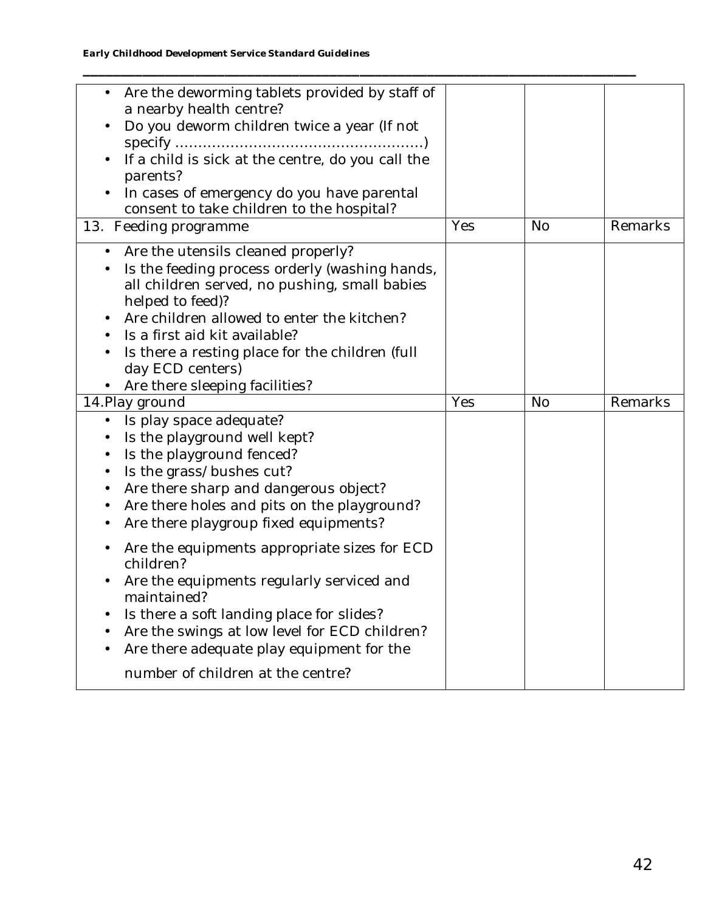| | | | |
|---|---|---|---|
| • Are the deworming tablets provided by staff of a nearby health centre?<br>• Do you deworm children twice a year (If not specify ………………………………………………)<br>• If a child is sick at the centre, do you call the parents?<br>• In cases of emergency do you have parental consent to take children to the hospital? | | | |
| 13. Feeding programme | Yes | No | Remarks |
| • Are the utensils cleaned properly?<br>• Is the feeding process orderly (washing hands, all children served, no pushing, small babies helped to feed)?<br>• Are children allowed to enter the kitchen?<br>• Is a first aid kit available?<br>• Is there a resting place for the children (full day ECD centers)<br>• Are there sleeping facilities? | | | |
| 14.Play ground | Yes | No | Remarks |
| • Is play space adequate?<br>• Is the playground well kept?<br>• Is the playground fenced?<br>• Is the grass/bushes cut?<br>• Are there sharp and dangerous object?<br>• Are there holes and pits on the playground?<br>• Are there playgroup fixed equipments?<br>• Are the equipments appropriate sizes for ECD children?<br>• Are the equipments regularly serviced and maintained?<br>• Is there a soft landing place for slides?<br>• Are the swings at low level for ECD children?<br>• Are there adequate play equipment for the number of children at the centre? | | | |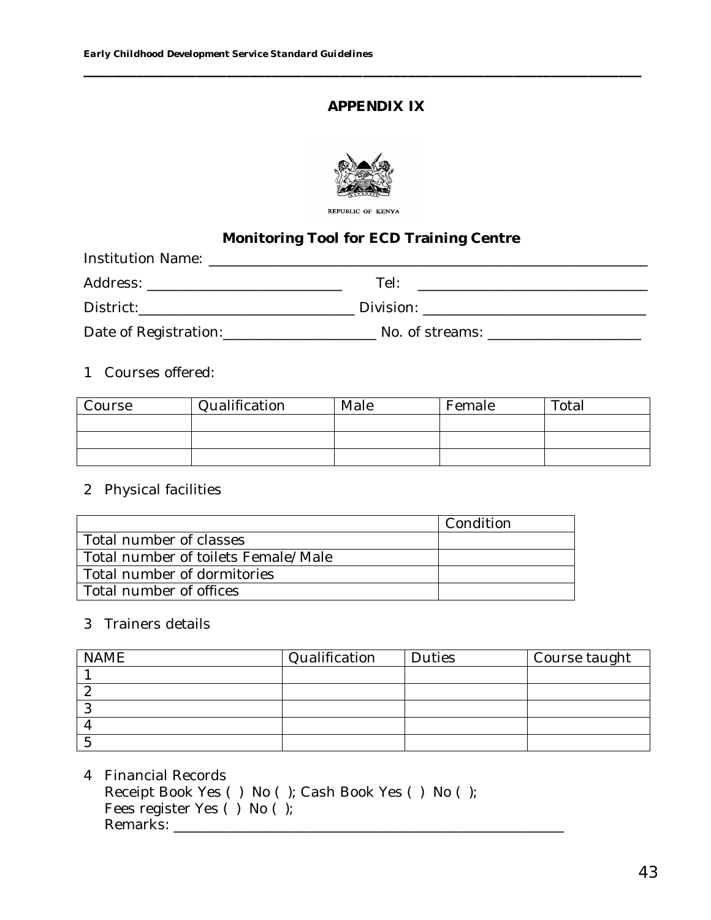# APPENDIX IX

REPUBLIC OF KENYA

## Monitoring Tool for ECD Training Centre

Institution Name: ______________________________________________

Address: ________________________ Tel: ________________________

District: ________________________ Division: ________________________

Date of Registration: __________________ No. of streams: __________________

1 Courses offered:

| Course | Qualification | Male | Female | Total |
|---|---|---|---|---|
| | | | | |
| | | | | |
| | | | | |

2 Physical facilities

| | Condition |
|---|---|
| Total number of classes | |
| Total number of toilets Female/Male | |
| Total number of dormitories | |
| Total number of offices | |

3 Trainers details

| NAME | Qualification | Duties | Course taught |
|---|---|---|---|
| 1 | | | |
| 2 | | | |
| 3 | | | |
| 4 | | | |
| 5 | | | |

4 Financial Records
Receipt Book Yes ( ) No ( ); Cash Book Yes ( ) No ( );
Fees register Yes ( ) No ( );
Remarks: ______________________________________________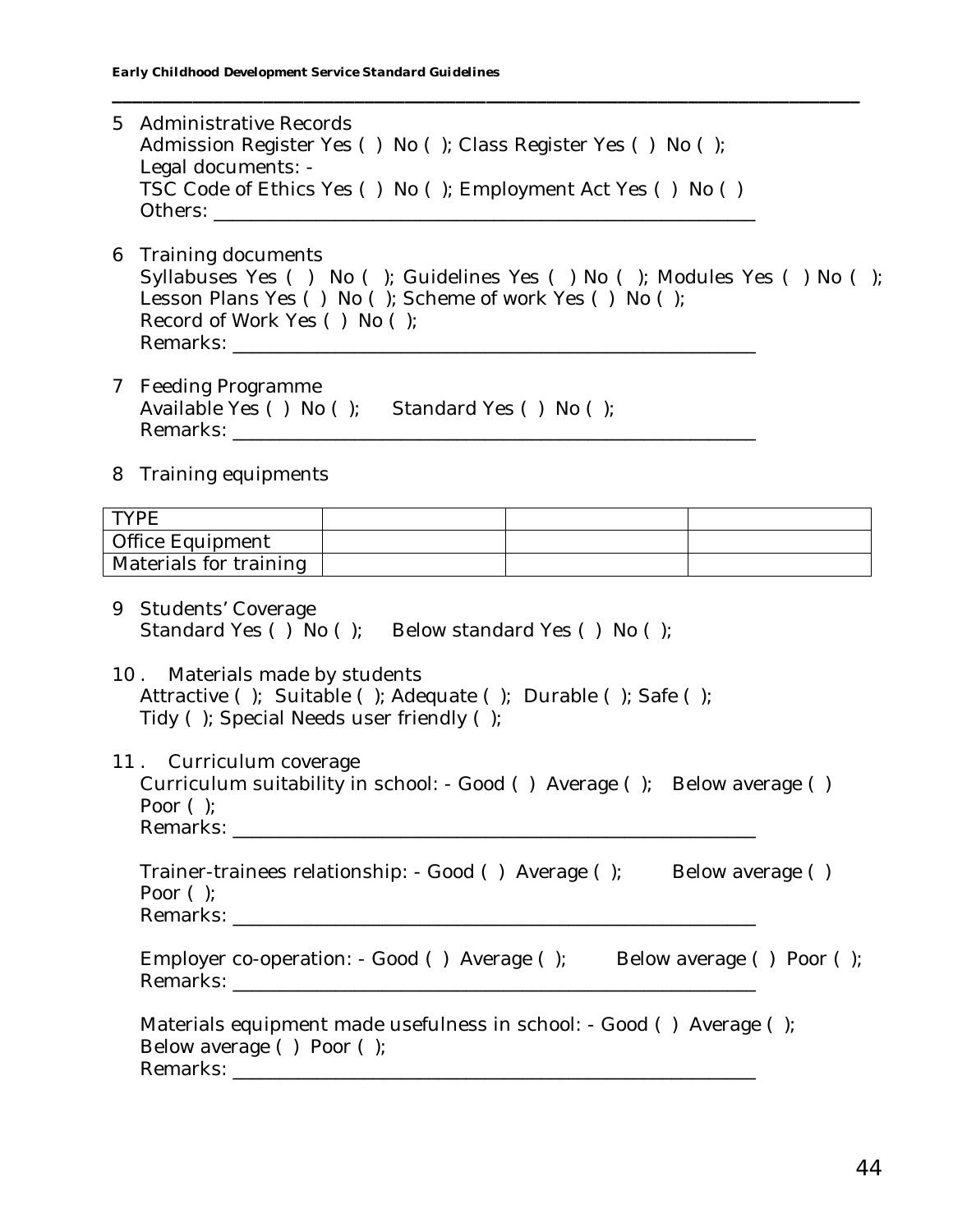5 Administrative Records
   Admission Register Yes ( ) No ( ); Class Register Yes ( ) No ( );
   Legal documents: -
   TSC Code of Ethics Yes ( ) No ( ); Employment Act Yes ( ) No ( )
   Others: ___________________________________________________

6 Training documents
   Syllabuses Yes ( ) No ( ); Guidelines Yes ( ) No ( ); Modules Yes ( ) No ( );
   Lesson Plans Yes ( ) No ( ); Scheme of work Yes ( ) No ( );
   Record of Work Yes ( ) No ( );
   Remarks: __________________________________________________

7 Feeding Programme
   Available Yes ( ) No ( ); Standard Yes ( ) No ( );
   Remarks: __________________________________________________

8 Training equipments

| TYPE | | | |
|---|---|---|---|
| Office Equipment | | | |
| Materials for training | | | |

9 Students' Coverage
   Standard Yes ( ) No ( ); Below standard Yes ( ) No ( );

10 . Materials made by students
   Attractive ( ); Suitable ( ); Adequate ( ); Durable ( ); Safe ( );
   Tidy ( ); Special Needs user friendly ( );

11 . Curriculum coverage
   Curriculum suitability in school: - Good ( ) Average ( ); Below average ( )
   Poor ( );
   Remarks: __________________________________________________

   Trainer-trainees relationship: - Good ( ) Average ( ); Below average ( )
   Poor ( );
   Remarks: __________________________________________________

   Employer co-operation: - Good ( ) Average ( ); Below average ( ) Poor ( );
   Remarks: __________________________________________________

   Materials equipment made usefulness in school: - Good ( ) Average ( );
   Below average ( ) Poor ( );
   Remarks: __________________________________________________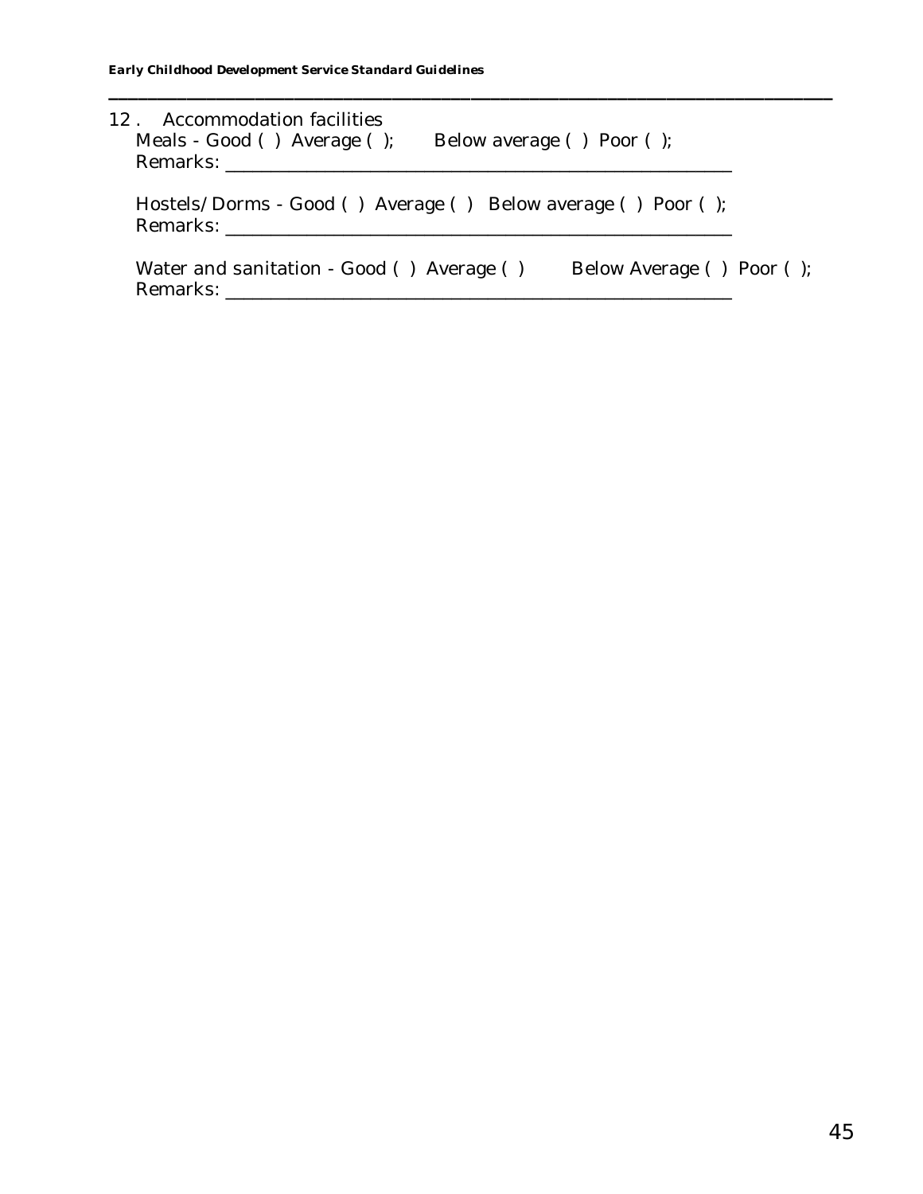12 . Accommodation facilities

Meals - Good ( ) Average ( ); Below average ( ) Poor ( );

Remarks: ______________________________________________________

Hostels/Dorms - Good ( ) Average ( ) Below average ( ) Poor ( );

Remarks: ______________________________________________________

Water and sanitation - Good ( ) Average ( ) Below Average ( ) Poor ( );

Remarks: ______________________________________________________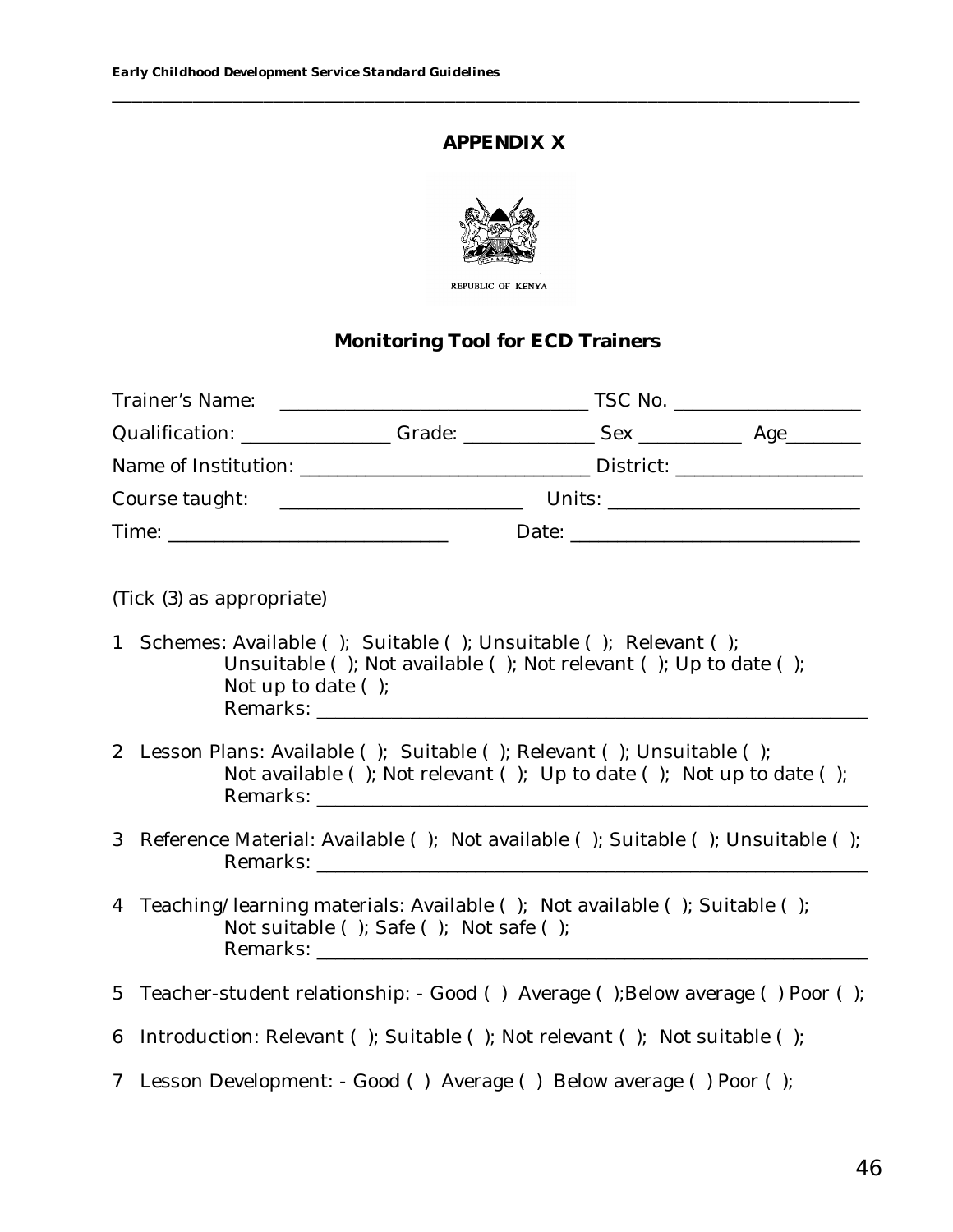## APPENDIX X

REPUBLIC OF KENYA

### Monitoring Tool for ECD Trainers

Trainer's Name: ______________________________ TSC No. __________________

Qualification: ______________ Grade: ____________ Sex __________ Age_______

Name of Institution: _____________________________ District: __________________

Course taught: _______________________ Units: ________________________

Time: ___________________________ Date: ____________________________

(Tick (3) as appropriate)

1 Schemes: Available ( ); Suitable ( ); Unsuitable ( ); Relevant ( ); Unsuitable ( ); Not available ( ); Not relevant ( ); Up to date ( ); Not up to date ( );
Remarks: ______________________________________________________

2 Lesson Plans: Available ( ); Suitable ( ); Relevant ( ); Unsuitable ( ); Not available ( ); Not relevant ( ); Up to date ( ); Not up to date ( );
Remarks: ______________________________________________________

3 Reference Material: Available ( ); Not available ( ); Suitable ( ); Unsuitable ( );
Remarks: ______________________________________________________

4 Teaching/learning materials: Available ( ); Not available ( ); Suitable ( ); Not suitable ( ); Safe ( ); Not safe ( );
Remarks: ______________________________________________________

5 Teacher-student relationship: - Good ( ) Average ( );Below average ( ) Poor ( );

6 Introduction: Relevant ( ); Suitable ( ); Not relevant ( ); Not suitable ( );

7 Lesson Development: - Good ( ) Average ( ) Below average ( ) Poor ( );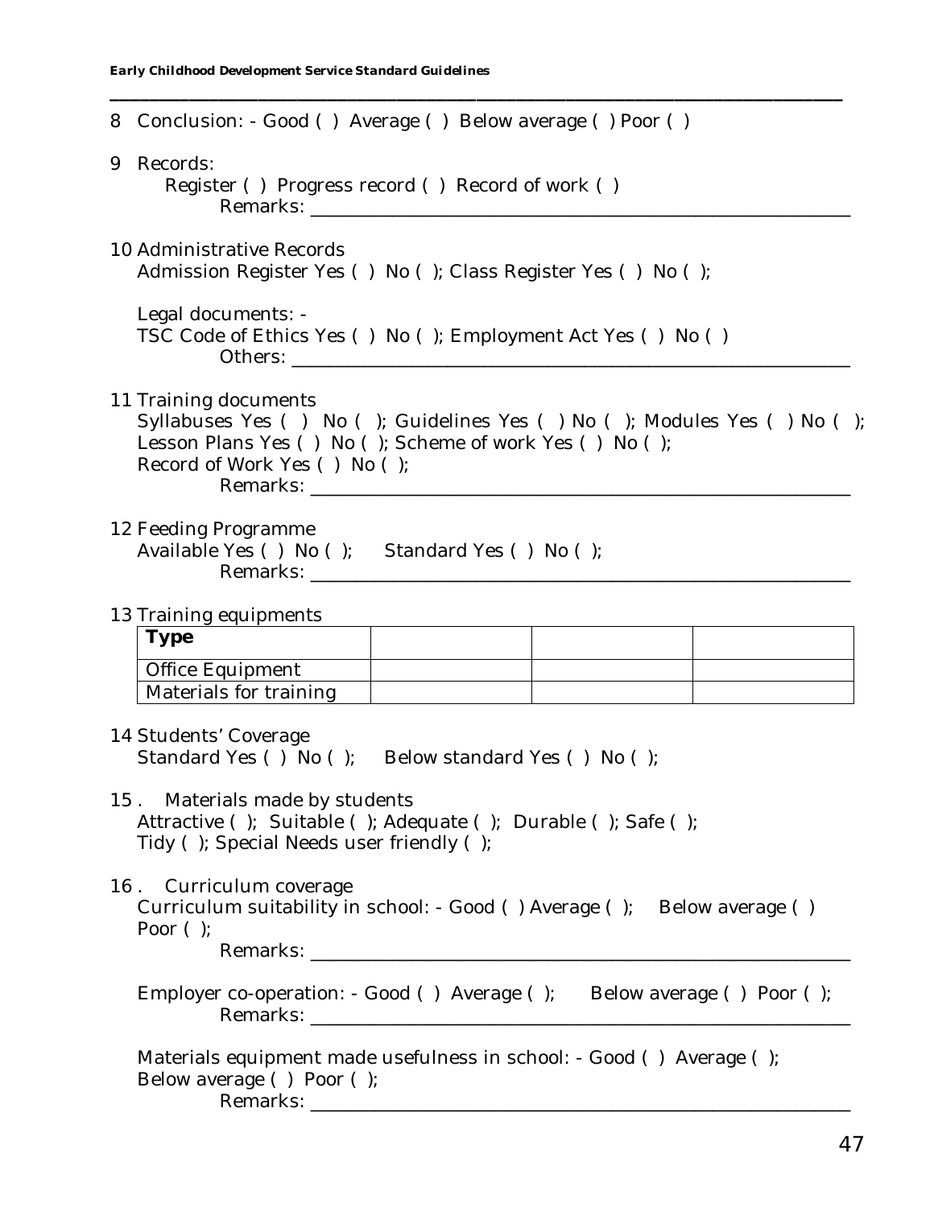8 Conclusion: - Good ( ) Average ( ) Below average ( ) Poor ( )

9 Records:

Register ( ) Progress record ( ) Record of work ( )

Remarks: ____________________________________________________________

10 Administrative Records

Admission Register Yes ( ) No ( ); Class Register Yes ( ) No ( );

Legal documents: -

TSC Code of Ethics Yes ( ) No ( ); Employment Act Yes ( ) No ( )

Others: ____________________________________________________________

11 Training documents

Syllabuses Yes ( ) No ( ); Guidelines Yes ( ) No ( ); Modules Yes ( ) No ( );
Lesson Plans Yes ( ) No ( ); Scheme of work Yes ( ) No ( );
Record of Work Yes ( ) No ( );

Remarks: ____________________________________________________________

12 Feeding Programme

Available Yes ( ) No ( ); Standard Yes ( ) No ( );

Remarks: ____________________________________________________________

13 Training equipments

| **Type** | | | |
|---|---|---|---|
| Office Equipment | | | |
| Materials for training | | | |

14 Students' Coverage

Standard Yes ( ) No ( ); Below standard Yes ( ) No ( );

15 . Materials made by students

Attractive ( ); Suitable ( ); Adequate ( ); Durable ( ); Safe ( );
Tidy ( ); Special Needs user friendly ( );

16 . Curriculum coverage

Curriculum suitability in school: - Good ( ) Average ( ); Below average ( ) Poor ( );

Remarks: ____________________________________________________________

Employer co-operation: - Good ( ) Average ( ); Below average ( ) Poor ( );

Remarks: ____________________________________________________________

Materials equipment made usefulness in school: - Good ( ) Average ( ); Below average ( ) Poor ( );

Remarks: ____________________________________________________________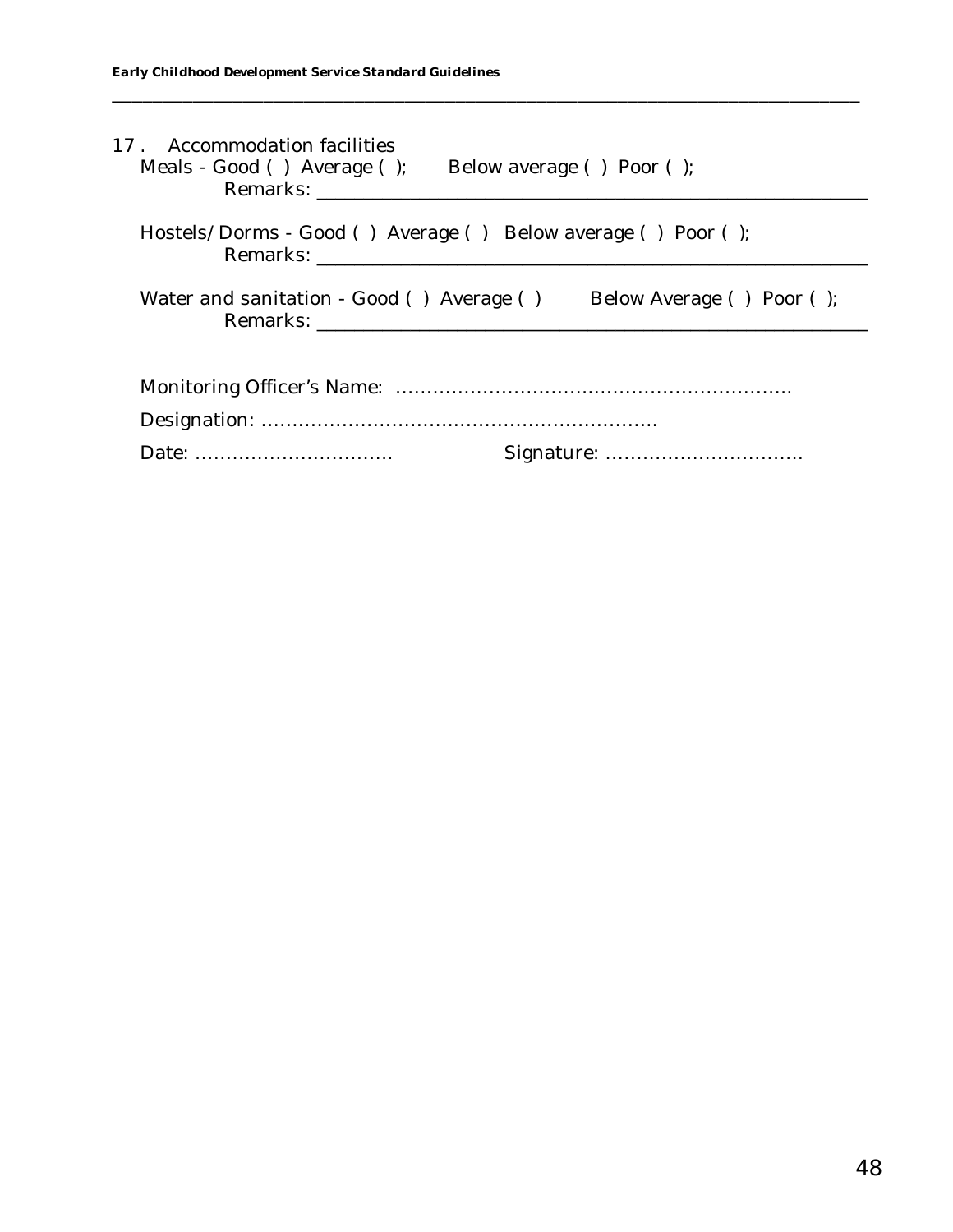17 . Accommodation facilities

Meals - Good ( ) Average ( ); Below average ( ) Poor ( );

Remarks: ___________________________________________________________

Hostels/Dorms - Good ( ) Average ( ) Below average ( ) Poor ( );

Remarks: ___________________________________________________________

Water and sanitation - Good ( ) Average ( ) Below Average ( ) Poor ( );

Remarks: ___________________________________________________________

Monitoring Officer's Name: ……………………………………………………….

Designation: ……………………………………………………….

Date: ………………………… Signature: …………………………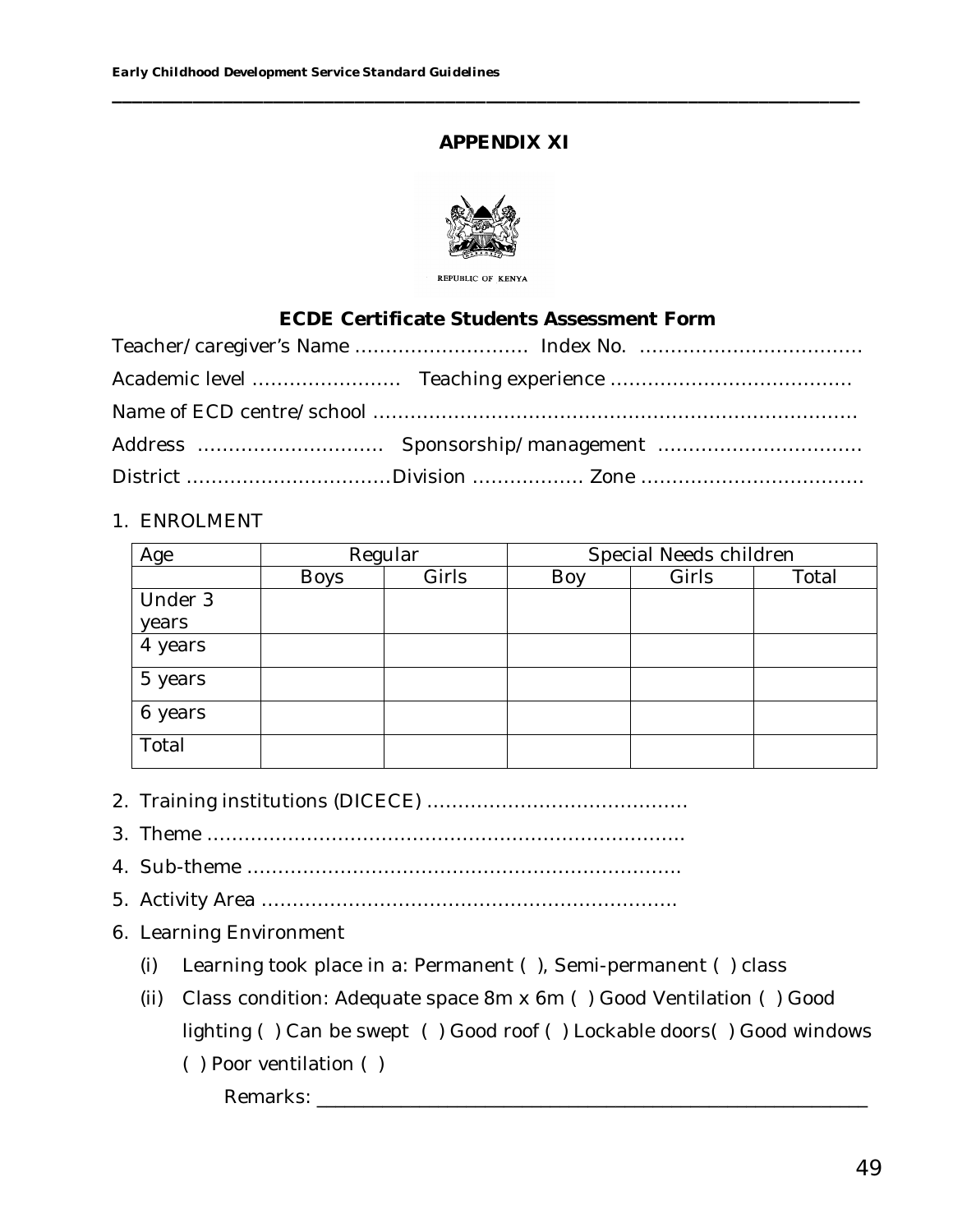## APPENDIX XI

REPUBLIC OF KENYA

### ECDE Certificate Students Assessment Form

Teacher/caregiver's Name ………………………. Index No. ………………………………

Academic level …………………… Teaching experience …………………………………

Name of ECD centre/school ……………………………………………………………………

Address ………………………… Sponsorship/management ……………………………

District ……………………………Division ……………… Zone ………………………………

1. ENROLMENT

| Age | Regular | | Special Needs children | | |
|---|---|---|---|---|---|
| | Boys | Girls | Boy | Girls | Total |
| Under 3 years | | | | | |
| 4 years | | | | | |
| 5 years | | | | | |
| 6 years | | | | | |
| Total | | | | | |

2. Training institutions (DICECE) ……………………………………
3. Theme ……………………………………………………………………
4. Sub-theme …………………………………………………………….
5. Activity Area ………………………………………………………….
6. Learning Environment
   - (i) Learning took place in a: Permanent ( ), Semi-permanent ( ) class
   - (ii) Class condition: Adequate space 8m x 6m ( ) Good Ventilation ( ) Good lighting ( ) Can be swept ( ) Good roof ( ) Lockable doors( ) Good windows ( ) Poor ventilation ( )

     Remarks: ___________________________________________________________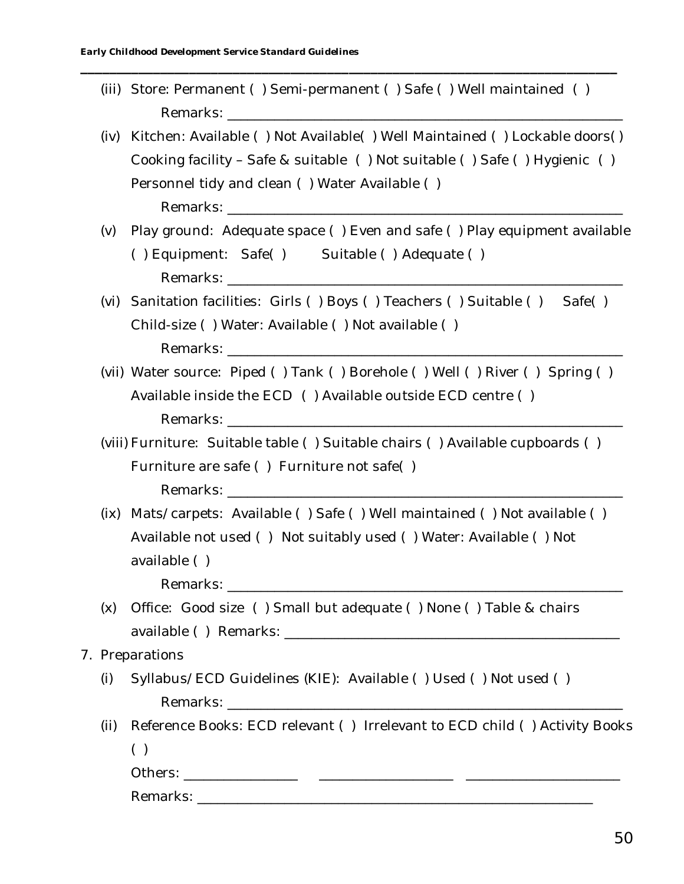(iii) Store: Permanent ( ) Semi-permanent ( ) Safe ( ) Well maintained ( )

Remarks: ___________________________________________________________

(iv) Kitchen: Available ( ) Not Available( ) Well Maintained ( ) Lockable doors( ) Cooking facility – Safe & suitable ( ) Not suitable ( ) Safe ( ) Hygienic ( ) Personnel tidy and clean ( ) Water Available ( )

Remarks: ___________________________________________________________

(v) Play ground: Adequate space ( ) Even and safe ( ) Play equipment available ( ) Equipment: Safe( ) Suitable ( ) Adequate ( )

Remarks: ___________________________________________________________

(vi) Sanitation facilities: Girls ( ) Boys ( ) Teachers ( ) Suitable ( ) Safe( ) Child-size ( ) Water: Available ( ) Not available ( )

Remarks: ___________________________________________________________

(vii) Water source: Piped ( ) Tank ( ) Borehole ( ) Well ( ) River ( ) Spring ( ) Available inside the ECD ( ) Available outside ECD centre ( )

Remarks: ___________________________________________________________

(viii) Furniture: Suitable table ( ) Suitable chairs ( ) Available cupboards ( ) Furniture are safe ( ) Furniture not safe( )

Remarks: ___________________________________________________________

(ix) Mats/carpets: Available ( ) Safe ( ) Well maintained ( ) Not available ( ) Available not used ( ) Not suitably used ( ) Water: Available ( ) Not available ( )

Remarks: ___________________________________________________________

(x) Office: Good size ( ) Small but adequate ( ) None ( ) Table & chairs available ( ) Remarks: ______________________________________________

7. Preparations

(i) Syllabus/ECD Guidelines (KIE): Available ( ) Used ( ) Not used ( )

Remarks: ___________________________________________________________

(ii) Reference Books: ECD relevant ( ) Irrelevant to ECD child ( ) Activity Books ( )

Others: ________________ ___________________ ______________________

Remarks: ___________________________________________________________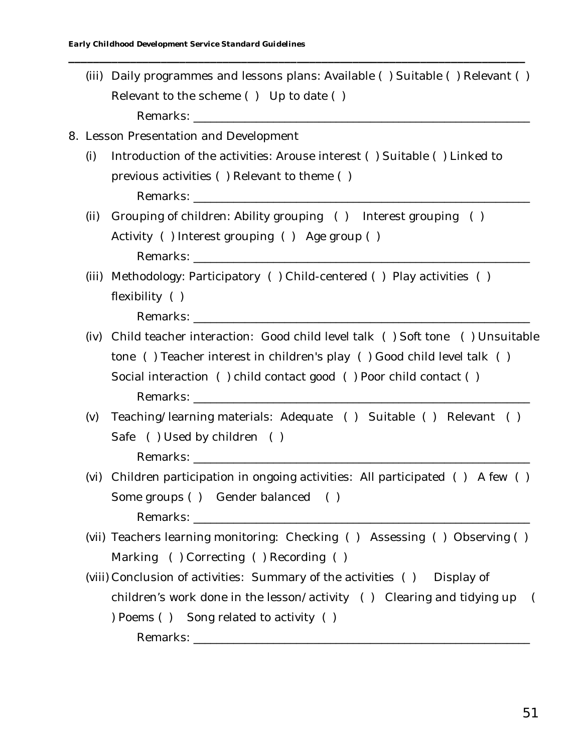(iii) Daily programmes and lessons plans: Available ( ) Suitable ( ) Relevant ( ) Relevant to the scheme ( ) Up to date ( )

Remarks: ____________________________________________________________

8. Lesson Presentation and Development

(i) Introduction of the activities: Arouse interest ( ) Suitable ( ) Linked to previous activities ( ) Relevant to theme ( )

Remarks: ____________________________________________________________

(ii) Grouping of children: Ability grouping ( ) Interest grouping ( ) Activity ( ) Interest grouping ( ) Age group ( )

Remarks: ____________________________________________________________

(iii) Methodology: Participatory ( ) Child-centered ( ) Play activities ( ) flexibility ( )

Remarks: ____________________________________________________________

(iv) Child teacher interaction: Good child level talk ( ) Soft tone ( ) Unsuitable tone ( ) Teacher interest in children's play ( ) Good child level talk ( ) Social interaction ( ) child contact good ( ) Poor child contact ( )

Remarks: ____________________________________________________________

(v) Teaching/learning materials: Adequate ( ) Suitable ( ) Relevant ( ) Safe ( ) Used by children ( )

Remarks: ____________________________________________________________

(vi) Children participation in ongoing activities: All participated ( ) A few ( ) Some groups ( ) Gender balanced ( )

Remarks: ____________________________________________________________

(vii) Teachers learning monitoring: Checking ( ) Assessing ( ) Observing ( ) Marking ( ) Correcting ( ) Recording ( )

(viii) Conclusion of activities: Summary of the activities ( ) Display of children's work done in the lesson/activity ( ) Clearing and tidying up ( ) Poems ( ) Song related to activity ( )

Remarks: ____________________________________________________________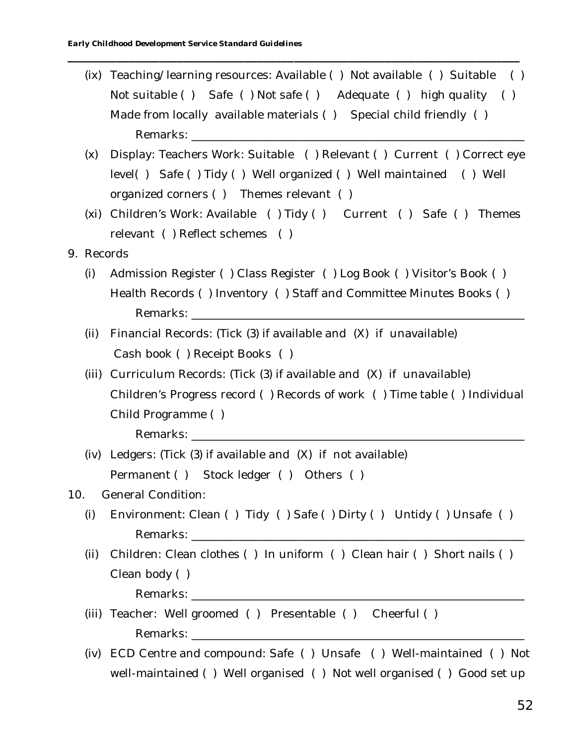(ix) Teaching/learning resources: Available ( ) Not available ( ) Suitable ( ) Not suitable ( ) Safe ( ) Not safe ( ) Adequate ( ) high quality ( ) Made from locally available materials ( ) Special child friendly ( )

Remarks: ____________________________________________________________

(x) Display: Teachers Work: Suitable ( ) Relevant ( ) Current ( ) Correct eye level( ) Safe ( ) Tidy ( ) Well organized ( ) Well maintained ( ) Well organized corners ( ) Themes relevant ( )

(xi) Children's Work: Available ( ) Tidy ( ) Current ( ) Safe ( ) Themes relevant ( ) Reflect schemes ( )

9. Records

(i) Admission Register ( ) Class Register ( ) Log Book ( ) Visitor's Book ( ) Health Records ( ) Inventory ( ) Staff and Committee Minutes Books ( )

Remarks: ____________________________________________________________

(ii) Financial Records: (Tick (3) if available and (X) if unavailable)
Cash book ( ) Receipt Books ( )

(iii) Curriculum Records: (Tick (3) if available and (X) if unavailable)
Children's Progress record ( ) Records of work ( ) Time table ( ) Individual Child Programme ( )

Remarks: ____________________________________________________________

(iv) Ledgers: (Tick (3) if available and (X) if not available)
Permanent ( ) Stock ledger ( ) Others ( )

10. General Condition:

(i) Environment: Clean ( ) Tidy ( ) Safe ( ) Dirty ( ) Untidy ( ) Unsafe ( )

Remarks: ____________________________________________________________

(ii) Children: Clean clothes ( ) In uniform ( ) Clean hair ( ) Short nails ( ) Clean body ( )

Remarks: ____________________________________________________________

(iii) Teacher: Well groomed ( ) Presentable ( ) Cheerful ( )

Remarks: ____________________________________________________________

(iv) ECD Centre and compound: Safe ( ) Unsafe ( ) Well-maintained ( ) Not well-maintained ( ) Well organised ( ) Not well organised ( ) Good set up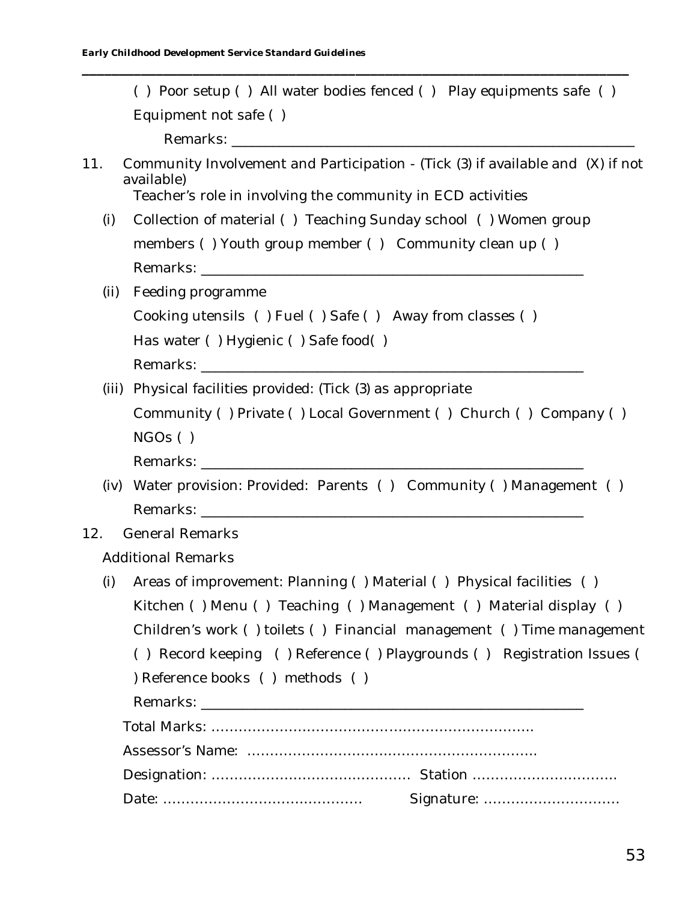( ) Poor setup ( ) All water bodies fenced ( ) Play equipments safe ( ) Equipment not safe ( )

Remarks: ___________________________________________________________

11. Community Involvement and Participation - (Tick (3) if available and (X) if not available)

Teacher's role in involving the community in ECD activities

(i) Collection of material ( ) Teaching Sunday school ( ) Women group members ( ) Youth group member ( ) Community clean up ( )

Remarks: ___________________________________________________________

(ii) Feeding programme

Cooking utensils ( ) Fuel ( ) Safe ( ) Away from classes ( )

Has water ( ) Hygienic ( ) Safe food( )

Remarks: ___________________________________________________________

(iii) Physical facilities provided: (Tick (3) as appropriate

Community ( ) Private ( ) Local Government ( ) Church ( ) Company ( ) NGOs ( )

Remarks: ___________________________________________________________

(iv) Water provision: Provided: Parents ( ) Community ( ) Management ( )

Remarks: ___________________________________________________________

12. General Remarks

Additional Remarks

(i) Areas of improvement: Planning ( ) Material ( ) Physical facilities ( ) Kitchen ( ) Menu ( ) Teaching ( ) Management ( ) Material display ( ) Children's work ( ) toilets ( ) Financial management ( ) Time management ( ) Record keeping ( ) Reference ( ) Playgrounds ( ) Registration Issues ( ) Reference books ( ) methods ( )

Remarks: ___________________________________________________________

Total Marks: ………………………………………………………………

Assessor's Name: ………………………………………………………

Designation: …………………………………… Station …………………………

Date: …………………………………… Signature: …………………………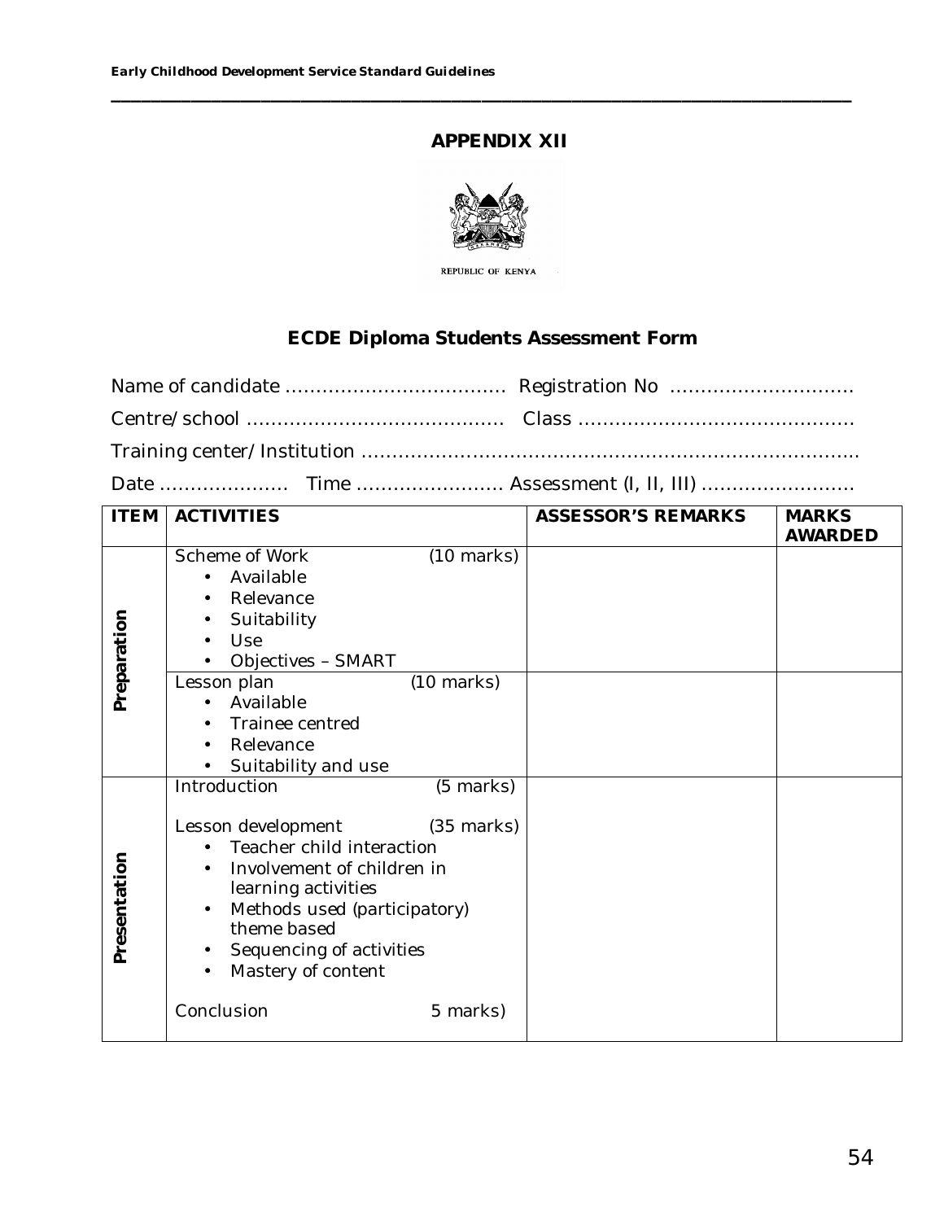## APPENDIX XII

REPUBLIC OF KENYA

### ECDE Diploma Students Assessment Form

Name of candidate ………………………………  Registration No ………………………….

Centre/school ……………………………………  Class ……………………………………….

Training center/Institution ……………………………………………………………………….

Date …………………  Time …………………… Assessment (I, II, III) …………………….

| ITEM | ACTIVITIES | ASSESSOR'S REMARKS | MARKS AWARDED |
|---|---|---|---|
| Preparation | Scheme of Work (10 marks)<br>• Available<br>• Relevance<br>• Suitability<br>• Use<br>• Objectives – SMART | | |
| | Lesson plan (10 marks)<br>• Available<br>• Trainee centred<br>• Relevance<br>• Suitability and use | | |
| Presentation | Introduction (5 marks)<br><br>Lesson development (35 marks)<br>• Teacher child interaction<br>• Involvement of children in learning activities<br>• Methods used (participatory) theme based<br>• Sequencing of activities<br>• Mastery of content<br><br>Conclusion 5 marks) | | |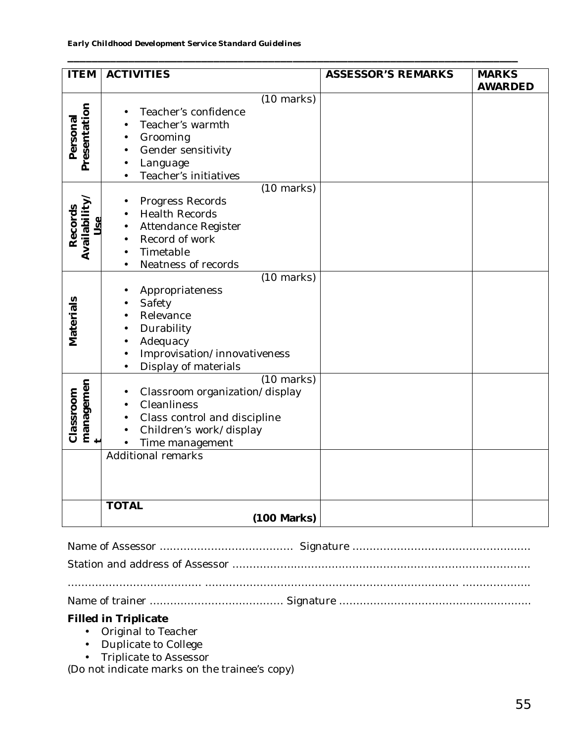| ITEM | ACTIVITIES | ASSESSOR'S REMARKS | MARKS AWARDED |
|---|---|---|---|
| **Personal Presentation** | (10 marks)<br>• Teacher's confidence<br>• Teacher's warmth<br>• Grooming<br>• Gender sensitivity<br>• Language<br>• Teacher's initiatives | | |
| **Records Availability/ Use** | (10 marks)<br>• Progress Records<br>• Health Records<br>• Attendance Register<br>• Record of work<br>• Timetable<br>• Neatness of records | | |
| **Materials** | (10 marks)<br>• Appropriateness<br>• Safety<br>• Relevance<br>• Durability<br>• Adequacy<br>• Improvisation/innovativeness<br>• Display of materials | | |
| **Classroom management** | (10 marks)<br>• Classroom organization/display<br>• Cleanliness<br>• Class control and discipline<br>• Children's work/display<br>• Time management | | |
| | Additional remarks | | |
| | **TOTAL (100 Marks)** | | |

Name of Assessor ……………………………… Signature ……………………………………………

Station and address of Assessor ……………………………………………………………………

……………………………… ……………………………………………………………… ………………

Name of trainer ……………………………… Signature ………………………………………………

**Filled in Triplicate**

- Original to Teacher
- Duplicate to College
- Triplicate to Assessor

(Do not indicate marks on the trainee's copy)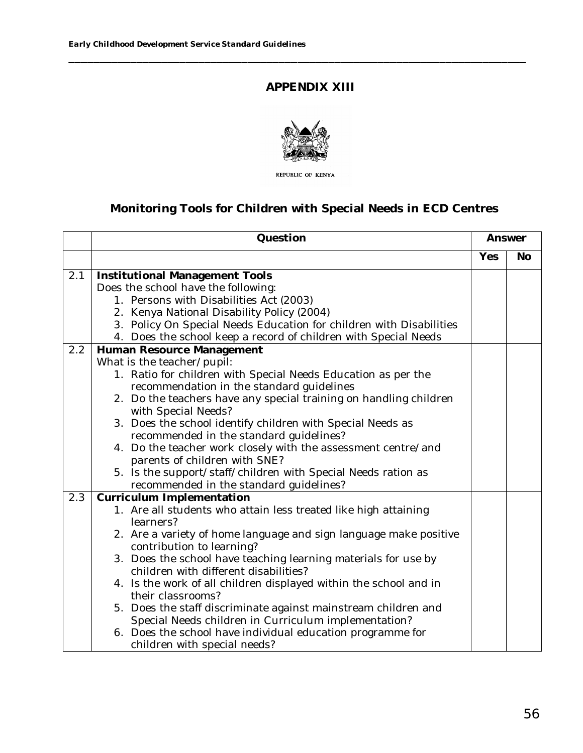# APPENDIX XIII

REPUBLIC OF KENYA

## Monitoring Tools for Children with Special Needs in ECD Centres

| | Question | Answer | |
|---|---|---|---|
| | | Yes | No |
| 2.1 | **Institutional Management Tools**<br>Does the school have the following:<br>1. Persons with Disabilities Act (2003)<br>2. Kenya National Disability Policy (2004)<br>3. Policy On Special Needs Education for children with Disabilities<br>4. Does the school keep a record of children with Special Needs | | |
| 2.2 | **Human Resource Management**<br>What is the teacher/pupil:<br>1. Ratio for children with Special Needs Education as per the recommendation in the standard guidelines<br>2. Do the teachers have any special training on handling children with Special Needs?<br>3. Does the school identify children with Special Needs as recommended in the standard guidelines?<br>4. Do the teacher work closely with the assessment centre/and parents of children with SNE?<br>5. Is the support/staff/children with Special Needs ration as recommended in the standard guidelines? | | |
| 2.3 | **Curriculum Implementation**<br>1. Are all students who attain less treated like high attaining learners?<br>2. Are a variety of home language and sign language make positive contribution to learning?<br>3. Does the school have teaching learning materials for use by children with different disabilities?<br>4. Is the work of all children displayed within the school and in their classrooms?<br>5. Does the staff discriminate against mainstream children and Special Needs children in Curriculum implementation?<br>6. Does the school have individual education programme for children with special needs? | | |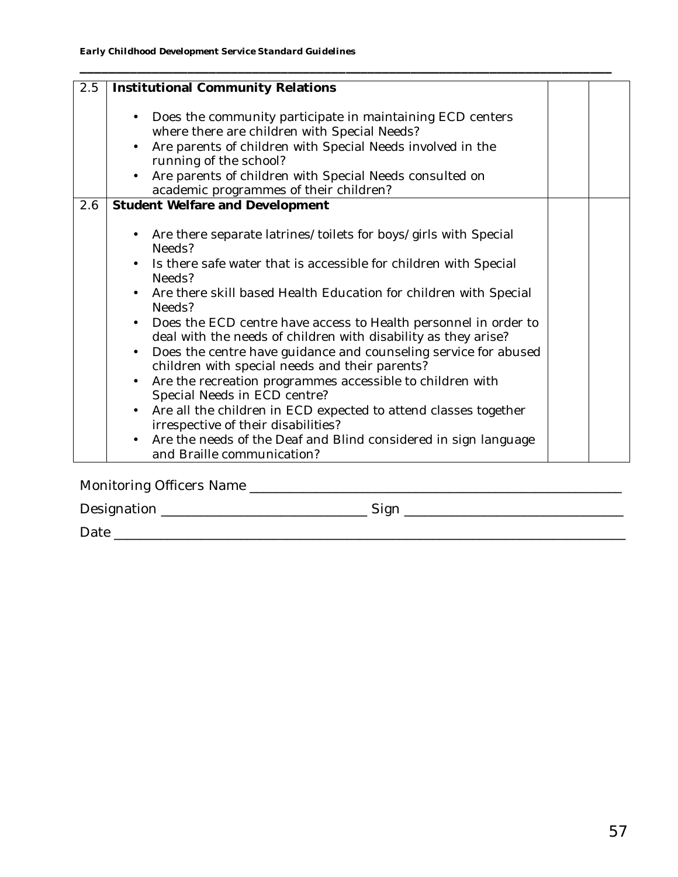| | | | |
|---|---|---|---|
| 2.5 | **Institutional Community Relations**<br><br>• Does the community participate in maintaining ECD centers where there are children with Special Needs?<br>• Are parents of children with Special Needs involved in the running of the school?<br>• Are parents of children with Special Needs consulted on academic programmes of their children? | | |
| 2.6 | **Student Welfare and Development**<br><br>• Are there separate latrines/toilets for boys/girls with Special Needs?<br>• Is there safe water that is accessible for children with Special Needs?<br>• Are there skill based Health Education for children with Special Needs?<br>• Does the ECD centre have access to Health personnel in order to deal with the needs of children with disability as they arise?<br>• Does the centre have guidance and counseling service for abused children with special needs and their parents?<br>• Are the recreation programmes accessible to children with Special Needs in ECD centre?<br>• Are all the children in ECD expected to attend classes together irrespective of their disabilities?<br>• Are the needs of the Deaf and Blind considered in sign language and Braille communication? | | |

Monitoring Officers Name ______________________________________________

Designation __________________________ Sign ___________________________

Date ________________________________________________________________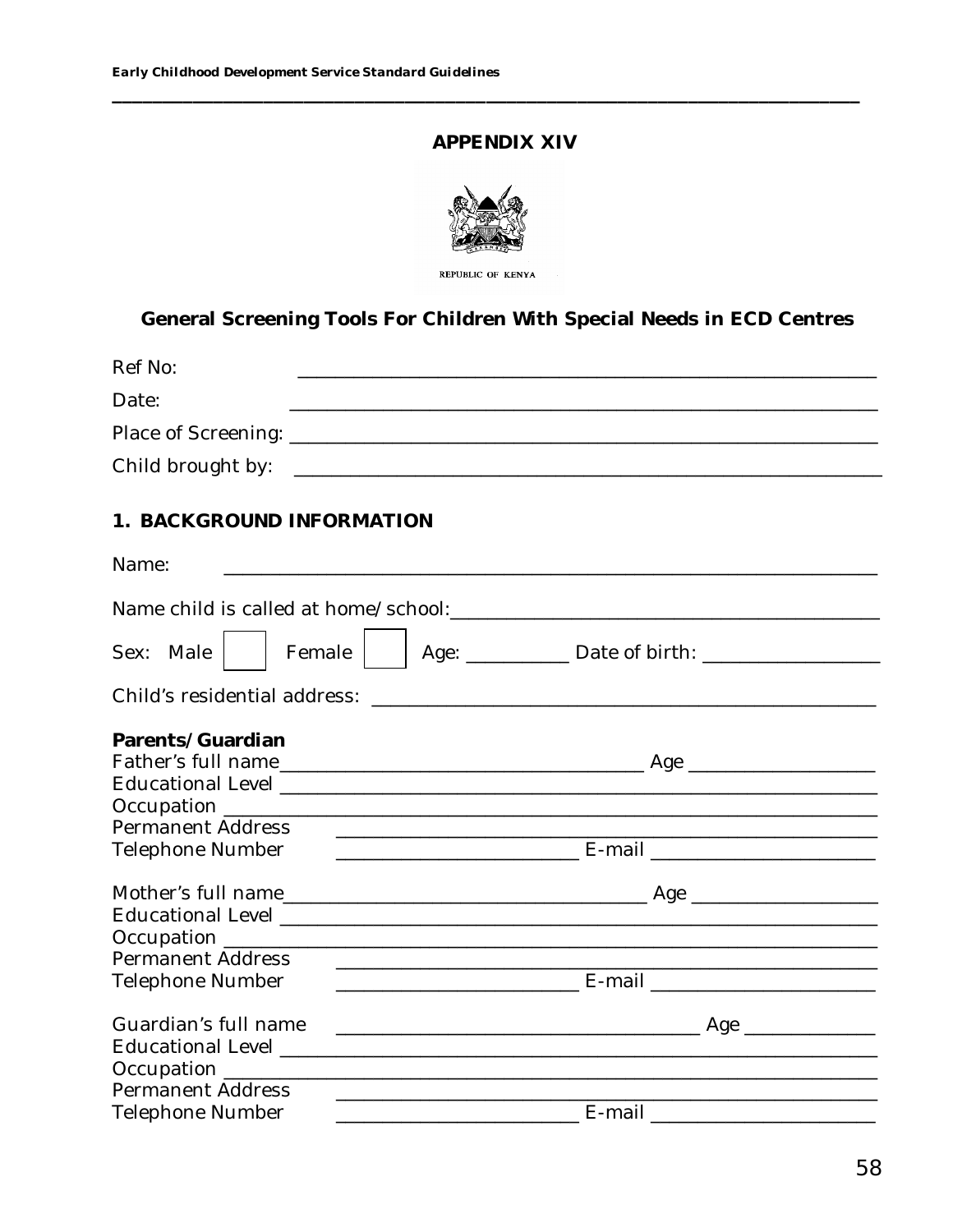# APPENDIX XIV

REPUBLIC OF KENYA

## General Screening Tools For Children With Special Needs in ECD Centres

Ref No: ____________________________________________

Date: ____________________________________________

Place of Screening: ____________________________________________

Child brought by: ____________________________________________

### 1. BACKGROUND INFORMATION

Name: ____________________________________________

Name child is called at home/school: ______________________________

Sex: Male ☐ Female ☐ Age: __________ Date of birth: ________________

Child's residential address: ________________________________________

**Parents/Guardian**

Father's full name ______________________________ Age ________________

Educational Level ____________________________________________

Occupation ____________________________________________

Permanent Address ____________________________________________

Telephone Number ______________________ E-mail ______________________

Mother's full name ______________________________ Age ________________

Educational Level ____________________________________________

Occupation ____________________________________________

Permanent Address ____________________________________________

Telephone Number ______________________ E-mail ______________________

Guardian's full name ______________________________ Age ____________

Educational Level ____________________________________________

Occupation ____________________________________________

Permanent Address ____________________________________________

Telephone Number ______________________ E-mail ______________________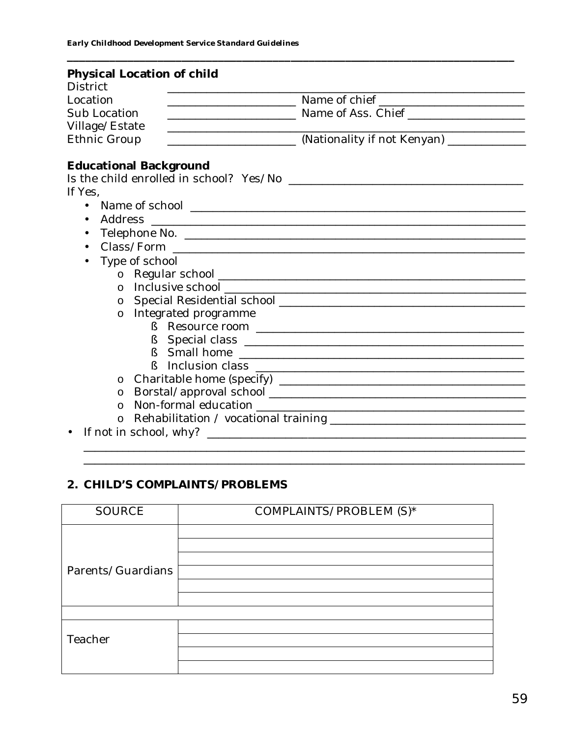**Physical Location of child**

District ______________________________________________

Location ____________________ Name of chief ______________________

Sub Location ____________________ Name of Ass. Chief ___________________

Village/Estate ______________________________________________

Ethnic Group ____________________ (Nationality if not Kenyan) ____________

**Educational Background**

Is the child enrolled in school? Yes/No ____________________________________

If Yes,

- Name of school ______________________________________________
- Address ______________________________________________
- Telephone No. ______________________________________________
- Class/Form ______________________________________________
- Type of school
    - Regular school ______________________________________________
    - Inclusive school ______________________________________________
    - Special Residential school ____________________________________
    - Integrated programme
        - Resource room ______________________________________
        - Special class ______________________________________
        - Small home ______________________________________
        - Inclusion class ______________________________________
    - Charitable home (specify) ____________________________________
    - Borstal/approval school ____________________________________
    - Non-formal education ____________________________________
    - Rehabilitation / vocational training ______________________________
- If not in school, why? ______________________________________________

______________________________________________________________________

______________________________________________________________________

## 2. CHILD'S COMPLAINTS/PROBLEMS

| SOURCE | COMPLAINTS/PROBLEM (S)* |
| --- | --- |
| Parents/Guardians | |
| | |
| | |
| | |
| | |
| | |
| | |
| Teacher | |
| | |
| | |
| | |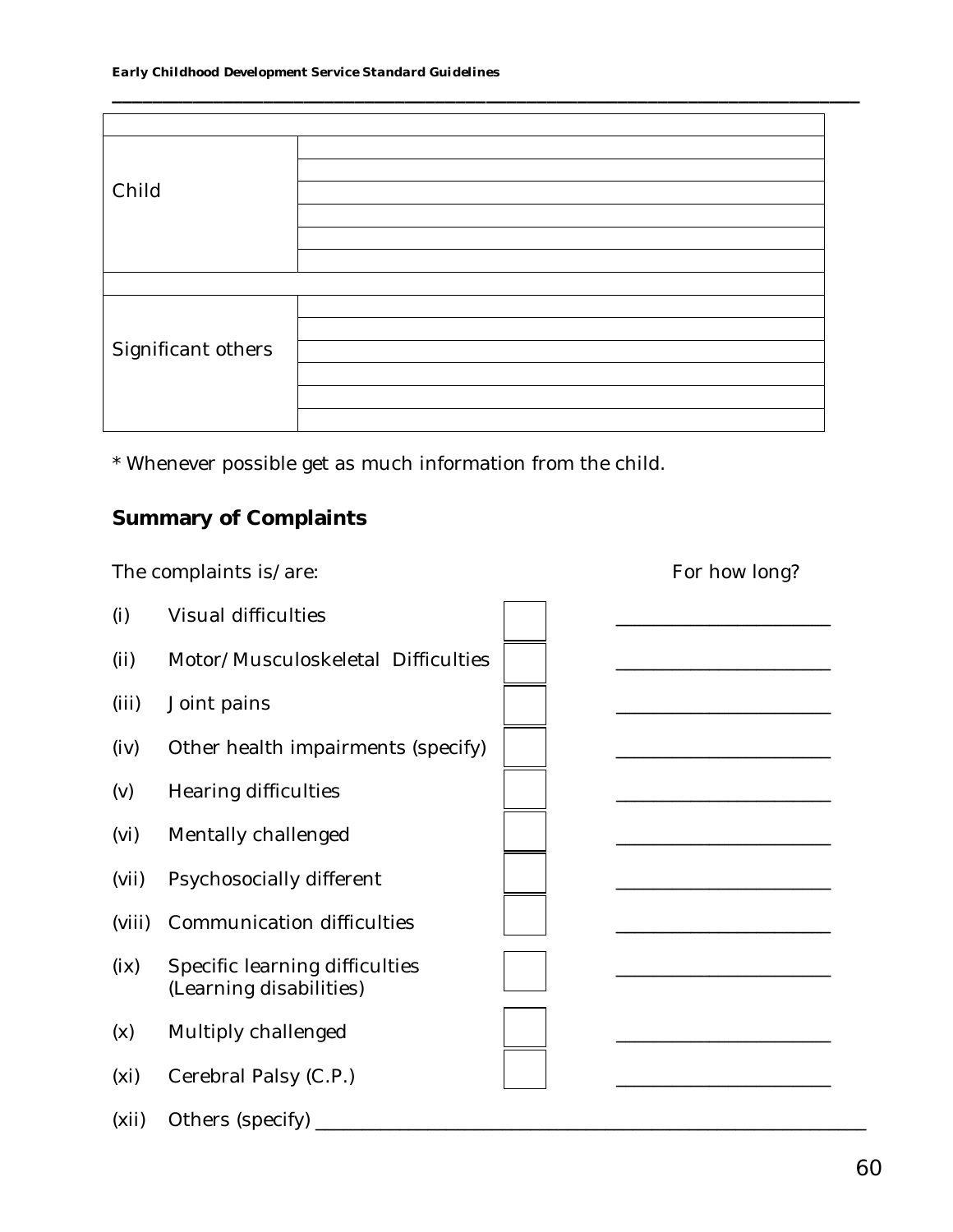| | |
|---|---|
| | |
| Child | |
| | |
| | |
| | |
| | |
| | |
| | |
| Significant others | |
| | |
| | |
| | |
| | |

* Whenever possible get as much information from the child.

## Summary of Complaints

The complaints is/are: For how long?

| | | | For how long? |
|---|---|---|---|
| (i) | Visual difficulties | ☐ | ____________________ |
| (ii) | Motor/Musculoskeletal Difficulties | ☐ | ____________________ |
| (iii) | Joint pains | ☐ | ____________________ |
| (iv) | Other health impairments (specify) | ☐ | ____________________ |
| (v) | Hearing difficulties | ☐ | ____________________ |
| (vi) | Mentally challenged | ☐ | ____________________ |
| (vii) | Psychosocially different | ☐ | ____________________ |
| (viii) | Communication difficulties | ☐ | ____________________ |
| (ix) | Specific learning difficulties (Learning disabilities) | ☐ | ____________________ |
| (x) | Multiply challenged | ☐ | ____________________ |
| (xi) | Cerebral Palsy (C.P.) | ☐ | ____________________ |

(xii) Others (specify) ____________________________________________________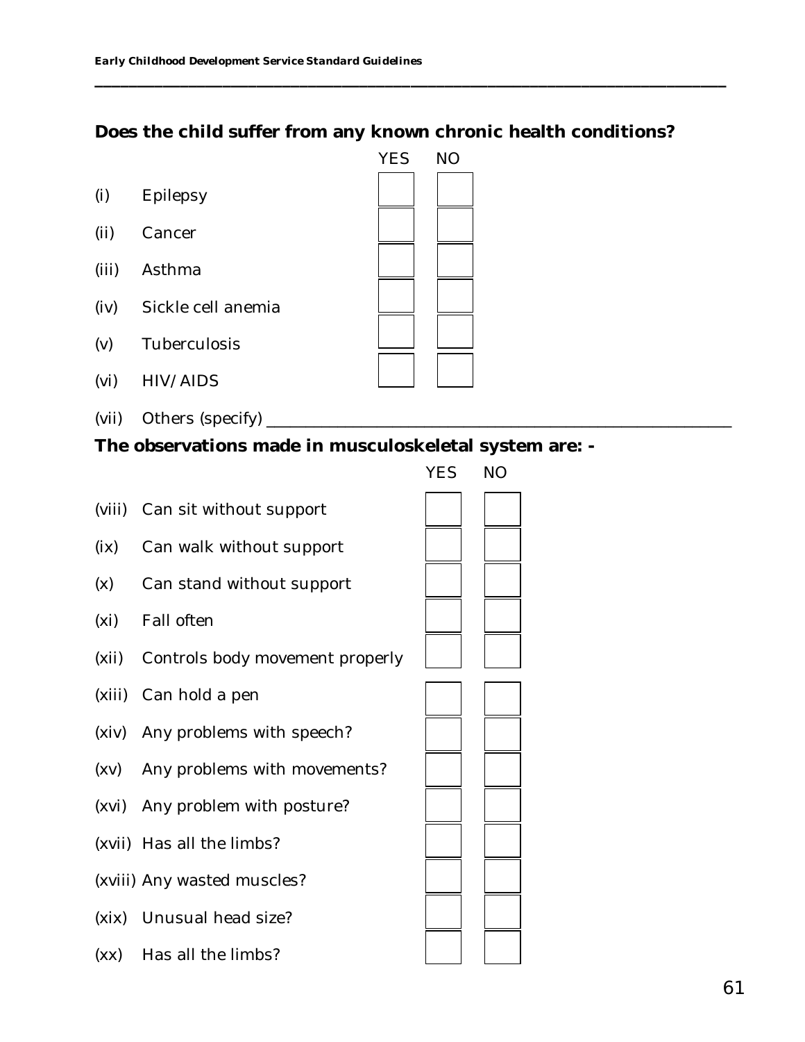**Does the child suffer from any known chronic health conditions?**

| | | YES | NO |
|---|---|---|---|
| (i) | Epilepsy | | |
| (ii) | Cancer | | |
| (iii) | Asthma | | |
| (iv) | Sickle cell anemia | | |
| (v) | Tuberculosis | | |
| (vi) | HIV/AIDS | | |

(vii) Others (specify) ______________________________________________________

**The observations made in musculoskeletal system are: -**

| | | YES | NO |
|---|---|---|---|
| (viii) | Can sit without support | | |
| (ix) | Can walk without support | | |
| (x) | Can stand without support | | |
| (xi) | Fall often | | |
| (xii) | Controls body movement properly | | |
| (xiii) | Can hold a pen | | |
| (xiv) | Any problems with speech? | | |
| (xv) | Any problems with movements? | | |
| (xvi) | Any problem with posture? | | |
| (xvii) | Has all the limbs? | | |
| (xviii) | Any wasted muscles? | | |
| (xix) | Unusual head size? | | |
| (xx) | Has all the limbs? | | |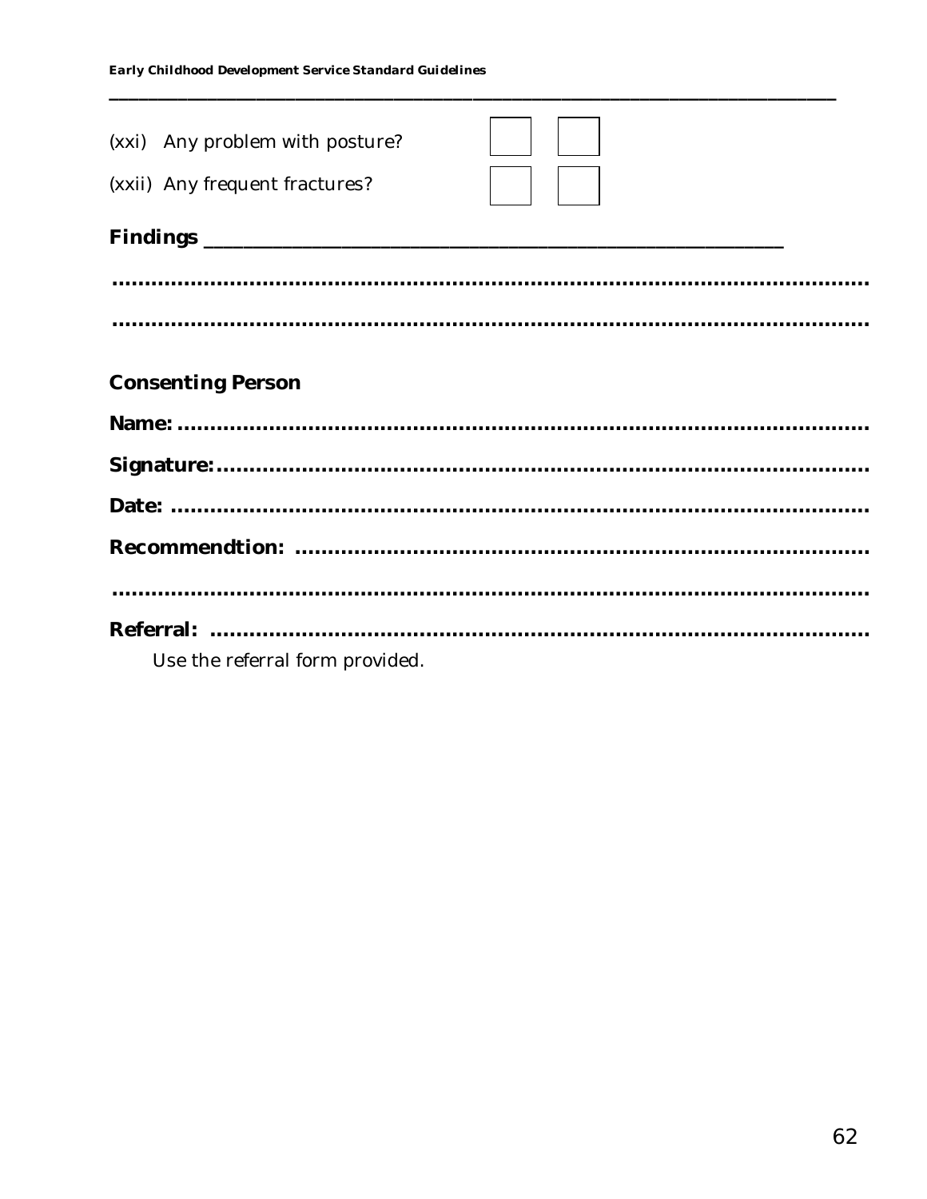(xxi) Any problem with posture? ☐ ☐

(xxii) Any frequent fractures? ☐ ☐

**Findings** ________________________________________________

..........................................................................................................

..........................................................................................................

**Consenting Person**

**Name:** ..........................................................................................

**Signature:**......................................................................................

**Date:** ............................................................................................

**Recommendtion:** ...........................................................................

..........................................................................................................

**Referral:** ........................................................................................

Use the referral form provided.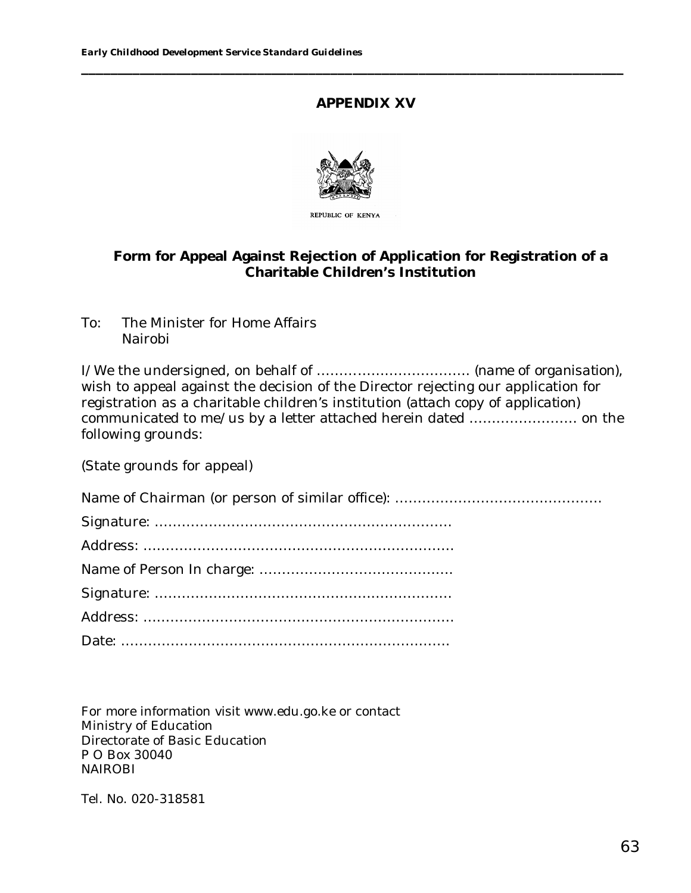## APPENDIX XV

REPUBLIC OF KENYA

### Form for Appeal Against Rejection of Application for Registration of a Charitable Children's Institution

To: The Minister for Home Affairs
Nairobi

I/We the undersigned, on behalf of …………………………….. (*name of organisation*), wish to appeal against the decision of the Director rejecting our application for registration as a charitable children's institution (*attach copy of application*) communicated to me/us by a letter attached herein dated …………………… on the following grounds:

(State grounds for appeal)

Name of Chairman (or person of similar office): ……………………………………….

Signature: ………………………………………………………

Address: ………………………………………………………..

Name of Person In charge: ……………………………………

Signature: ………………………………………………………

Address: ………………………………………………………..

Date: …………………………………………………………….

For more information visit www.edu.go.ke or contact
Ministry of Education
Directorate of Basic Education
P O Box 30040
NAIROBI

Tel. No. 020-318581